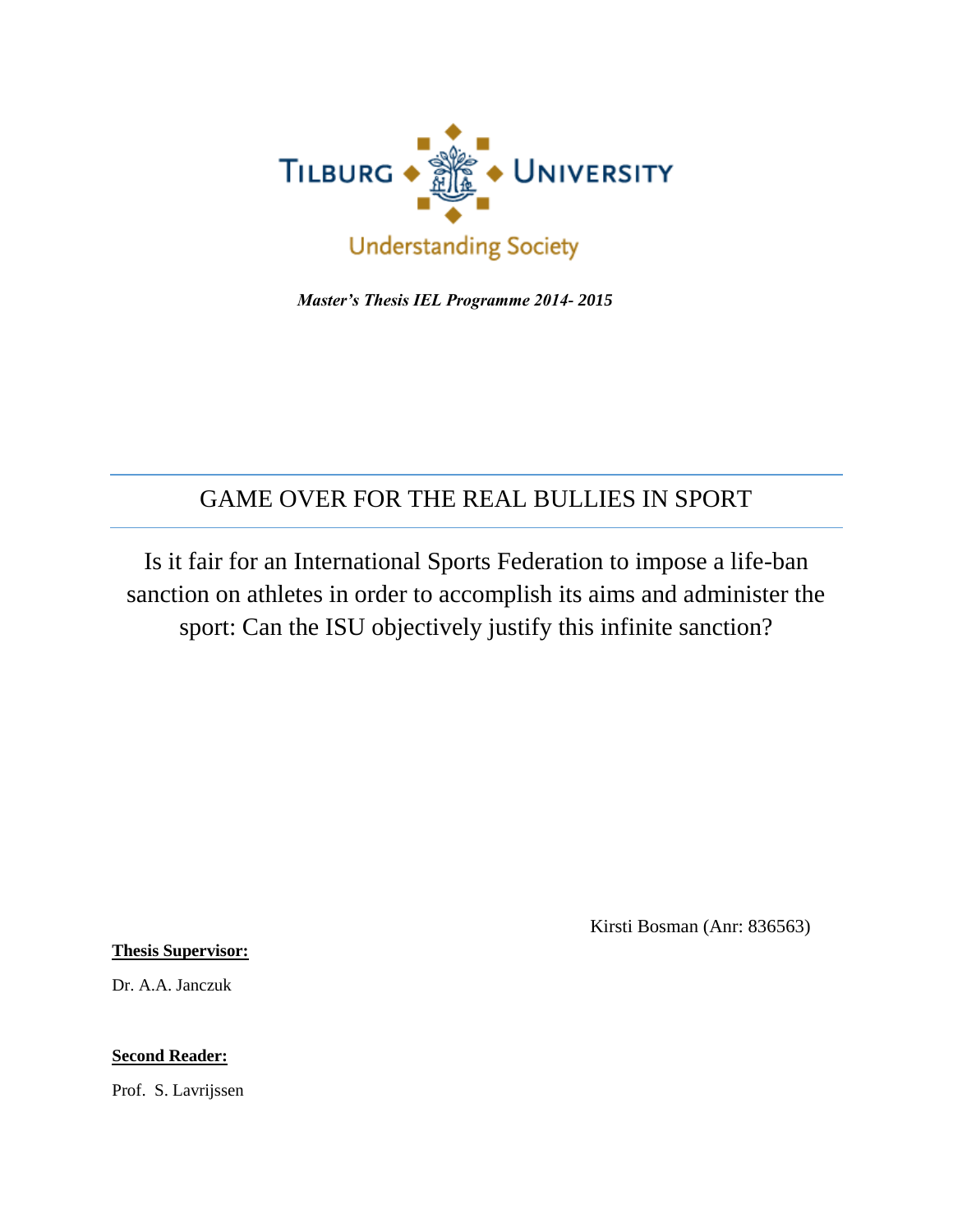TILBURG UNIVERSITY

Understanding Society

***Master's Thesis IEL Programme 2014- 2015***

# GAME OVER FOR THE REAL BULLIES IN SPORT

Is it fair for an International Sports Federation to impose a life-ban sanction on athletes in order to accomplish its aims and administer the sport: Can the ISU objectively justify this infinite sanction?

Kirsti Bosman (Anr: 836563)

**Thesis Supervisor:**

Dr. A.A. Janczuk

**Second Reader:**

Prof. S. Lavrijssen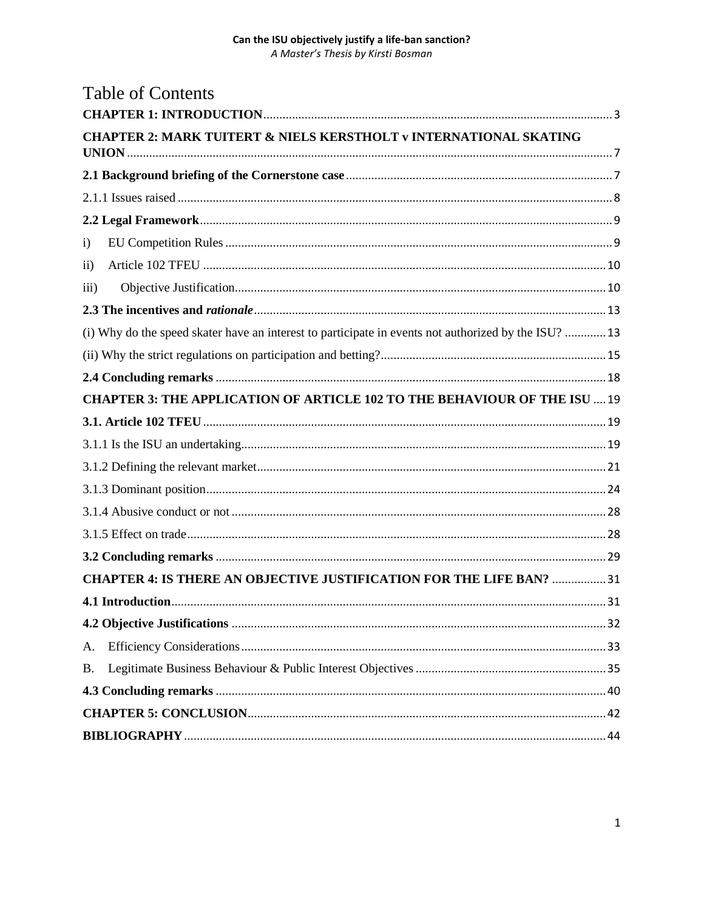# Table of Contents

**CHAPTER 1: INTRODUCTION** .......... 3

**CHAPTER 2: MARK TUITERT & NIELS KERSTHOLT v INTERNATIONAL SKATING UNION** .......... 7

**2.1 Background briefing of the Cornerstone case** .......... 7

2.1.1 Issues raised .......... 8

**2.2 Legal Framework** .......... 9

i) EU Competition Rules .......... 9

ii) Article 102 TFEU .......... 10

iii) Objective Justification .......... 10

**2.3 The incentives and *rationale*** .......... 13

(i) Why do the speed skater have an interest to participate in events not authorized by the ISU? .......... 13

(ii) Why the strict regulations on participation and betting? .......... 15

**2.4 Concluding remarks** .......... 18

**CHAPTER 3: THE APPLICATION OF ARTICLE 102 TO THE BEHAVIOUR OF THE ISU** .......... 19

**3.1. Article 102 TFEU** .......... 19

3.1.1 Is the ISU an undertaking .......... 19

3.1.2 Defining the relevant market .......... 21

3.1.3 Dominant position .......... 24

3.1.4 Abusive conduct or not .......... 28

3.1.5 Effect on trade .......... 28

**3.2 Concluding remarks** .......... 29

**CHAPTER 4: IS THERE AN OBJECTIVE JUSTIFICATION FOR THE LIFE BAN?** .......... 31

**4.1 Introduction** .......... 31

**4.2 Objective Justifications** .......... 32

A. Efficiency Considerations .......... 33

B. Legitimate Business Behaviour & Public Interest Objectives .......... 35

**4.3 Concluding remarks** .......... 40

**CHAPTER 5: CONCLUSION** .......... 42

**BIBLIOGRAPHY** .......... 44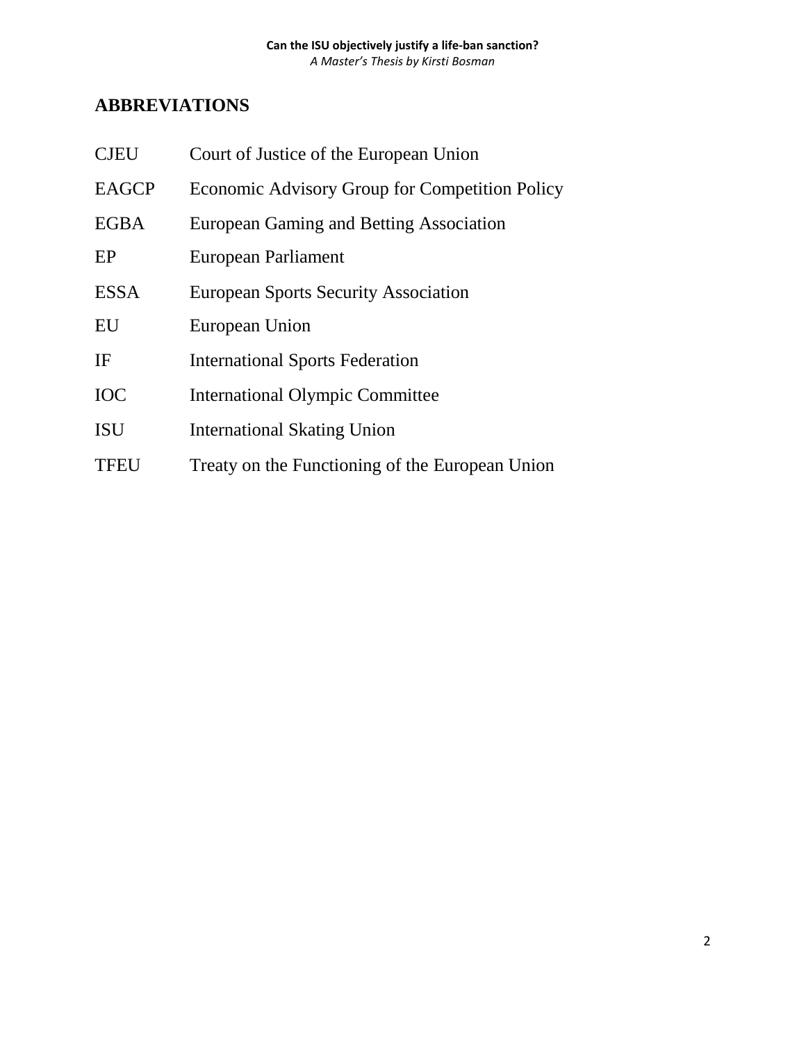## ABBREVIATIONS

| | |
|---|---|
| CJEU | Court of Justice of the European Union |
| EAGCP | Economic Advisory Group for Competition Policy |
| EGBA | European Gaming and Betting Association |
| EP | European Parliament |
| ESSA | European Sports Security Association |
| EU | European Union |
| IF | International Sports Federation |
| IOC | International Olympic Committee |
| ISU | International Skating Union |
| TFEU | Treaty on the Functioning of the European Union |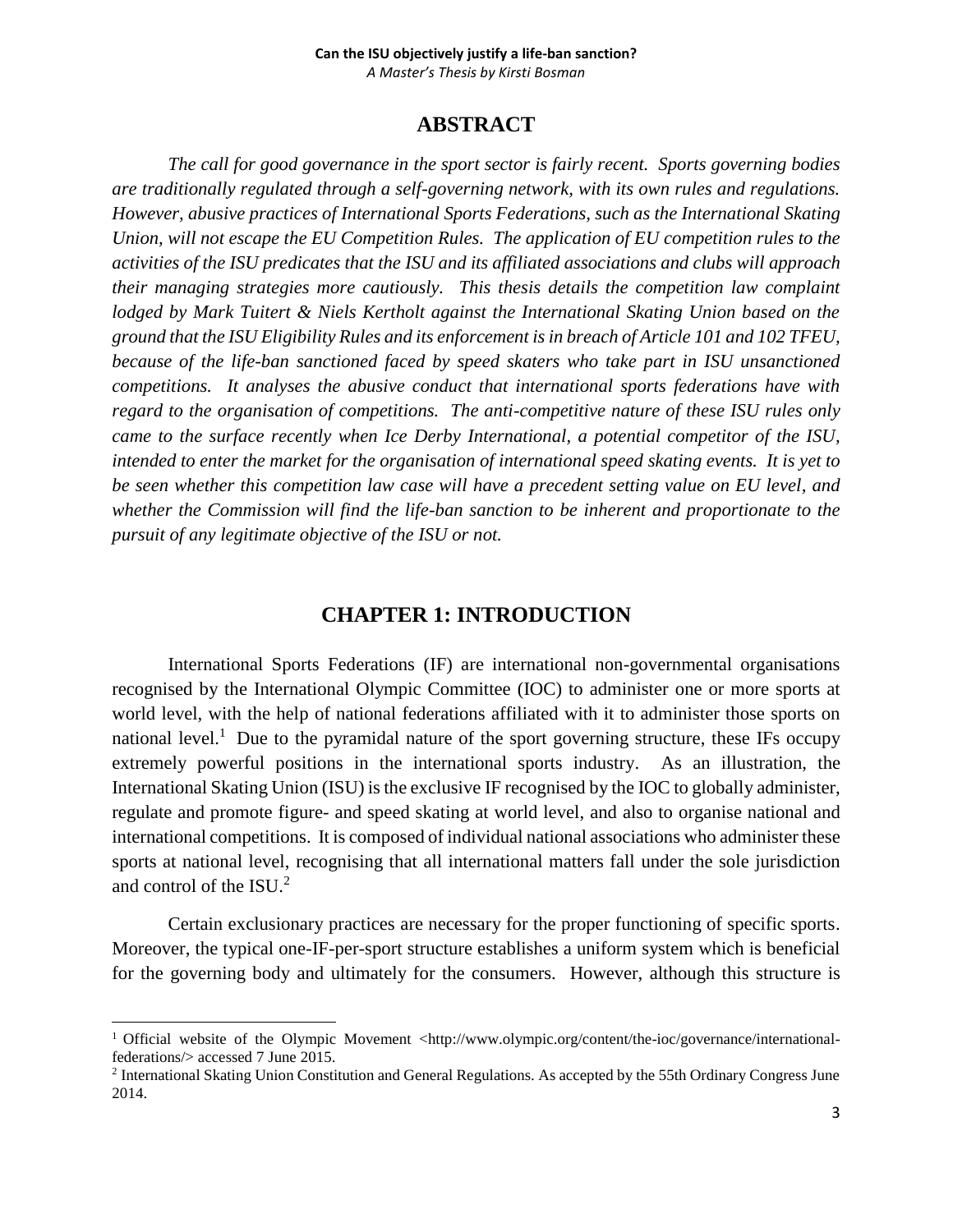## ABSTRACT

*The call for good governance in the sport sector is fairly recent. Sports governing bodies are traditionally regulated through a self-governing network, with its own rules and regulations. However, abusive practices of International Sports Federations, such as the International Skating Union, will not escape the EU Competition Rules. The application of EU competition rules to the activities of the ISU predicates that the ISU and its affiliated associations and clubs will approach their managing strategies more cautiously. This thesis details the competition law complaint lodged by Mark Tuitert & Niels Kertholt against the International Skating Union based on the ground that the ISU Eligibility Rules and its enforcement is in breach of Article 101 and 102 TFEU, because of the life-ban sanctioned faced by speed skaters who take part in ISU unsanctioned competitions. It analyses the abusive conduct that international sports federations have with regard to the organisation of competitions. The anti-competitive nature of these ISU rules only came to the surface recently when Ice Derby International, a potential competitor of the ISU, intended to enter the market for the organisation of international speed skating events. It is yet to be seen whether this competition law case will have a precedent setting value on EU level, and whether the Commission will find the life-ban sanction to be inherent and proportionate to the pursuit of any legitimate objective of the ISU or not.*

## CHAPTER 1: INTRODUCTION

International Sports Federations (IF) are international non-governmental organisations recognised by the International Olympic Committee (IOC) to administer one or more sports at world level, with the help of national federations affiliated with it to administer those sports on national level.[1] Due to the pyramidal nature of the sport governing structure, these IFs occupy extremely powerful positions in the international sports industry. As an illustration, the International Skating Union (ISU) is the exclusive IF recognised by the IOC to globally administer, regulate and promote figure- and speed skating at world level, and also to organise national and international competitions. It is composed of individual national associations who administer these sports at national level, recognising that all international matters fall under the sole jurisdiction and control of the ISU.[2]

Certain exclusionary practices are necessary for the proper functioning of specific sports. Moreover, the typical one-IF-per-sport structure establishes a uniform system which is beneficial for the governing body and ultimately for the consumers. However, although this structure is

---

[1] Official website of the Olympic Movement <http://www.olympic.org/content/the-ioc/governance/international-federations/> accessed 7 June 2015.

[2] International Skating Union Constitution and General Regulations. As accepted by the 55th Ordinary Congress June 2014.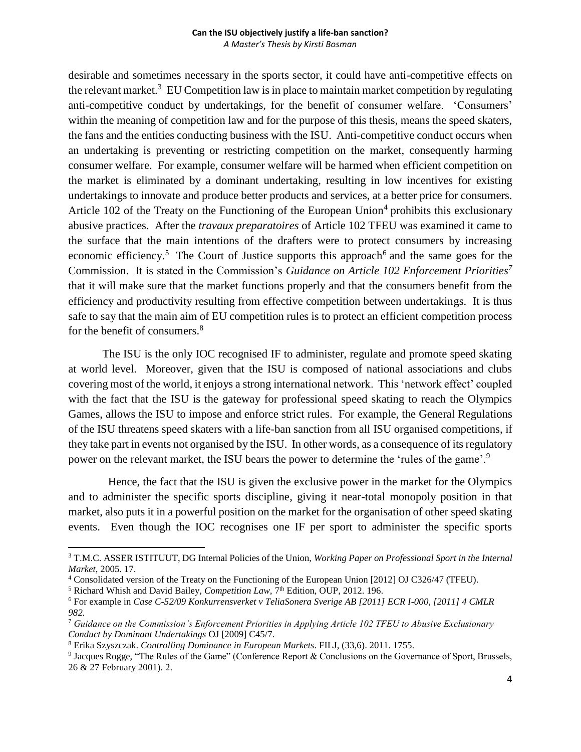desirable and sometimes necessary in the sports sector, it could have anti-competitive effects on the relevant market.[3] EU Competition law is in place to maintain market competition by regulating anti-competitive conduct by undertakings, for the benefit of consumer welfare. 'Consumers' within the meaning of competition law and for the purpose of this thesis, means the speed skaters, the fans and the entities conducting business with the ISU. Anti-competitive conduct occurs when an undertaking is preventing or restricting competition on the market, consequently harming consumer welfare. For example, consumer welfare will be harmed when efficient competition on the market is eliminated by a dominant undertaking, resulting in low incentives for existing undertakings to innovate and produce better products and services, at a better price for consumers. Article 102 of the Treaty on the Functioning of the European Union[4] prohibits this exclusionary abusive practices. After the *travaux preparatoires* of Article 102 TFEU was examined it came to the surface that the main intentions of the drafters were to protect consumers by increasing economic efficiency.[5] The Court of Justice supports this approach[6] and the same goes for the Commission. It is stated in the Commission's *Guidance on Article 102 Enforcement Priorities*[7] that it will make sure that the market functions properly and that the consumers benefit from the efficiency and productivity resulting from effective competition between undertakings. It is thus safe to say that the main aim of EU competition rules is to protect an efficient competition process for the benefit of consumers.[8]

The ISU is the only IOC recognised IF to administer, regulate and promote speed skating at world level. Moreover, given that the ISU is composed of national associations and clubs covering most of the world, it enjoys a strong international network. This 'network effect' coupled with the fact that the ISU is the gateway for professional speed skating to reach the Olympics Games, allows the ISU to impose and enforce strict rules. For example, the General Regulations of the ISU threatens speed skaters with a life-ban sanction from all ISU organised competitions, if they take part in events not organised by the ISU. In other words, as a consequence of its regulatory power on the relevant market, the ISU bears the power to determine the 'rules of the game'.[9]

Hence, the fact that the ISU is given the exclusive power in the market for the Olympics and to administer the specific sports discipline, giving it near-total monopoly position in that market, also puts it in a powerful position on the market for the organisation of other speed skating events. Even though the IOC recognises one IF per sport to administer the specific sports

---

[3] T.M.C. ASSER ISTITUUT, DG Internal Policies of the Union, *Working Paper on Professional Sport in the Internal Market*, 2005. 17.

[4] Consolidated version of the Treaty on the Functioning of the European Union [2012] OJ C326/47 (TFEU).

[5] Richard Whish and David Bailey, *Competition Law*, 7th Edition, OUP, 2012. 196.

[6] For example in *Case C-52/09 Konkurrensverket v TeliaSonera Sverige AB [2011] ECR I-000, [2011] 4 CMLR 982*.

[7] *Guidance on the Commission's Enforcement Priorities in Applying Article 102 TFEU to Abusive Exclusionary Conduct by Dominant Undertakings* OJ [2009] C45/7.

[8] Erika Szyszczak. *Controlling Dominance in European Markets*. FILJ, (33,6). 2011. 1755.

[9] Jacques Rogge, "The Rules of the Game" (Conference Report & Conclusions on the Governance of Sport, Brussels, 26 & 27 February 2001). 2.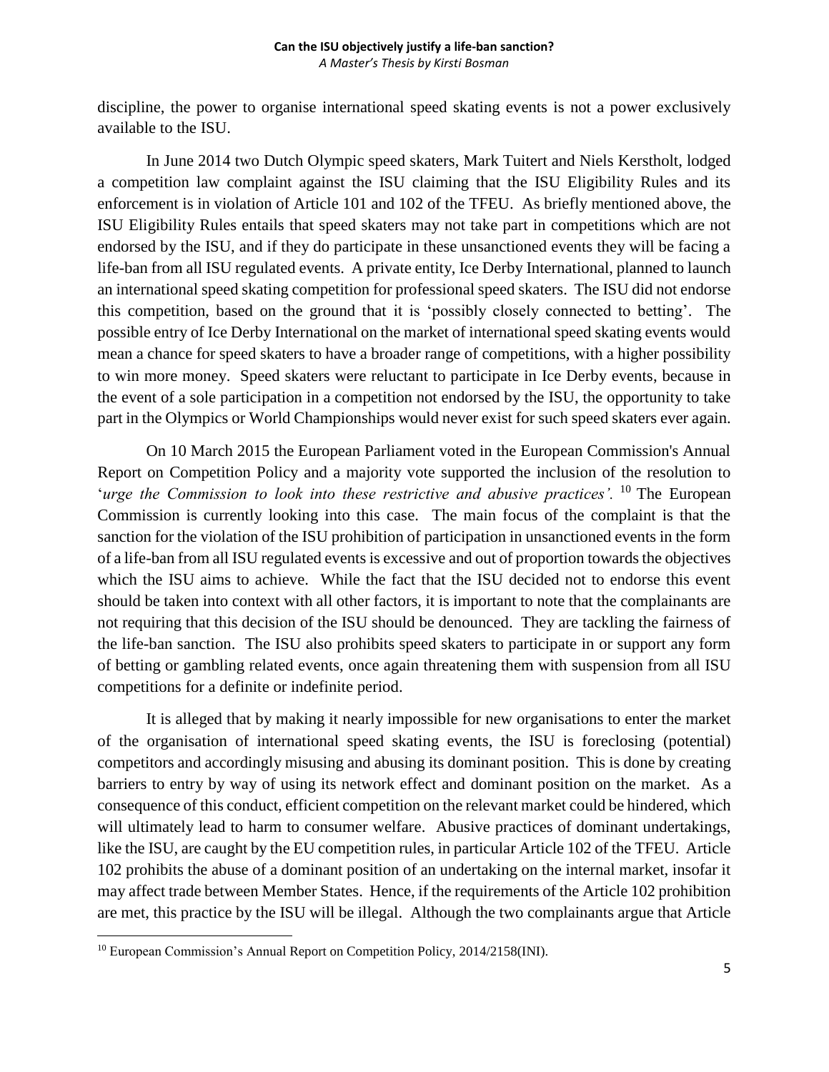discipline, the power to organise international speed skating events is not a power exclusively available to the ISU.

In June 2014 two Dutch Olympic speed skaters, Mark Tuitert and Niels Kerstholt, lodged a competition law complaint against the ISU claiming that the ISU Eligibility Rules and its enforcement is in violation of Article 101 and 102 of the TFEU. As briefly mentioned above, the ISU Eligibility Rules entails that speed skaters may not take part in competitions which are not endorsed by the ISU, and if they do participate in these unsanctioned events they will be facing a life-ban from all ISU regulated events. A private entity, Ice Derby International, planned to launch an international speed skating competition for professional speed skaters. The ISU did not endorse this competition, based on the ground that it is 'possibly closely connected to betting'. The possible entry of Ice Derby International on the market of international speed skating events would mean a chance for speed skaters to have a broader range of competitions, with a higher possibility to win more money. Speed skaters were reluctant to participate in Ice Derby events, because in the event of a sole participation in a competition not endorsed by the ISU, the opportunity to take part in the Olympics or World Championships would never exist for such speed skaters ever again.

On 10 March 2015 the European Parliament voted in the European Commission's Annual Report on Competition Policy and a majority vote supported the inclusion of the resolution to '*urge the Commission to look into these restrictive and abusive practices'.* [10] The European Commission is currently looking into this case. The main focus of the complaint is that the sanction for the violation of the ISU prohibition of participation in unsanctioned events in the form of a life-ban from all ISU regulated events is excessive and out of proportion towards the objectives which the ISU aims to achieve. While the fact that the ISU decided not to endorse this event should be taken into context with all other factors, it is important to note that the complainants are not requiring that this decision of the ISU should be denounced. They are tackling the fairness of the life-ban sanction. The ISU also prohibits speed skaters to participate in or support any form of betting or gambling related events, once again threatening them with suspension from all ISU competitions for a definite or indefinite period.

It is alleged that by making it nearly impossible for new organisations to enter the market of the organisation of international speed skating events, the ISU is foreclosing (potential) competitors and accordingly misusing and abusing its dominant position. This is done by creating barriers to entry by way of using its network effect and dominant position on the market. As a consequence of this conduct, efficient competition on the relevant market could be hindered, which will ultimately lead to harm to consumer welfare. Abusive practices of dominant undertakings, like the ISU, are caught by the EU competition rules, in particular Article 102 of the TFEU. Article 102 prohibits the abuse of a dominant position of an undertaking on the internal market, insofar it may affect trade between Member States. Hence, if the requirements of the Article 102 prohibition are met, this practice by the ISU will be illegal. Although the two complainants argue that Article

---

[10] European Commission's Annual Report on Competition Policy, 2014/2158(INI).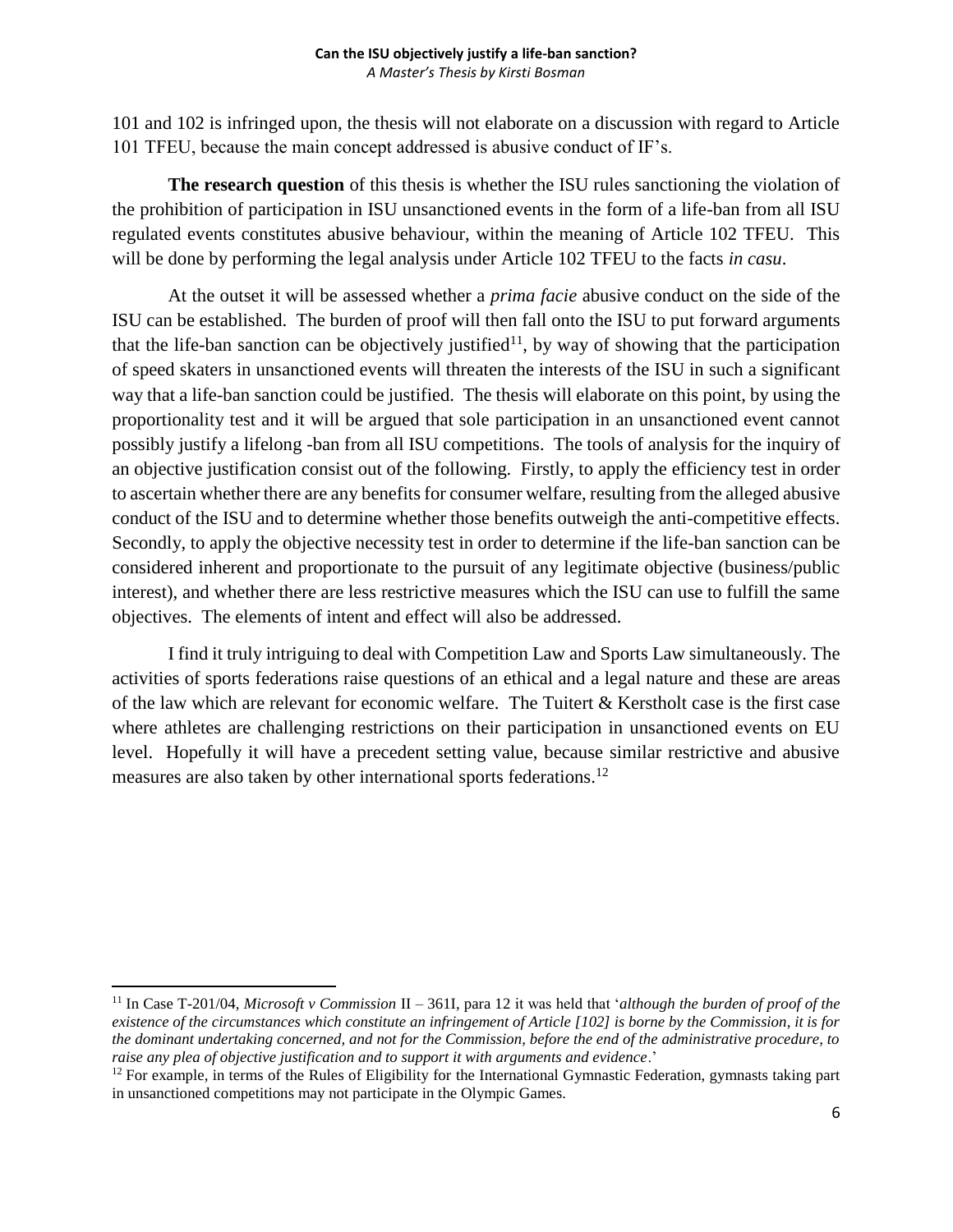101 and 102 is infringed upon, the thesis will not elaborate on a discussion with regard to Article 101 TFEU, because the main concept addressed is abusive conduct of IF's.

**The research question** of this thesis is whether the ISU rules sanctioning the violation of the prohibition of participation in ISU unsanctioned events in the form of a life-ban from all ISU regulated events constitutes abusive behaviour, within the meaning of Article 102 TFEU. This will be done by performing the legal analysis under Article 102 TFEU to the facts *in casu*.

At the outset it will be assessed whether a *prima facie* abusive conduct on the side of the ISU can be established. The burden of proof will then fall onto the ISU to put forward arguments that the life-ban sanction can be objectively justified[11], by way of showing that the participation of speed skaters in unsanctioned events will threaten the interests of the ISU in such a significant way that a life-ban sanction could be justified. The thesis will elaborate on this point, by using the proportionality test and it will be argued that sole participation in an unsanctioned event cannot possibly justify a lifelong -ban from all ISU competitions. The tools of analysis for the inquiry of an objective justification consist out of the following. Firstly, to apply the efficiency test in order to ascertain whether there are any benefits for consumer welfare, resulting from the alleged abusive conduct of the ISU and to determine whether those benefits outweigh the anti-competitive effects. Secondly, to apply the objective necessity test in order to determine if the life-ban sanction can be considered inherent and proportionate to the pursuit of any legitimate objective (business/public interest), and whether there are less restrictive measures which the ISU can use to fulfill the same objectives. The elements of intent and effect will also be addressed.

I find it truly intriguing to deal with Competition Law and Sports Law simultaneously. The activities of sports federations raise questions of an ethical and a legal nature and these are areas of the law which are relevant for economic welfare. The Tuitert & Kerstholt case is the first case where athletes are challenging restrictions on their participation in unsanctioned events on EU level. Hopefully it will have a precedent setting value, because similar restrictive and abusive measures are also taken by other international sports federations.[12]

---

[11] In Case T-201/04, *Microsoft v Commission* II – 361I, para 12 it was held that '*although the burden of proof of the existence of the circumstances which constitute an infringement of Article [102] is borne by the Commission, it is for the dominant undertaking concerned, and not for the Commission, before the end of the administrative procedure, to raise any plea of objective justification and to support it with arguments and evidence*.'

[12] For example, in terms of the Rules of Eligibility for the International Gymnastic Federation, gymnasts taking part in unsanctioned competitions may not participate in the Olympic Games.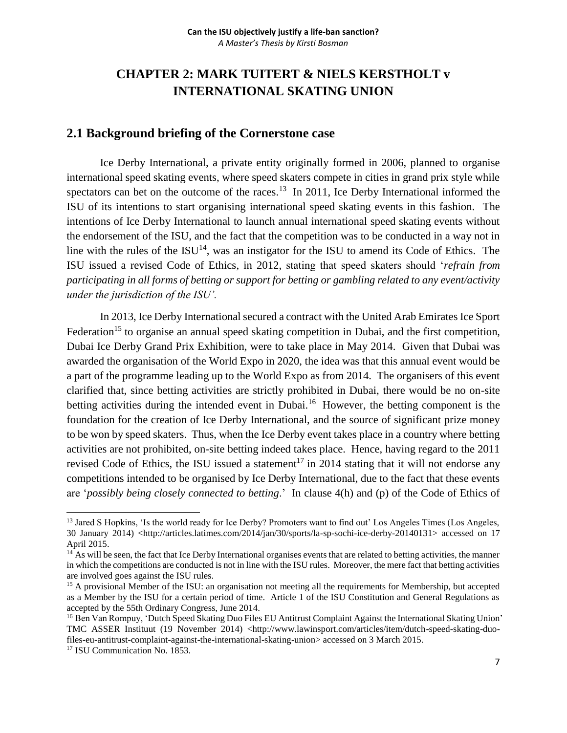# CHAPTER 2: MARK TUITERT & NIELS KERSTHOLT v INTERNATIONAL SKATING UNION

## 2.1 Background briefing of the Cornerstone case

Ice Derby International, a private entity originally formed in 2006, planned to organise international speed skating events, where speed skaters compete in cities in grand prix style while spectators can bet on the outcome of the races.[13] In 2011, Ice Derby International informed the ISU of its intentions to start organising international speed skating events in this fashion. The intentions of Ice Derby International to launch annual international speed skating events without the endorsement of the ISU, and the fact that the competition was to be conducted in a way not in line with the rules of the ISU[14], was an instigator for the ISU to amend its Code of Ethics. The ISU issued a revised Code of Ethics, in 2012, stating that speed skaters should '*refrain from participating in all forms of betting or support for betting or gambling related to any event/activity under the jurisdiction of the ISU'.*

In 2013, Ice Derby International secured a contract with the United Arab Emirates Ice Sport Federation[15] to organise an annual speed skating competition in Dubai, and the first competition, Dubai Ice Derby Grand Prix Exhibition, were to take place in May 2014. Given that Dubai was awarded the organisation of the World Expo in 2020, the idea was that this annual event would be a part of the programme leading up to the World Expo as from 2014. The organisers of this event clarified that, since betting activities are strictly prohibited in Dubai, there would be no on-site betting activities during the intended event in Dubai.[16] However, the betting component is the foundation for the creation of Ice Derby International, and the source of significant prize money to be won by speed skaters. Thus, when the Ice Derby event takes place in a country where betting activities are not prohibited, on-site betting indeed takes place. Hence, having regard to the 2011 revised Code of Ethics, the ISU issued a statement[17] in 2014 stating that it will not endorse any competitions intended to be organised by Ice Derby International, due to the fact that these events are '*possibly being closely connected to betting*.' In clause 4(h) and (p) of the Code of Ethics of

---

[13] Jared S Hopkins, 'Is the world ready for Ice Derby? Promoters want to find out' Los Angeles Times (Los Angeles, 30 January 2014) <http://articles.latimes.com/2014/jan/30/sports/la-sp-sochi-ice-derby-20140131> accessed on 17 April 2015.

[14] As will be seen, the fact that Ice Derby International organises events that are related to betting activities, the manner in which the competitions are conducted is not in line with the ISU rules. Moreover, the mere fact that betting activities are involved goes against the ISU rules.

[15] A provisional Member of the ISU: an organisation not meeting all the requirements for Membership, but accepted as a Member by the ISU for a certain period of time. Article 1 of the ISU Constitution and General Regulations as accepted by the 55th Ordinary Congress, June 2014.

[16] Ben Van Rompuy, 'Dutch Speed Skating Duo Files EU Antitrust Complaint Against the International Skating Union' TMC ASSER Instituut (19 November 2014) <http://www.lawinsport.com/articles/item/dutch-speed-skating-duo-files-eu-antitrust-complaint-against-the-international-skating-union> accessed on 3 March 2015.

[17] ISU Communication No. 1853.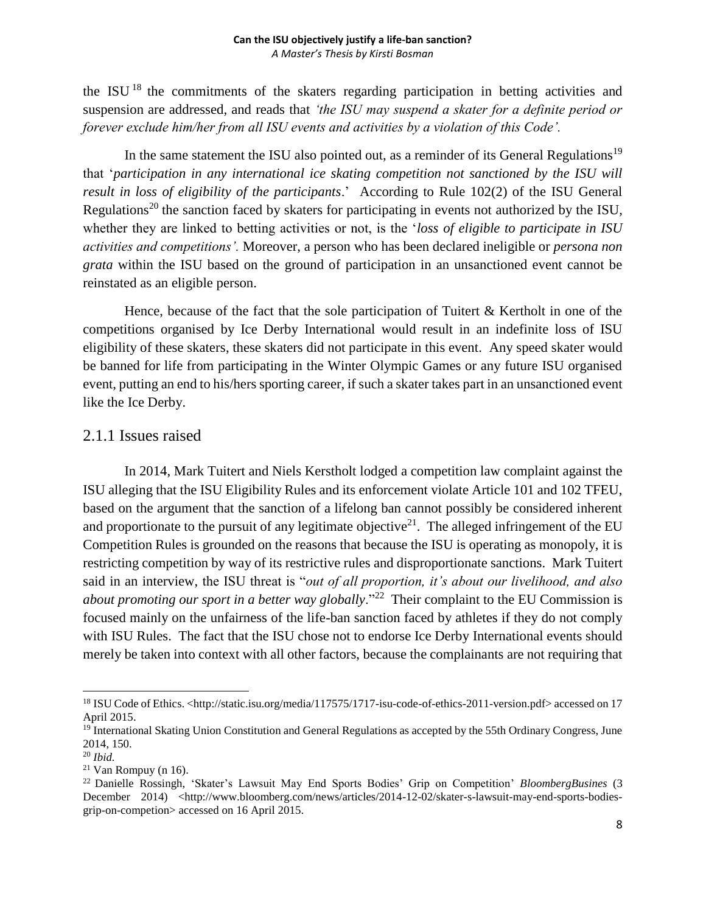the ISU[18] the commitments of the skaters regarding participation in betting activities and suspension are addressed, and reads that *'the ISU may suspend a skater for a definite period or forever exclude him/her from all ISU events and activities by a violation of this Code'.*

In the same statement the ISU also pointed out, as a reminder of its General Regulations[19] that '*participation in any international ice skating competition not sanctioned by the ISU will result in loss of eligibility of the participants*.' According to Rule 102(2) of the ISU General Regulations[20] the sanction faced by skaters for participating in events not authorized by the ISU, whether they are linked to betting activities or not, is the '*loss of eligible to participate in ISU activities and competitions'.* Moreover, a person who has been declared ineligible or *persona non grata* within the ISU based on the ground of participation in an unsanctioned event cannot be reinstated as an eligible person.

Hence, because of the fact that the sole participation of Tuitert & Kertholt in one of the competitions organised by Ice Derby International would result in an indefinite loss of ISU eligibility of these skaters, these skaters did not participate in this event. Any speed skater would be banned for life from participating in the Winter Olympic Games or any future ISU organised event, putting an end to his/hers sporting career, if such a skater takes part in an unsanctioned event like the Ice Derby.

## 2.1.1 Issues raised

In 2014, Mark Tuitert and Niels Kerstholt lodged a competition law complaint against the ISU alleging that the ISU Eligibility Rules and its enforcement violate Article 101 and 102 TFEU, based on the argument that the sanction of a lifelong ban cannot possibly be considered inherent and proportionate to the pursuit of any legitimate objective[21]. The alleged infringement of the EU Competition Rules is grounded on the reasons that because the ISU is operating as monopoly, it is restricting competition by way of its restrictive rules and disproportionate sanctions. Mark Tuitert said in an interview, the ISU threat is "*out of all proportion, it's about our livelihood, and also about promoting our sport in a better way globally*."[22] Their complaint to the EU Commission is focused mainly on the unfairness of the life-ban sanction faced by athletes if they do not comply with ISU Rules. The fact that the ISU chose not to endorse Ice Derby International events should merely be taken into context with all other factors, because the complainants are not requiring that

---

[18] ISU Code of Ethics. <http://static.isu.org/media/117575/1717-isu-code-of-ethics-2011-version.pdf> accessed on 17 April 2015.

[19] International Skating Union Constitution and General Regulations as accepted by the 55th Ordinary Congress, June 2014, 150.

[20] *Ibid.*

[21] Van Rompuy (n 16).

[22] Danielle Rossingh, 'Skater's Lawsuit May End Sports Bodies' Grip on Competition' *BloombergBusines* (3 December 2014) <http://www.bloomberg.com/news/articles/2014-12-02/skater-s-lawsuit-may-end-sports-bodies-grip-on-competion> accessed on 16 April 2015.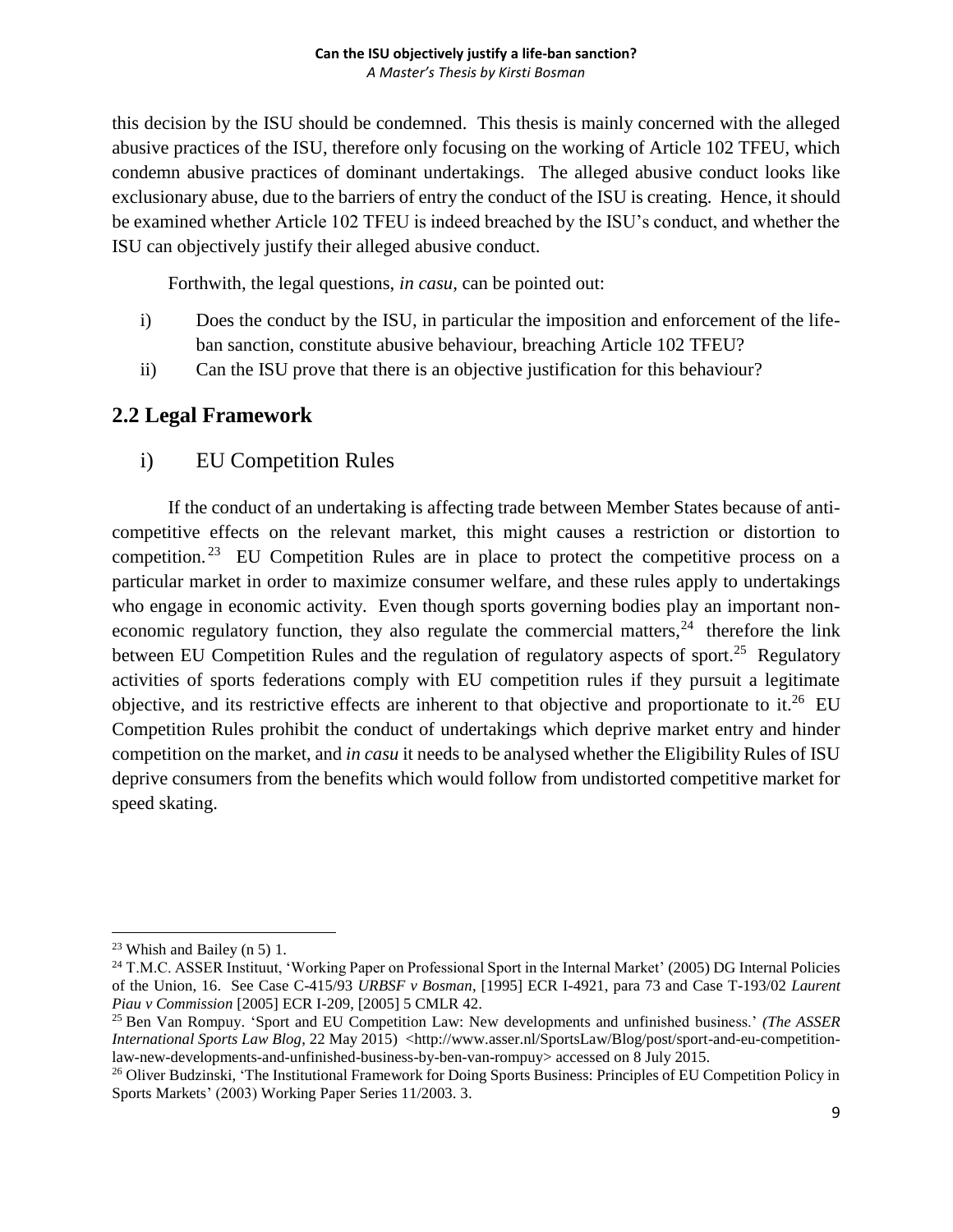this decision by the ISU should be condemned. This thesis is mainly concerned with the alleged abusive practices of the ISU, therefore only focusing on the working of Article 102 TFEU, which condemn abusive practices of dominant undertakings. The alleged abusive conduct looks like exclusionary abuse, due to the barriers of entry the conduct of the ISU is creating. Hence, it should be examined whether Article 102 TFEU is indeed breached by the ISU's conduct, and whether the ISU can objectively justify their alleged abusive conduct.

Forthwith, the legal questions, *in casu*, can be pointed out:

i) Does the conduct by the ISU, in particular the imposition and enforcement of the life-ban sanction, constitute abusive behaviour, breaching Article 102 TFEU?

ii) Can the ISU prove that there is an objective justification for this behaviour?

## 2.2 Legal Framework

### i) EU Competition Rules

If the conduct of an undertaking is affecting trade between Member States because of anti-competitive effects on the relevant market, this might causes a restriction or distortion to competition.[23] EU Competition Rules are in place to protect the competitive process on a particular market in order to maximize consumer welfare, and these rules apply to undertakings who engage in economic activity. Even though sports governing bodies play an important non-economic regulatory function, they also regulate the commercial matters,[24] therefore the link between EU Competition Rules and the regulation of regulatory aspects of sport.[25] Regulatory activities of sports federations comply with EU competition rules if they pursuit a legitimate objective, and its restrictive effects are inherent to that objective and proportionate to it.[26] EU Competition Rules prohibit the conduct of undertakings which deprive market entry and hinder competition on the market, and *in casu* it needs to be analysed whether the Eligibility Rules of ISU deprive consumers from the benefits which would follow from undistorted competitive market for speed skating.

---

[23] Whish and Bailey (n 5) 1.

[24] T.M.C. ASSER Instituut, 'Working Paper on Professional Sport in the Internal Market' (2005) DG Internal Policies of the Union, 16. See Case C-415/93 *URBSF v Bosman*, [1995] ECR I-4921, para 73 and Case T-193/02 *Laurent Piau v Commission* [2005] ECR I-209, [2005] 5 CMLR 42.

[25] Ben Van Rompuy. 'Sport and EU Competition Law: New developments and unfinished business.' *(The ASSER International Sports Law Blog*, 22 May 2015) <http://www.asser.nl/SportsLaw/Blog/post/sport-and-eu-competition-law-new-developments-and-unfinished-business-by-ben-van-rompuy> accessed on 8 July 2015.

[26] Oliver Budzinski, 'The Institutional Framework for Doing Sports Business: Principles of EU Competition Policy in Sports Markets' (2003) Working Paper Series 11/2003. 3.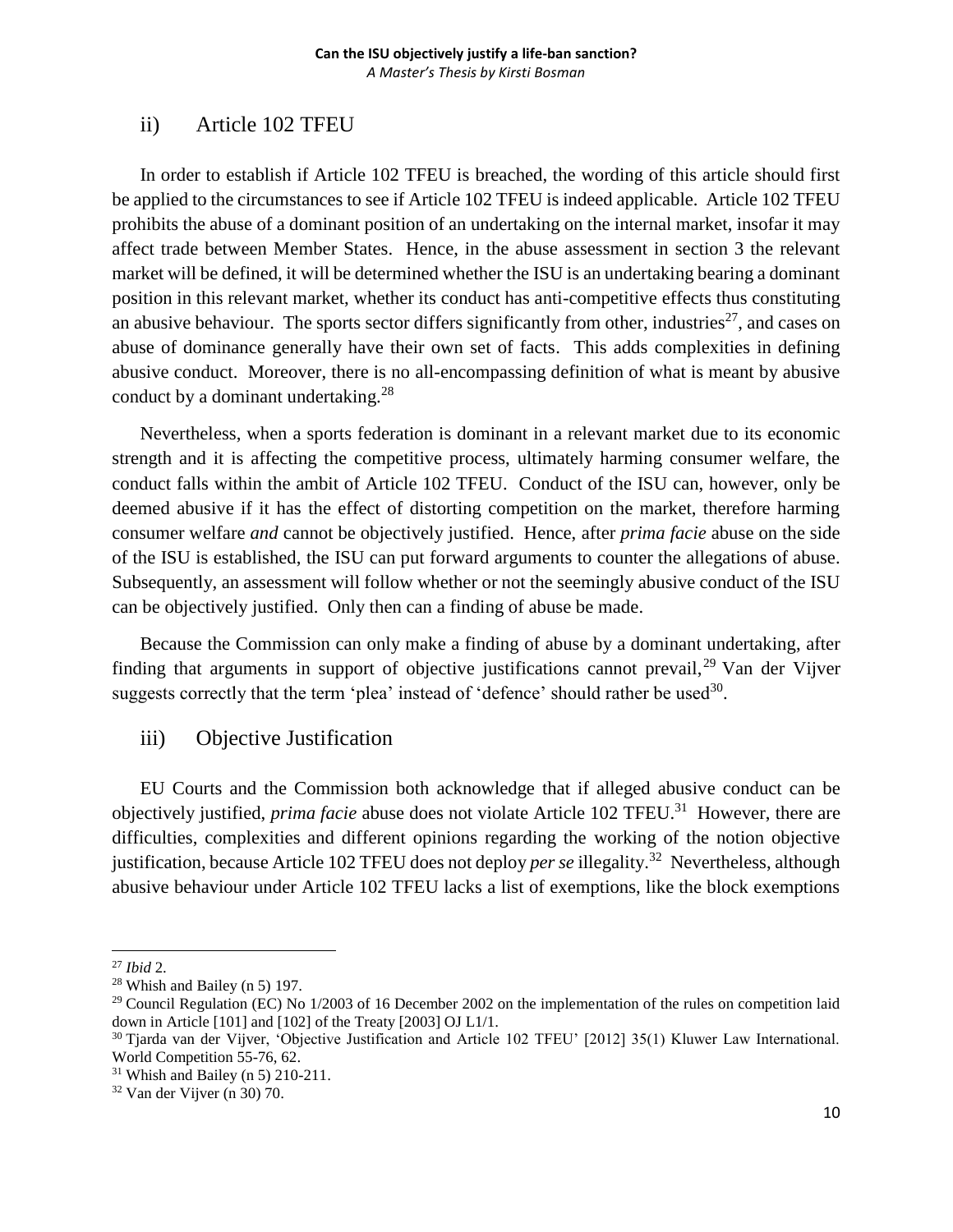## ii) Article 102 TFEU

In order to establish if Article 102 TFEU is breached, the wording of this article should first be applied to the circumstances to see if Article 102 TFEU is indeed applicable. Article 102 TFEU prohibits the abuse of a dominant position of an undertaking on the internal market, insofar it may affect trade between Member States. Hence, in the abuse assessment in section 3 the relevant market will be defined, it will be determined whether the ISU is an undertaking bearing a dominant position in this relevant market, whether its conduct has anti-competitive effects thus constituting an abusive behaviour. The sports sector differs significantly from other, industries[27], and cases on abuse of dominance generally have their own set of facts. This adds complexities in defining abusive conduct. Moreover, there is no all-encompassing definition of what is meant by abusive conduct by a dominant undertaking.[28]

Nevertheless, when a sports federation is dominant in a relevant market due to its economic strength and it is affecting the competitive process, ultimately harming consumer welfare, the conduct falls within the ambit of Article 102 TFEU. Conduct of the ISU can, however, only be deemed abusive if it has the effect of distorting competition on the market, therefore harming consumer welfare *and* cannot be objectively justified. Hence, after *prima facie* abuse on the side of the ISU is established, the ISU can put forward arguments to counter the allegations of abuse. Subsequently, an assessment will follow whether or not the seemingly abusive conduct of the ISU can be objectively justified. Only then can a finding of abuse be made.

Because the Commission can only make a finding of abuse by a dominant undertaking, after finding that arguments in support of objective justifications cannot prevail,[29] Van der Vijver suggests correctly that the term 'plea' instead of 'defence' should rather be used[30].

## iii) Objective Justification

EU Courts and the Commission both acknowledge that if alleged abusive conduct can be objectively justified, *prima facie* abuse does not violate Article 102 TFEU.[31] However, there are difficulties, complexities and different opinions regarding the working of the notion objective justification, because Article 102 TFEU does not deploy *per se* illegality.[32] Nevertheless, although abusive behaviour under Article 102 TFEU lacks a list of exemptions, like the block exemptions

---

[27] *Ibid* 2.

[28] Whish and Bailey (n 5) 197.

[29] Council Regulation (EC) No 1/2003 of 16 December 2002 on the implementation of the rules on competition laid down in Article [101] and [102] of the Treaty [2003] OJ L1/1.

[30] Tjarda van der Vijver, 'Objective Justification and Article 102 TFEU' [2012] 35(1) Kluwer Law International. World Competition 55-76, 62.

[31] Whish and Bailey (n 5) 210-211.

[32] Van der Vijver (n 30) 70.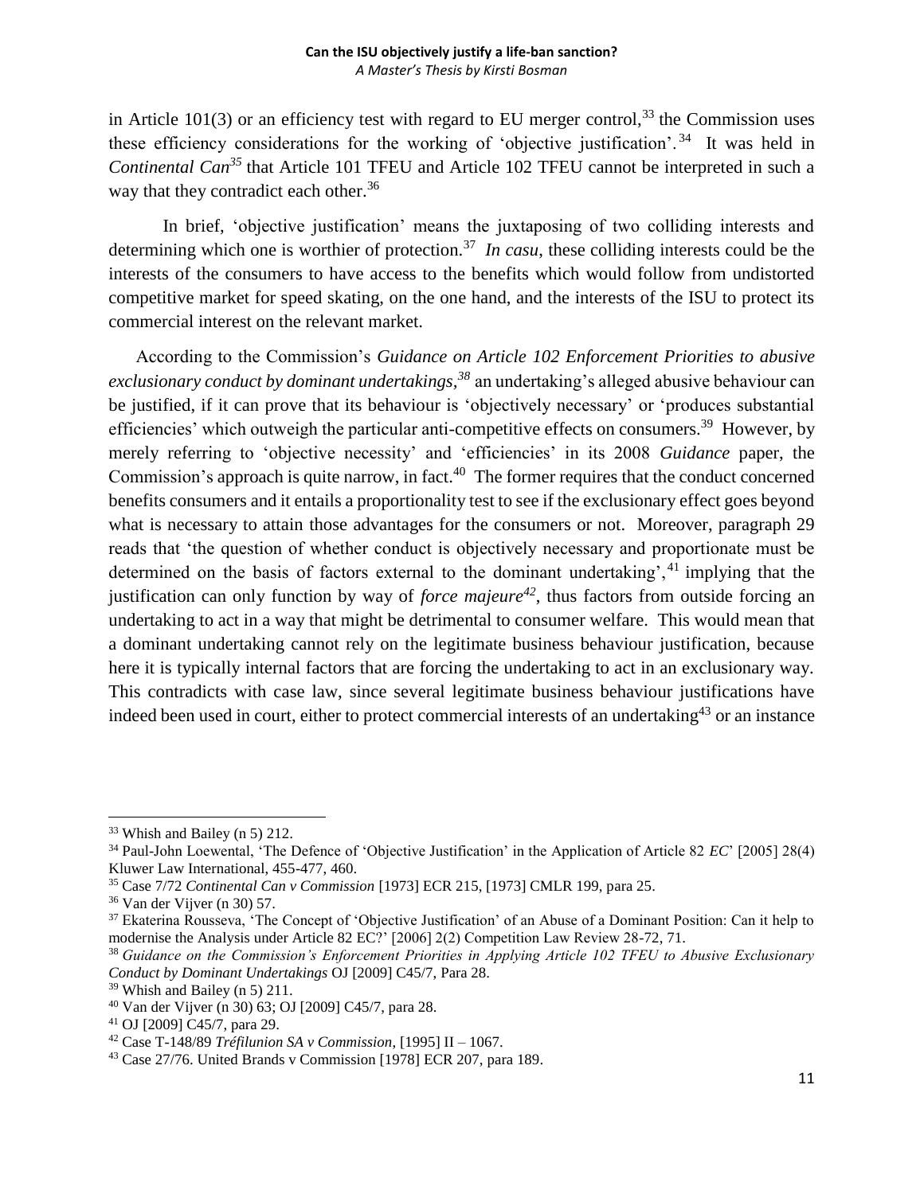in Article 101(3) or an efficiency test with regard to EU merger control,[33] the Commission uses these efficiency considerations for the working of 'objective justification'.[34] It was held in *Continental Can*[35] that Article 101 TFEU and Article 102 TFEU cannot be interpreted in such a way that they contradict each other.[36]

In brief, 'objective justification' means the juxtaposing of two colliding interests and determining which one is worthier of protection.[37] *In casu*, these colliding interests could be the interests of the consumers to have access to the benefits which would follow from undistorted competitive market for speed skating, on the one hand, and the interests of the ISU to protect its commercial interest on the relevant market.

According to the Commission's *Guidance on Article 102 Enforcement Priorities to abusive exclusionary conduct by dominant undertakings*,[38] an undertaking's alleged abusive behaviour can be justified, if it can prove that its behaviour is 'objectively necessary' or 'produces substantial efficiencies' which outweigh the particular anti-competitive effects on consumers.[39] However, by merely referring to 'objective necessity' and 'efficiencies' in its 2008 *Guidance* paper, the Commission's approach is quite narrow, in fact.[40] The former requires that the conduct concerned benefits consumers and it entails a proportionality test to see if the exclusionary effect goes beyond what is necessary to attain those advantages for the consumers or not. Moreover, paragraph 29 reads that 'the question of whether conduct is objectively necessary and proportionate must be determined on the basis of factors external to the dominant undertaking',[41] implying that the justification can only function by way of *force majeure*[42], thus factors from outside forcing an undertaking to act in a way that might be detrimental to consumer welfare. This would mean that a dominant undertaking cannot rely on the legitimate business behaviour justification, because here it is typically internal factors that are forcing the undertaking to act in an exclusionary way. This contradicts with case law, since several legitimate business behaviour justifications have indeed been used in court, either to protect commercial interests of an undertaking[43] or an instance

---

[33] Whish and Bailey (n 5) 212.

[34] Paul-John Loewental, 'The Defence of 'Objective Justification' in the Application of Article 82 *EC*' [2005] 28(4) Kluwer Law International, 455-477, 460.

[35] Case 7/72 *Continental Can v Commission* [1973] ECR 215, [1973] CMLR 199, para 25.

[36] Van der Vijver (n 30) 57.

[37] Ekaterina Rousseva, 'The Concept of 'Objective Justification' of an Abuse of a Dominant Position: Can it help to modernise the Analysis under Article 82 EC?' [2006] 2(2) Competition Law Review 28-72, 71.

[38] *Guidance on the Commission's Enforcement Priorities in Applying Article 102 TFEU to Abusive Exclusionary Conduct by Dominant Undertakings* OJ [2009] C45/7, Para 28.

[39] Whish and Bailey (n 5) 211.

[40] Van der Vijver (n 30) 63; OJ [2009] C45/7, para 28.

[41] OJ [2009] C45/7, para 29.

[42] Case T-148/89 *Tréfilunion SA v Commission*, [1995] II – 1067.

[43] Case 27/76. United Brands v Commission [1978] ECR 207, para 189.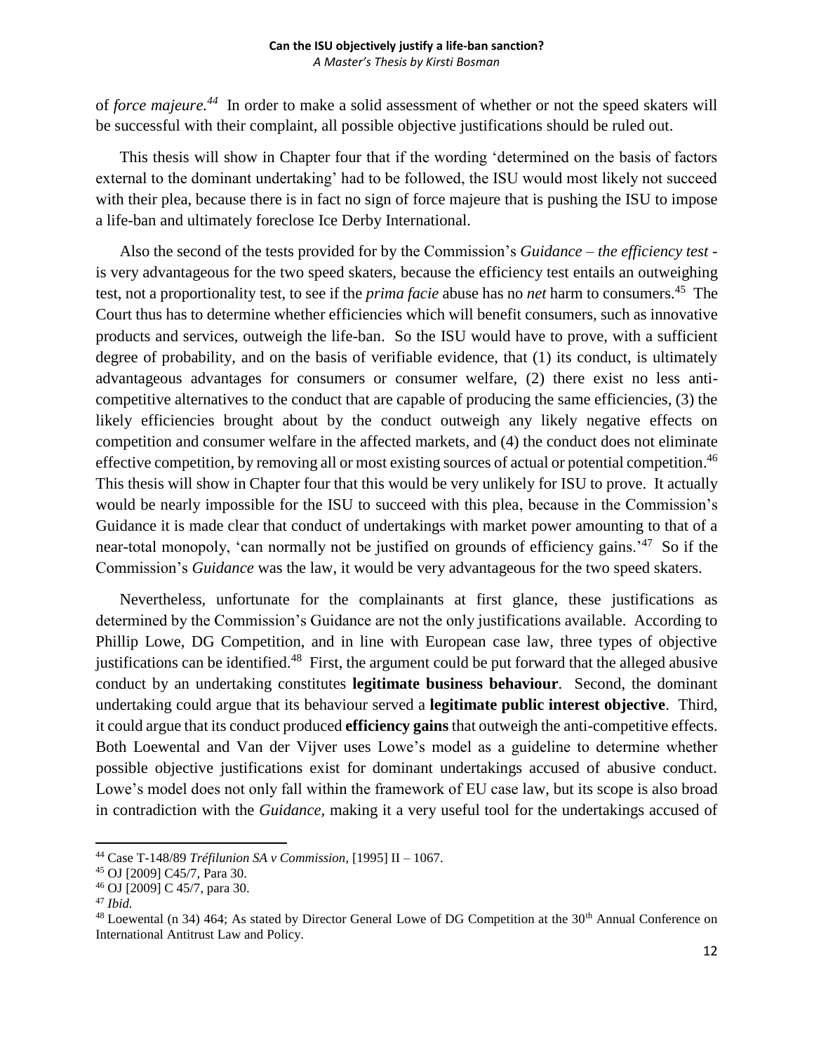of *force majeure.*[44] In order to make a solid assessment of whether or not the speed skaters will be successful with their complaint, all possible objective justifications should be ruled out.

This thesis will show in Chapter four that if the wording 'determined on the basis of factors external to the dominant undertaking' had to be followed, the ISU would most likely not succeed with their plea, because there is in fact no sign of force majeure that is pushing the ISU to impose a life-ban and ultimately foreclose Ice Derby International.

Also the second of the tests provided for by the Commission's *Guidance* – *the efficiency test* - is very advantageous for the two speed skaters, because the efficiency test entails an outweighing test, not a proportionality test, to see if the *prima facie* abuse has no *net* harm to consumers.[45] The Court thus has to determine whether efficiencies which will benefit consumers, such as innovative products and services, outweigh the life-ban. So the ISU would have to prove, with a sufficient degree of probability, and on the basis of verifiable evidence, that (1) its conduct, is ultimately advantageous advantages for consumers or consumer welfare, (2) there exist no less anti-competitive alternatives to the conduct that are capable of producing the same efficiencies, (3) the likely efficiencies brought about by the conduct outweigh any likely negative effects on competition and consumer welfare in the affected markets, and (4) the conduct does not eliminate effective competition, by removing all or most existing sources of actual or potential competition.[46] This thesis will show in Chapter four that this would be very unlikely for ISU to prove. It actually would be nearly impossible for the ISU to succeed with this plea, because in the Commission's Guidance it is made clear that conduct of undertakings with market power amounting to that of a near-total monopoly, 'can normally not be justified on grounds of efficiency gains.'[47] So if the Commission's *Guidance* was the law, it would be very advantageous for the two speed skaters.

Nevertheless, unfortunate for the complainants at first glance, these justifications as determined by the Commission's Guidance are not the only justifications available. According to Phillip Lowe, DG Competition, and in line with European case law, three types of objective justifications can be identified.[48] First, the argument could be put forward that the alleged abusive conduct by an undertaking constitutes **legitimate business behaviour**. Second, the dominant undertaking could argue that its behaviour served a **legitimate public interest objective**. Third, it could argue that its conduct produced **efficiency gains** that outweigh the anti-competitive effects. Both Loewental and Van der Vijver uses Lowe's model as a guideline to determine whether possible objective justifications exist for dominant undertakings accused of abusive conduct. Lowe's model does not only fall within the framework of EU case law, but its scope is also broad in contradiction with the *Guidance*, making it a very useful tool for the undertakings accused of

---

[44] Case T-148/89 *Tréfilunion SA v Commission*, [1995] II – 1067.

[45] OJ [2009] C45/7, Para 30.

[46] OJ [2009] C 45/7, para 30.

[47] *Ibid.*

[48] Loewental (n 34) 464; As stated by Director General Lowe of DG Competition at the 30th Annual Conference on International Antitrust Law and Policy.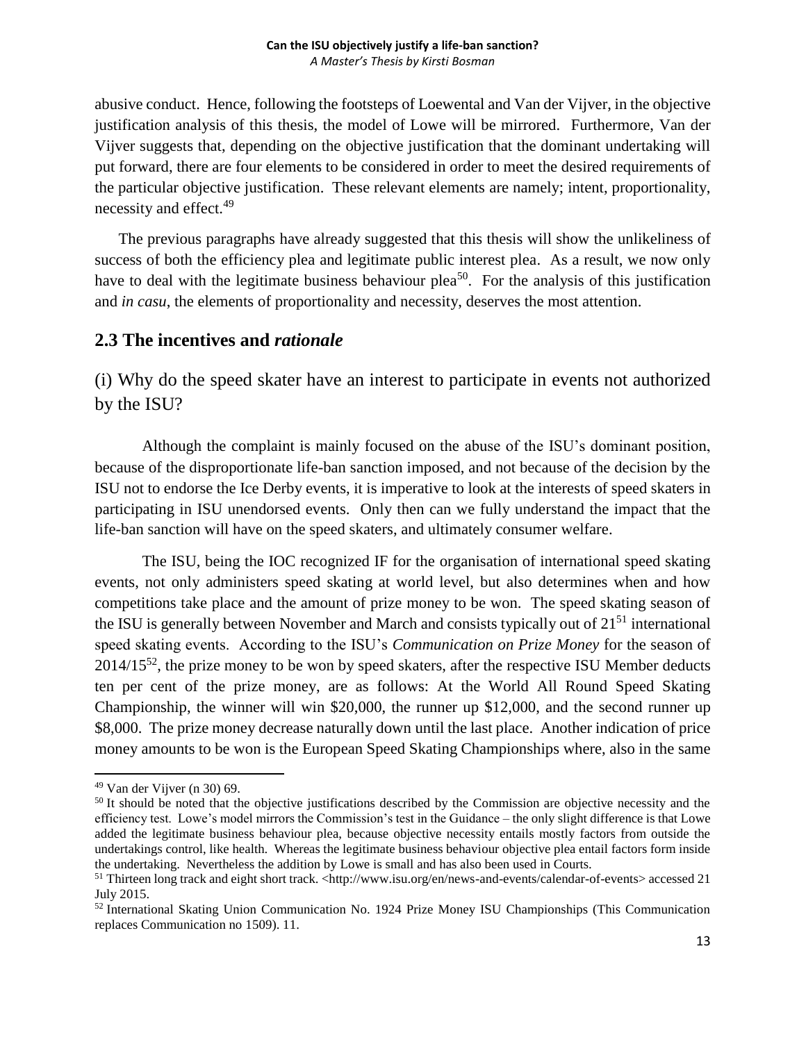abusive conduct. Hence, following the footsteps of Loewental and Van der Vijver, in the objective justification analysis of this thesis, the model of Lowe will be mirrored. Furthermore, Van der Vijver suggests that, depending on the objective justification that the dominant undertaking will put forward, there are four elements to be considered in order to meet the desired requirements of the particular objective justification. These relevant elements are namely; intent, proportionality, necessity and effect.[49]

The previous paragraphs have already suggested that this thesis will show the unlikeliness of success of both the efficiency plea and legitimate public interest plea. As a result, we now only have to deal with the legitimate business behaviour plea[50]. For the analysis of this justification and *in casu*, the elements of proportionality and necessity, deserves the most attention.

## 2.3 The incentives and *rationale*

### (i) Why do the speed skater have an interest to participate in events not authorized by the ISU?

Although the complaint is mainly focused on the abuse of the ISU's dominant position, because of the disproportionate life-ban sanction imposed, and not because of the decision by the ISU not to endorse the Ice Derby events, it is imperative to look at the interests of speed skaters in participating in ISU unendorsed events. Only then can we fully understand the impact that the life-ban sanction will have on the speed skaters, and ultimately consumer welfare.

The ISU, being the IOC recognized IF for the organisation of international speed skating events, not only administers speed skating at world level, but also determines when and how competitions take place and the amount of prize money to be won. The speed skating season of the ISU is generally between November and March and consists typically out of 21[51] international speed skating events. According to the ISU's *Communication on Prize Money* for the season of 2014/15[52], the prize money to be won by speed skaters, after the respective ISU Member deducts ten per cent of the prize money, are as follows: At the World All Round Speed Skating Championship, the winner will win \$20,000, the runner up \$12,000, and the second runner up \$8,000. The prize money decrease naturally down until the last place. Another indication of price money amounts to be won is the European Speed Skating Championships where, also in the same

---

[49] Van der Vijver (n 30) 69.

[50] It should be noted that the objective justifications described by the Commission are objective necessity and the efficiency test. Lowe's model mirrors the Commission's test in the Guidance – the only slight difference is that Lowe added the legitimate business behaviour plea, because objective necessity entails mostly factors from outside the undertakings control, like health. Whereas the legitimate business behaviour objective plea entail factors form inside the undertaking. Nevertheless the addition by Lowe is small and has also been used in Courts.

[51] Thirteen long track and eight short track. <http://www.isu.org/en/news-and-events/calendar-of-events> accessed 21 July 2015.

[52] International Skating Union Communication No. 1924 Prize Money ISU Championships (This Communication replaces Communication no 1509). 11.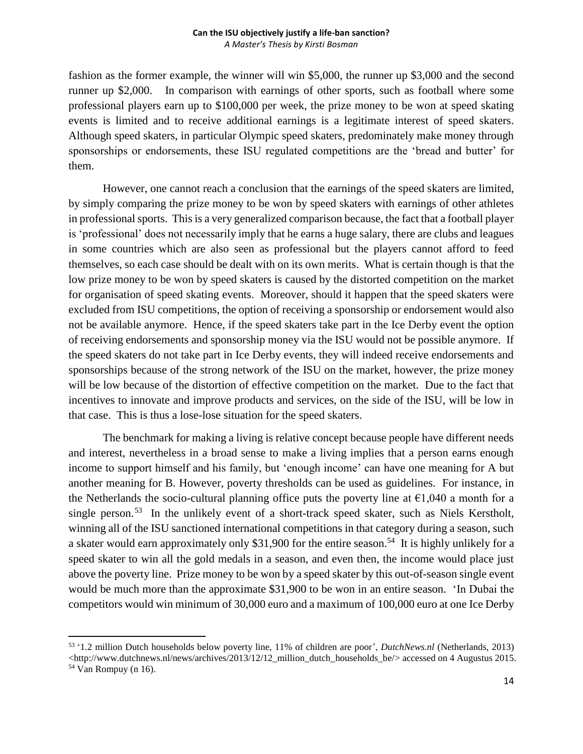fashion as the former example, the winner will win $5,000, the runner up $3,000 and the second runner up $2,000. In comparison with earnings of other sports, such as football where some professional players earn up to $100,000 per week, the prize money to be won at speed skating events is limited and to receive additional earnings is a legitimate interest of speed skaters. Although speed skaters, in particular Olympic speed skaters, predominately make money through sponsorships or endorsements, these ISU regulated competitions are the 'bread and butter' for them.

However, one cannot reach a conclusion that the earnings of the speed skaters are limited, by simply comparing the prize money to be won by speed skaters with earnings of other athletes in professional sports. This is a very generalized comparison because, the fact that a football player is 'professional' does not necessarily imply that he earns a huge salary, there are clubs and leagues in some countries which are also seen as professional but the players cannot afford to feed themselves, so each case should be dealt with on its own merits. What is certain though is that the low prize money to be won by speed skaters is caused by the distorted competition on the market for organisation of speed skating events. Moreover, should it happen that the speed skaters were excluded from ISU competitions, the option of receiving a sponsorship or endorsement would also not be available anymore. Hence, if the speed skaters take part in the Ice Derby event the option of receiving endorsements and sponsorship money via the ISU would not be possible anymore. If the speed skaters do not take part in Ice Derby events, they will indeed receive endorsements and sponsorships because of the strong network of the ISU on the market, however, the prize money will be low because of the distortion of effective competition on the market. Due to the fact that incentives to innovate and improve products and services, on the side of the ISU, will be low in that case. This is thus a lose-lose situation for the speed skaters.

The benchmark for making a living is relative concept because people have different needs and interest, nevertheless in a broad sense to make a living implies that a person earns enough income to support himself and his family, but 'enough income' can have one meaning for A but another meaning for B. However, poverty thresholds can be used as guidelines. For instance, in the Netherlands the socio-cultural planning office puts the poverty line at €1,040 a month for a single person.[53] In the unlikely event of a short-track speed skater, such as Niels Kerstholt, winning all of the ISU sanctioned international competitions in that category during a season, such a skater would earn approximately only $31,900 for the entire season.[54] It is highly unlikely for a speed skater to win all the gold medals in a season, and even then, the income would place just above the poverty line. Prize money to be won by a speed skater by this out-of-season single event would be much more than the approximate $31,900 to be won in an entire season. 'In Dubai the competitors would win minimum of 30,000 euro and a maximum of 100,000 euro at one Ice Derby

---

[53] '1.2 million Dutch households below poverty line, 11% of children are poor', *DutchNews.nl* (Netherlands, 2013) <http://www.dutchnews.nl/news/archives/2013/12/12_million_dutch_households_be/> accessed on 4 Augustus 2015.

[54] Van Rompuy (n 16).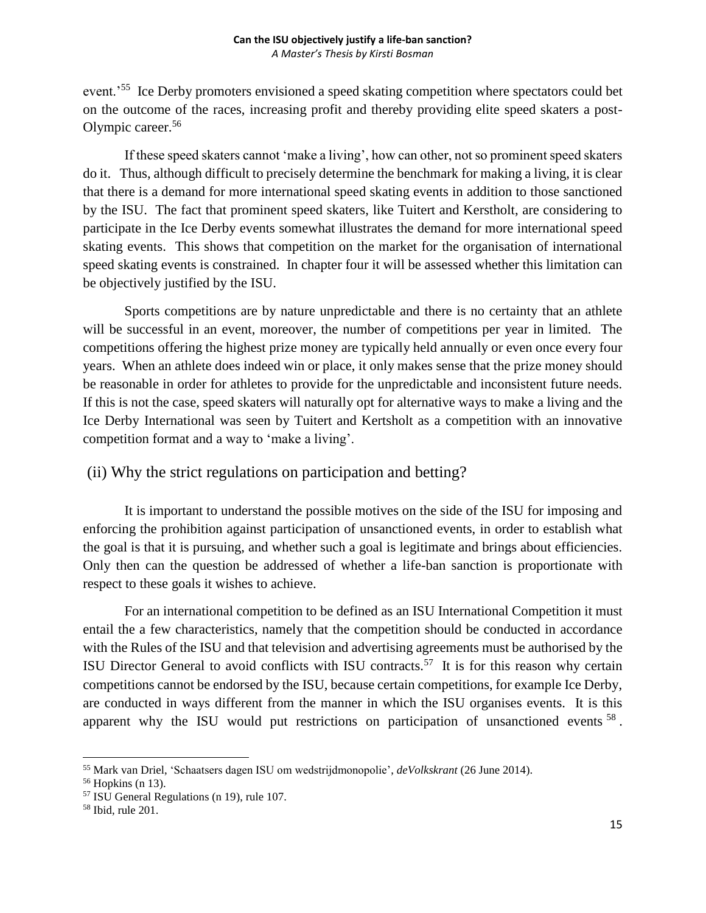event.'[55] Ice Derby promoters envisioned a speed skating competition where spectators could bet on the outcome of the races, increasing profit and thereby providing elite speed skaters a post-Olympic career.[56]

If these speed skaters cannot 'make a living', how can other, not so prominent speed skaters do it. Thus, although difficult to precisely determine the benchmark for making a living, it is clear that there is a demand for more international speed skating events in addition to those sanctioned by the ISU. The fact that prominent speed skaters, like Tuitert and Kerstholt, are considering to participate in the Ice Derby events somewhat illustrates the demand for more international speed skating events. This shows that competition on the market for the organisation of international speed skating events is constrained. In chapter four it will be assessed whether this limitation can be objectively justified by the ISU.

Sports competitions are by nature unpredictable and there is no certainty that an athlete will be successful in an event, moreover, the number of competitions per year in limited. The competitions offering the highest prize money are typically held annually or even once every four years. When an athlete does indeed win or place, it only makes sense that the prize money should be reasonable in order for athletes to provide for the unpredictable and inconsistent future needs. If this is not the case, speed skaters will naturally opt for alternative ways to make a living and the Ice Derby International was seen by Tuitert and Kertsholt as a competition with an innovative competition format and a way to 'make a living'.

## (ii) Why the strict regulations on participation and betting?

It is important to understand the possible motives on the side of the ISU for imposing and enforcing the prohibition against participation of unsanctioned events, in order to establish what the goal is that it is pursuing, and whether such a goal is legitimate and brings about efficiencies. Only then can the question be addressed of whether a life-ban sanction is proportionate with respect to these goals it wishes to achieve.

For an international competition to be defined as an ISU International Competition it must entail the a few characteristics, namely that the competition should be conducted in accordance with the Rules of the ISU and that television and advertising agreements must be authorised by the ISU Director General to avoid conflicts with ISU contracts.[57] It is for this reason why certain competitions cannot be endorsed by the ISU, because certain competitions, for example Ice Derby, are conducted in ways different from the manner in which the ISU organises events. It is this apparent why the ISU would put restrictions on participation of unsanctioned events[58].

---

[55] Mark van Driel, 'Schaatsers dagen ISU om wedstrijdmonopolie', *deVolkskrant* (26 June 2014).

[56] Hopkins (n 13).

[57] ISU General Regulations (n 19), rule 107.

[58] Ibid, rule 201.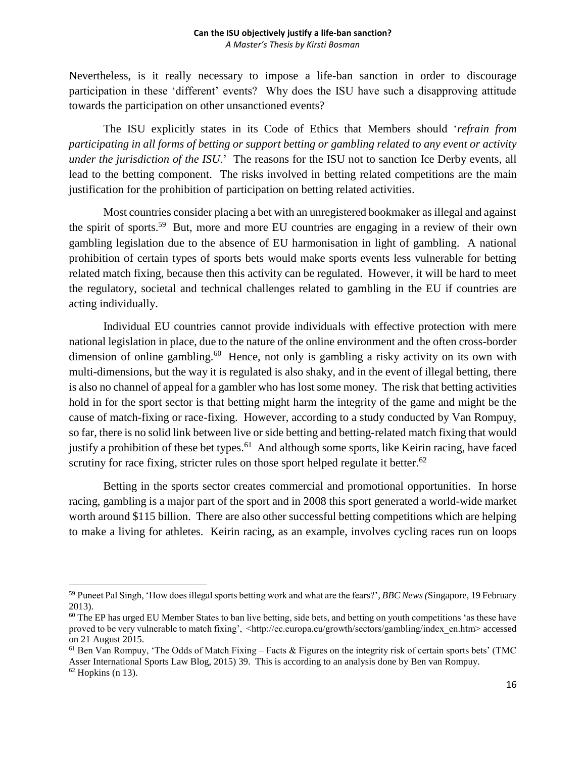Nevertheless, is it really necessary to impose a life-ban sanction in order to discourage participation in these 'different' events? Why does the ISU have such a disapproving attitude towards the participation on other unsanctioned events?

The ISU explicitly states in its Code of Ethics that Members should '*refrain from participating in all forms of betting or support betting or gambling related to any event or activity under the jurisdiction of the ISU*.' The reasons for the ISU not to sanction Ice Derby events, all lead to the betting component. The risks involved in betting related competitions are the main justification for the prohibition of participation on betting related activities.

Most countries consider placing a bet with an unregistered bookmaker as illegal and against the spirit of sports.[59] But, more and more EU countries are engaging in a review of their own gambling legislation due to the absence of EU harmonisation in light of gambling. A national prohibition of certain types of sports bets would make sports events less vulnerable for betting related match fixing, because then this activity can be regulated. However, it will be hard to meet the regulatory, societal and technical challenges related to gambling in the EU if countries are acting individually.

Individual EU countries cannot provide individuals with effective protection with mere national legislation in place, due to the nature of the online environment and the often cross-border dimension of online gambling.[60] Hence, not only is gambling a risky activity on its own with multi-dimensions, but the way it is regulated is also shaky, and in the event of illegal betting, there is also no channel of appeal for a gambler who has lost some money. The risk that betting activities hold in for the sport sector is that betting might harm the integrity of the game and might be the cause of match-fixing or race-fixing. However, according to a study conducted by Van Rompuy, so far, there is no solid link between live or side betting and betting-related match fixing that would justify a prohibition of these bet types.[61] And although some sports, like Keirin racing, have faced scrutiny for race fixing, stricter rules on those sport helped regulate it better.[62]

Betting in the sports sector creates commercial and promotional opportunities. In horse racing, gambling is a major part of the sport and in 2008 this sport generated a world-wide market worth around $115 billion. There are also other successful betting competitions which are helping to make a living for athletes. Keirin racing, as an example, involves cycling races run on loops

---

[59] Puneet Pal Singh, 'How does illegal sports betting work and what are the fears?', *BBC News (*Singapore, 19 February 2013).

[60] The EP has urged EU Member States to ban live betting, side bets, and betting on youth competitions 'as these have proved to be very vulnerable to match fixing', <http://ec.europa.eu/growth/sectors/gambling/index_en.htm> accessed on 21 August 2015.

[61] Ben Van Rompuy, 'The Odds of Match Fixing – Facts & Figures on the integrity risk of certain sports bets' (TMC Asser International Sports Law Blog, 2015) 39. This is according to an analysis done by Ben van Rompuy.

[62] Hopkins (n 13).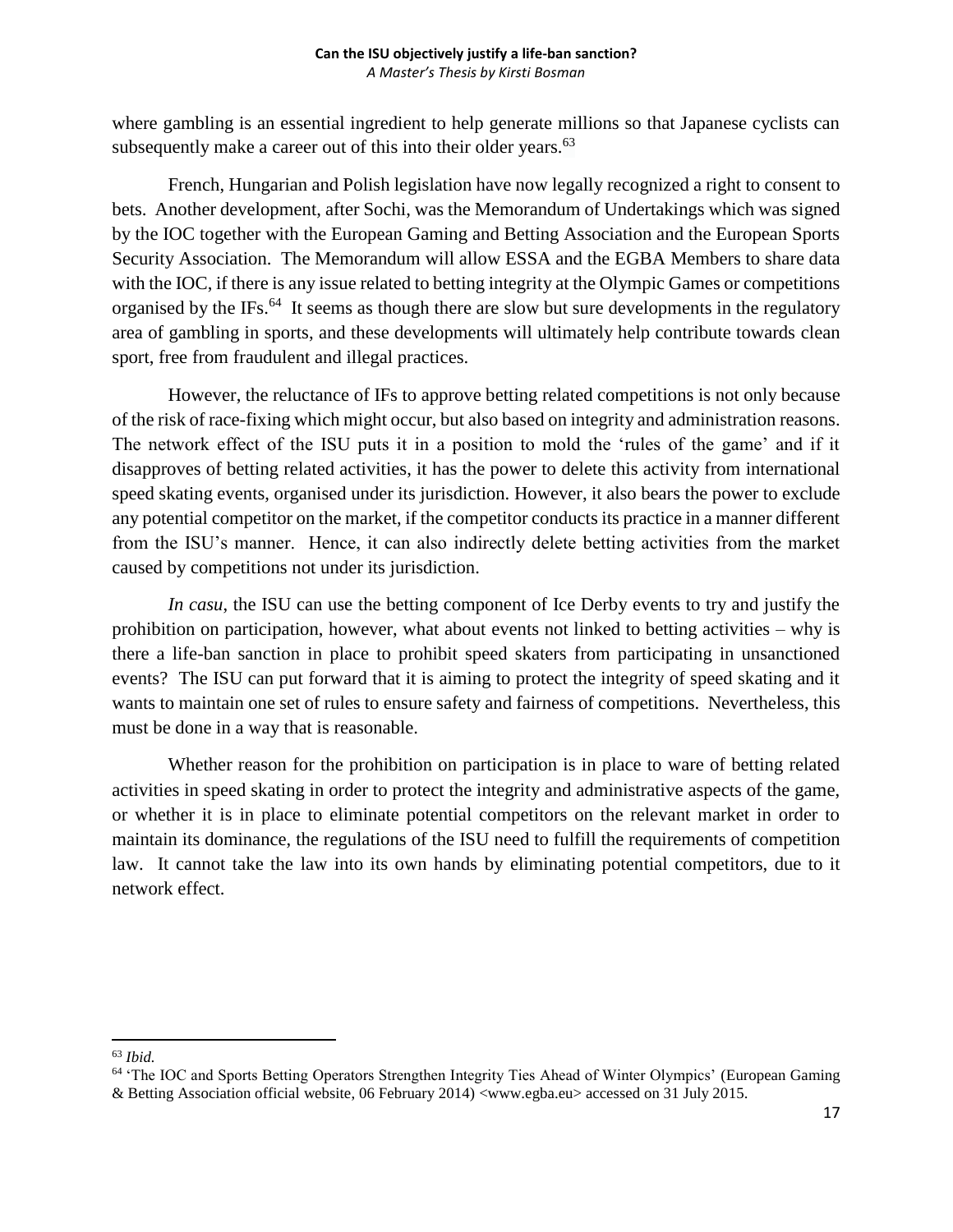where gambling is an essential ingredient to help generate millions so that Japanese cyclists can subsequently make a career out of this into their older years.[63]

French, Hungarian and Polish legislation have now legally recognized a right to consent to bets. Another development, after Sochi, was the Memorandum of Undertakings which was signed by the IOC together with the European Gaming and Betting Association and the European Sports Security Association. The Memorandum will allow ESSA and the EGBA Members to share data with the IOC, if there is any issue related to betting integrity at the Olympic Games or competitions organised by the IFs.[64] It seems as though there are slow but sure developments in the regulatory area of gambling in sports, and these developments will ultimately help contribute towards clean sport, free from fraudulent and illegal practices.

However, the reluctance of IFs to approve betting related competitions is not only because of the risk of race-fixing which might occur, but also based on integrity and administration reasons. The network effect of the ISU puts it in a position to mold the 'rules of the game' and if it disapproves of betting related activities, it has the power to delete this activity from international speed skating events, organised under its jurisdiction. However, it also bears the power to exclude any potential competitor on the market, if the competitor conducts its practice in a manner different from the ISU's manner. Hence, it can also indirectly delete betting activities from the market caused by competitions not under its jurisdiction.

*In casu*, the ISU can use the betting component of Ice Derby events to try and justify the prohibition on participation, however, what about events not linked to betting activities – why is there a life-ban sanction in place to prohibit speed skaters from participating in unsanctioned events? The ISU can put forward that it is aiming to protect the integrity of speed skating and it wants to maintain one set of rules to ensure safety and fairness of competitions. Nevertheless, this must be done in a way that is reasonable.

Whether reason for the prohibition on participation is in place to ware of betting related activities in speed skating in order to protect the integrity and administrative aspects of the game, or whether it is in place to eliminate potential competitors on the relevant market in order to maintain its dominance, the regulations of the ISU need to fulfill the requirements of competition law. It cannot take the law into its own hands by eliminating potential competitors, due to it network effect.

---

[63] *Ibid.*

[64] 'The IOC and Sports Betting Operators Strengthen Integrity Ties Ahead of Winter Olympics' (European Gaming & Betting Association official website, 06 February 2014) <www.egba.eu> accessed on 31 July 2015.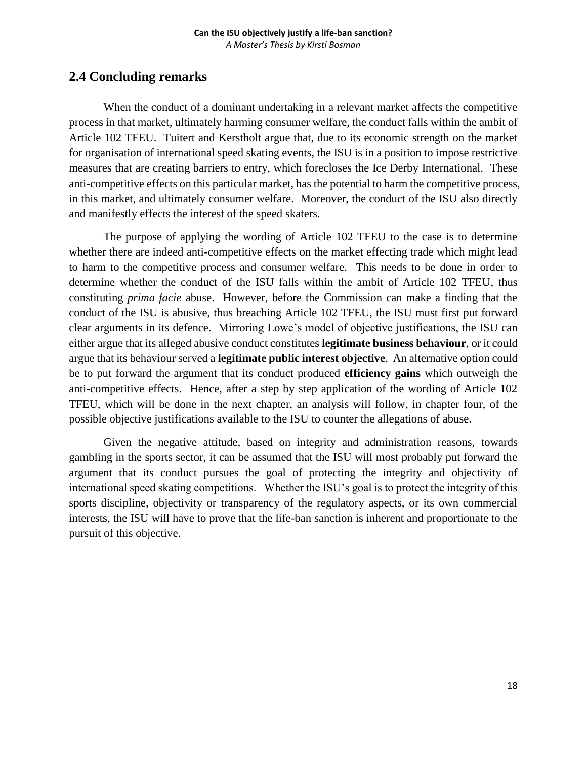## 2.4 Concluding remarks

When the conduct of a dominant undertaking in a relevant market affects the competitive process in that market, ultimately harming consumer welfare, the conduct falls within the ambit of Article 102 TFEU. Tuitert and Kerstholt argue that, due to its economic strength on the market for organisation of international speed skating events, the ISU is in a position to impose restrictive measures that are creating barriers to entry, which forecloses the Ice Derby International. These anti-competitive effects on this particular market, has the potential to harm the competitive process, in this market, and ultimately consumer welfare. Moreover, the conduct of the ISU also directly and manifestly effects the interest of the speed skaters.

The purpose of applying the wording of Article 102 TFEU to the case is to determine whether there are indeed anti-competitive effects on the market effecting trade which might lead to harm to the competitive process and consumer welfare. This needs to be done in order to determine whether the conduct of the ISU falls within the ambit of Article 102 TFEU, thus constituting *prima facie* abuse. However, before the Commission can make a finding that the conduct of the ISU is abusive, thus breaching Article 102 TFEU, the ISU must first put forward clear arguments in its defence. Mirroring Lowe's model of objective justifications, the ISU can either argue that its alleged abusive conduct constitutes **legitimate business behaviour**, or it could argue that its behaviour served a **legitimate public interest objective**. An alternative option could be to put forward the argument that its conduct produced **efficiency gains** which outweigh the anti-competitive effects. Hence, after a step by step application of the wording of Article 102 TFEU, which will be done in the next chapter, an analysis will follow, in chapter four, of the possible objective justifications available to the ISU to counter the allegations of abuse.

Given the negative attitude, based on integrity and administration reasons, towards gambling in the sports sector, it can be assumed that the ISU will most probably put forward the argument that its conduct pursues the goal of protecting the integrity and objectivity of international speed skating competitions. Whether the ISU's goal is to protect the integrity of this sports discipline, objectivity or transparency of the regulatory aspects, or its own commercial interests, the ISU will have to prove that the life-ban sanction is inherent and proportionate to the pursuit of this objective.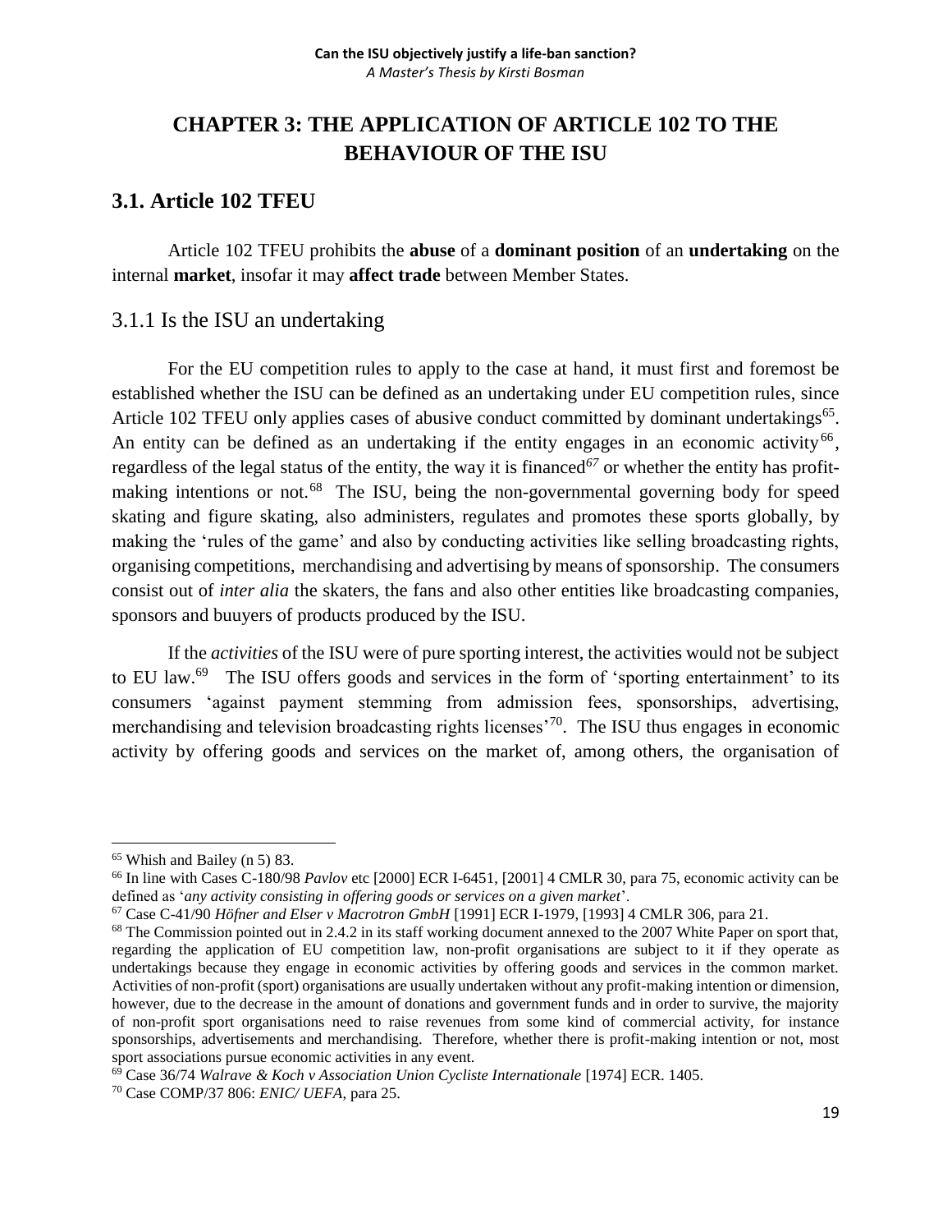# CHAPTER 3: THE APPLICATION OF ARTICLE 102 TO THE BEHAVIOUR OF THE ISU

## 3.1. Article 102 TFEU

Article 102 TFEU prohibits the **abuse** of a **dominant position** of an **undertaking** on the internal **market**, insofar it may **affect trade** between Member States.

### 3.1.1 Is the ISU an undertaking

For the EU competition rules to apply to the case at hand, it must first and foremost be established whether the ISU can be defined as an undertaking under EU competition rules, since Article 102 TFEU only applies cases of abusive conduct committed by dominant undertakings[65]. An entity can be defined as an undertaking if the entity engages in an economic activity[66], regardless of the legal status of the entity, the way it is financed[67] or whether the entity has profit-making intentions or not.[68] The ISU, being the non-governmental governing body for speed skating and figure skating, also administers, regulates and promotes these sports globally, by making the 'rules of the game' and also by conducting activities like selling broadcasting rights, organising competitions, merchandising and advertising by means of sponsorship. The consumers consist out of *inter alia* the skaters, the fans and also other entities like broadcasting companies, sponsors and buuyers of products produced by the ISU.

If the *activities* of the ISU were of pure sporting interest, the activities would not be subject to EU law.[69] The ISU offers goods and services in the form of 'sporting entertainment' to its consumers 'against payment stemming from admission fees, sponsorships, advertising, merchandising and television broadcasting rights licenses'[70]. The ISU thus engages in economic activity by offering goods and services on the market of, among others, the organisation of

---

[65] Whish and Bailey (n 5) 83.

[66] In line with Cases C-180/98 *Pavlov* etc [2000] ECR I-6451, [2001] 4 CMLR 30, para 75, economic activity can be defined as '*any activity consisting in offering goods or services on a given market*'.

[67] Case C-41/90 *Höfner and Elser v Macrotron GmbH* [1991] ECR I-1979, [1993] 4 CMLR 306, para 21.

[68] The Commission pointed out in 2.4.2 in its staff working document annexed to the 2007 White Paper on sport that, regarding the application of EU competition law, non-profit organisations are subject to it if they operate as undertakings because they engage in economic activities by offering goods and services in the common market. Activities of non-profit (sport) organisations are usually undertaken without any profit-making intention or dimension, however, due to the decrease in the amount of donations and government funds and in order to survive, the majority of non-profit sport organisations need to raise revenues from some kind of commercial activity, for instance sponsorships, advertisements and merchandising. Therefore, whether there is profit-making intention or not, most sport associations pursue economic activities in any event.

[69] Case 36/74 *Walrave & Koch v Association Union Cycliste Internationale* [1974] ECR. 1405.

[70] Case COMP/37 806: *ENIC/ UEFA*, para 25.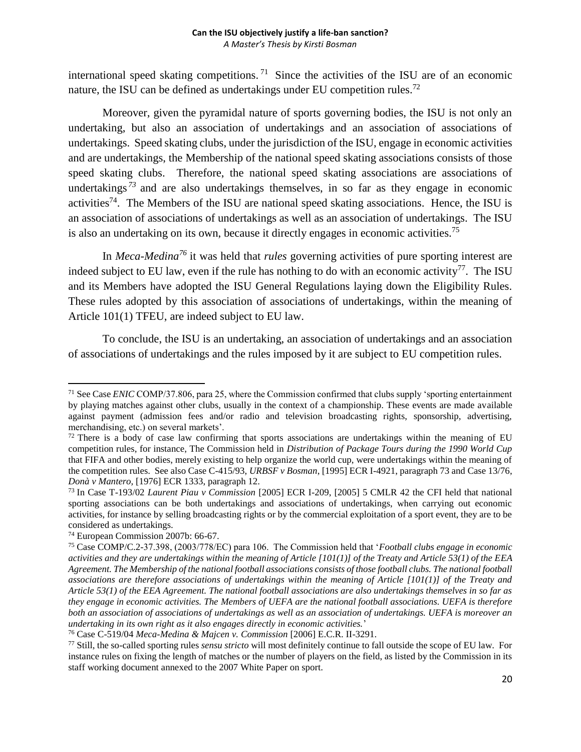international speed skating competitions.[71] Since the activities of the ISU are of an economic nature, the ISU can be defined as undertakings under EU competition rules.[72]

Moreover, given the pyramidal nature of sports governing bodies, the ISU is not only an undertaking, but also an association of undertakings and an association of associations of undertakings. Speed skating clubs, under the jurisdiction of the ISU, engage in economic activities and are undertakings, the Membership of the national speed skating associations consists of those speed skating clubs. Therefore, the national speed skating associations are associations of undertakings[73] and are also undertakings themselves, in so far as they engage in economic activities[74]. The Members of the ISU are national speed skating associations. Hence, the ISU is an association of associations of undertakings as well as an association of undertakings. The ISU is also an undertaking on its own, because it directly engages in economic activities.[75]

In *Meca-Medina*[76] it was held that *rules* governing activities of pure sporting interest are indeed subject to EU law, even if the rule has nothing to do with an economic activity[77]. The ISU and its Members have adopted the ISU General Regulations laying down the Eligibility Rules. These rules adopted by this association of associations of undertakings, within the meaning of Article 101(1) TFEU, are indeed subject to EU law.

To conclude, the ISU is an undertaking, an association of undertakings and an association of associations of undertakings and the rules imposed by it are subject to EU competition rules.

---

[71] See Case *ENIC* COMP/37.806, para 25, where the Commission confirmed that clubs supply 'sporting entertainment by playing matches against other clubs, usually in the context of a championship. These events are made available against payment (admission fees and/or radio and television broadcasting rights, sponsorship, advertising, merchandising, etc.) on several markets'.

[72] There is a body of case law confirming that sports associations are undertakings within the meaning of EU competition rules, for instance, The Commission held in *Distribution of Package Tours during the 1990 World Cup* that FIFA and other bodies, merely existing to help organize the world cup, were undertakings within the meaning of the competition rules. See also Case C-415/93, *URBSF v Bosman*, [1995] ECR I-4921, paragraph 73 and Case 13/76, *Donà v Mantero*, [1976] ECR 1333, paragraph 12.

[73] In Case T-193/02 *Laurent Piau v Commission* [2005] ECR I-209, [2005] 5 CMLR 42 the CFI held that national sporting associations can be both undertakings and associations of undertakings, when carrying out economic activities, for instance by selling broadcasting rights or by the commercial exploitation of a sport event, they are to be considered as undertakings.

[74] European Commission 2007b: 66-67.

[75] Case COMP/C.2-37.398, (2003/778/EC) para 106. The Commission held that '*Football clubs engage in economic activities and they are undertakings within the meaning of Article [101(1)] of the Treaty and Article 53(1) of the EEA Agreement. The Membership of the national football associations consists of those football clubs. The national football associations are therefore associations of undertakings within the meaning of Article [101(1)] of the Treaty and Article 53(1) of the EEA Agreement. The national football associations are also undertakings themselves in so far as they engage in economic activities. The Members of UEFA are the national football associations. UEFA is therefore both an association of associations of undertakings as well as an association of undertakings. UEFA is moreover an undertaking in its own right as it also engages directly in economic activities.*'

[76] Case C-519/04 *Meca-Medina & Majcen v. Commission* [2006] E.C.R. II-3291.

[77] Still, the so-called sporting rules *sensu stricto* will most definitely continue to fall outside the scope of EU law. For instance rules on fixing the length of matches or the number of players on the field, as listed by the Commission in its staff working document annexed to the 2007 White Paper on sport.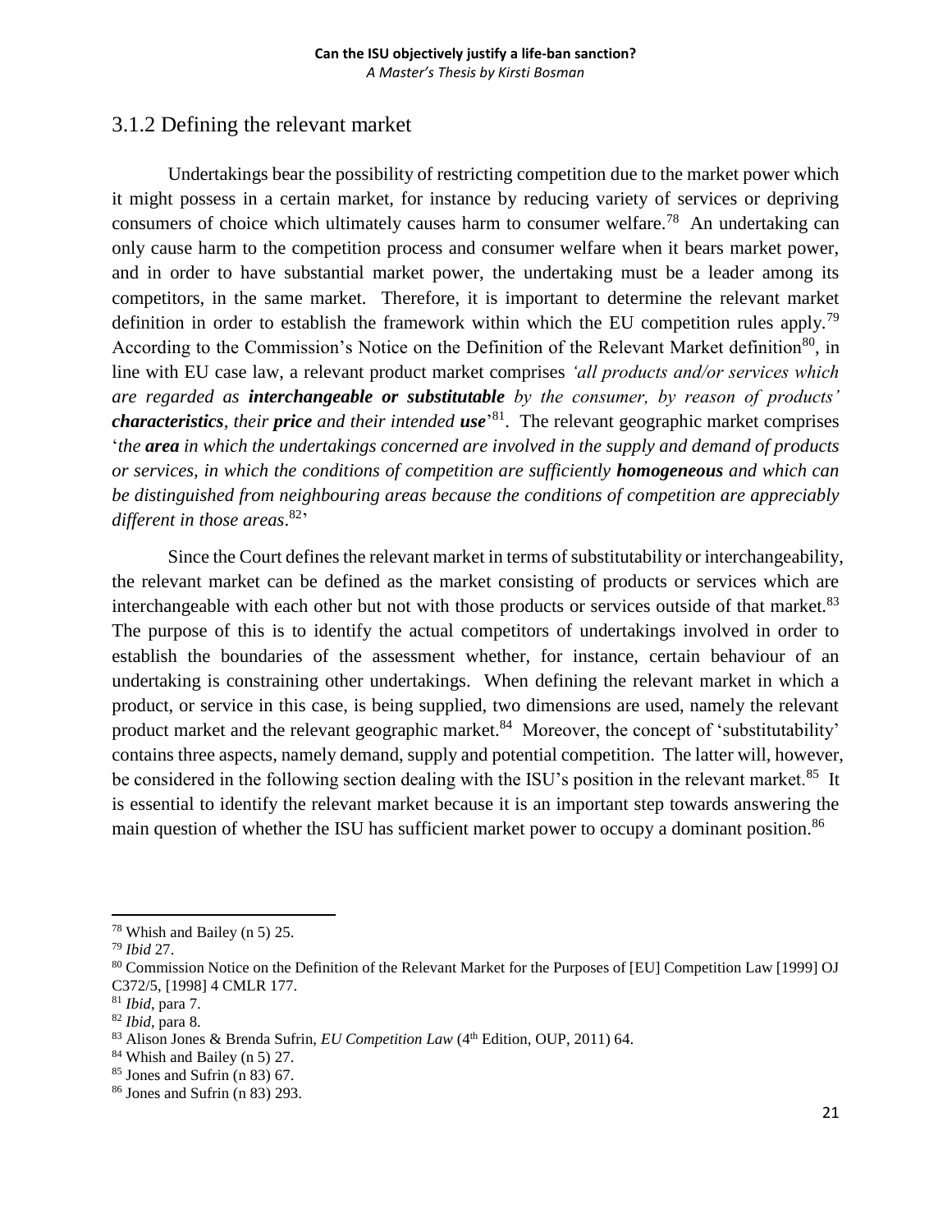### 3.1.2 Defining the relevant market

Undertakings bear the possibility of restricting competition due to the market power which it might possess in a certain market, for instance by reducing variety of services or depriving consumers of choice which ultimately causes harm to consumer welfare.[78] An undertaking can only cause harm to the competition process and consumer welfare when it bears market power, and in order to have substantial market power, the undertaking must be a leader among its competitors, in the same market. Therefore, it is important to determine the relevant market definition in order to establish the framework within which the EU competition rules apply.[79] According to the Commission's Notice on the Definition of the Relevant Market definition[80], in line with EU case law, a relevant product market comprises *'all products and/or services which are regarded as **interchangeable or substitutable** by the consumer, by reason of products' **characteristics**, their **price** and their intended **use**'*[81]. The relevant geographic market comprises '*the **area** in which the undertakings concerned are involved in the supply and demand of products or services, in which the conditions of competition are sufficiently **homogeneous** and which can be distinguished from neighbouring areas because the conditions of competition are appreciably different in those areas*.[82]'

Since the Court defines the relevant market in terms of substitutability or interchangeability, the relevant market can be defined as the market consisting of products or services which are interchangeable with each other but not with those products or services outside of that market.[83] The purpose of this is to identify the actual competitors of undertakings involved in order to establish the boundaries of the assessment whether, for instance, certain behaviour of an undertaking is constraining other undertakings. When defining the relevant market in which a product, or service in this case, is being supplied, two dimensions are used, namely the relevant product market and the relevant geographic market.[84] Moreover, the concept of 'substitutability' contains three aspects, namely demand, supply and potential competition. The latter will, however, be considered in the following section dealing with the ISU's position in the relevant market.[85] It is essential to identify the relevant market because it is an important step towards answering the main question of whether the ISU has sufficient market power to occupy a dominant position.[86]

---

[78] Whish and Bailey (n 5) 25.

[79] *Ibid* 27.

[80] Commission Notice on the Definition of the Relevant Market for the Purposes of [EU] Competition Law [1999] OJ C372/5, [1998] 4 CMLR 177.

[81] *Ibid*, para 7.

[82] *Ibid*, para 8.

[83] Alison Jones & Brenda Sufrin, *EU Competition Law* (4th Edition, OUP, 2011) 64.

[84] Whish and Bailey (n 5) 27.

[85] Jones and Sufrin (n 83) 67.

[86] Jones and Sufrin (n 83) 293.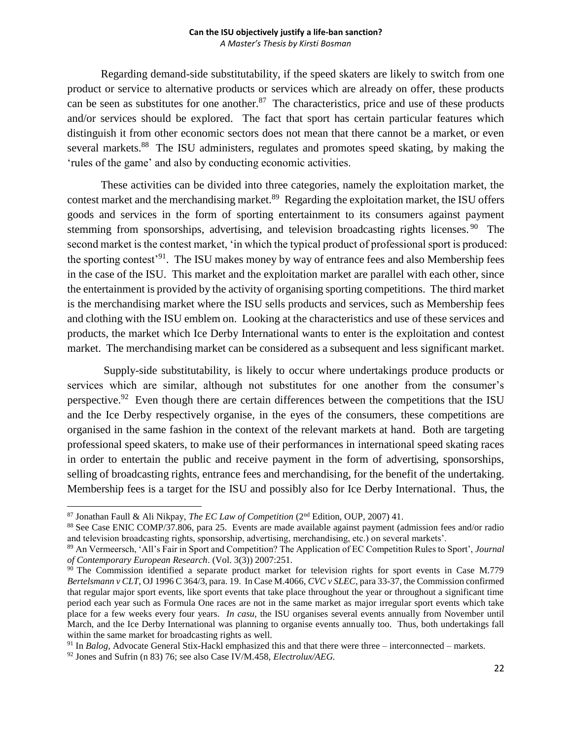Regarding demand-side substitutability, if the speed skaters are likely to switch from one product or service to alternative products or services which are already on offer, these products can be seen as substitutes for one another.[87] The characteristics, price and use of these products and/or services should be explored. The fact that sport has certain particular features which distinguish it from other economic sectors does not mean that there cannot be a market, or even several markets.[88] The ISU administers, regulates and promotes speed skating, by making the 'rules of the game' and also by conducting economic activities.

These activities can be divided into three categories, namely the exploitation market, the contest market and the merchandising market.[89] Regarding the exploitation market, the ISU offers goods and services in the form of sporting entertainment to its consumers against payment stemming from sponsorships, advertising, and television broadcasting rights licenses.[90] The second market is the contest market, 'in which the typical product of professional sport is produced: the sporting contest'[91]. The ISU makes money by way of entrance fees and also Membership fees in the case of the ISU. This market and the exploitation market are parallel with each other, since the entertainment is provided by the activity of organising sporting competitions. The third market is the merchandising market where the ISU sells products and services, such as Membership fees and clothing with the ISU emblem on. Looking at the characteristics and use of these services and products, the market which Ice Derby International wants to enter is the exploitation and contest market. The merchandising market can be considered as a subsequent and less significant market.

Supply-side substitutability, is likely to occur where undertakings produce products or services which are similar, although not substitutes for one another from the consumer's perspective.[92] Even though there are certain differences between the competitions that the ISU and the Ice Derby respectively organise, in the eyes of the consumers, these competitions are organised in the same fashion in the context of the relevant markets at hand. Both are targeting professional speed skaters, to make use of their performances in international speed skating races in order to entertain the public and receive payment in the form of advertising, sponsorships, selling of broadcasting rights, entrance fees and merchandising, for the benefit of the undertaking. Membership fees is a target for the ISU and possibly also for Ice Derby International. Thus, the

---

[87] Jonathan Faull & Ali Nikpay, *The EC Law of Competition* (2nd Edition, OUP, 2007) 41.

[88] See Case ENIC COMP/37.806, para 25. Events are made available against payment (admission fees and/or radio and television broadcasting rights, sponsorship, advertising, merchandising, etc.) on several markets'.

[89] An Vermeersch, 'All's Fair in Sport and Competition? The Application of EC Competition Rules to Sport', *Journal of Contemporary European Research*. (Vol. 3(3)) 2007:251.

[90] The Commission identified a separate product market for television rights for sport events in Case M.779 *Bertelsmann v CLT*, OJ 1996 C 364/3, para. 19. In Case M.4066, *CVC v SLEC*, para 33-37, the Commission confirmed that regular major sport events, like sport events that take place throughout the year or throughout a significant time period each year such as Formula One races are not in the same market as major irregular sport events which take place for a few weeks every four years. *In casu*, the ISU organises several events annually from November until March, and the Ice Derby International was planning to organise events annually too. Thus, both undertakings fall within the same market for broadcasting rights as well.

[91] In *Balog*, Advocate General Stix-Hackl emphasized this and that there were three – interconnected – markets.

[92] Jones and Sufrin (n 83) 76; see also Case IV/M.458, *Electrolux/AEG.*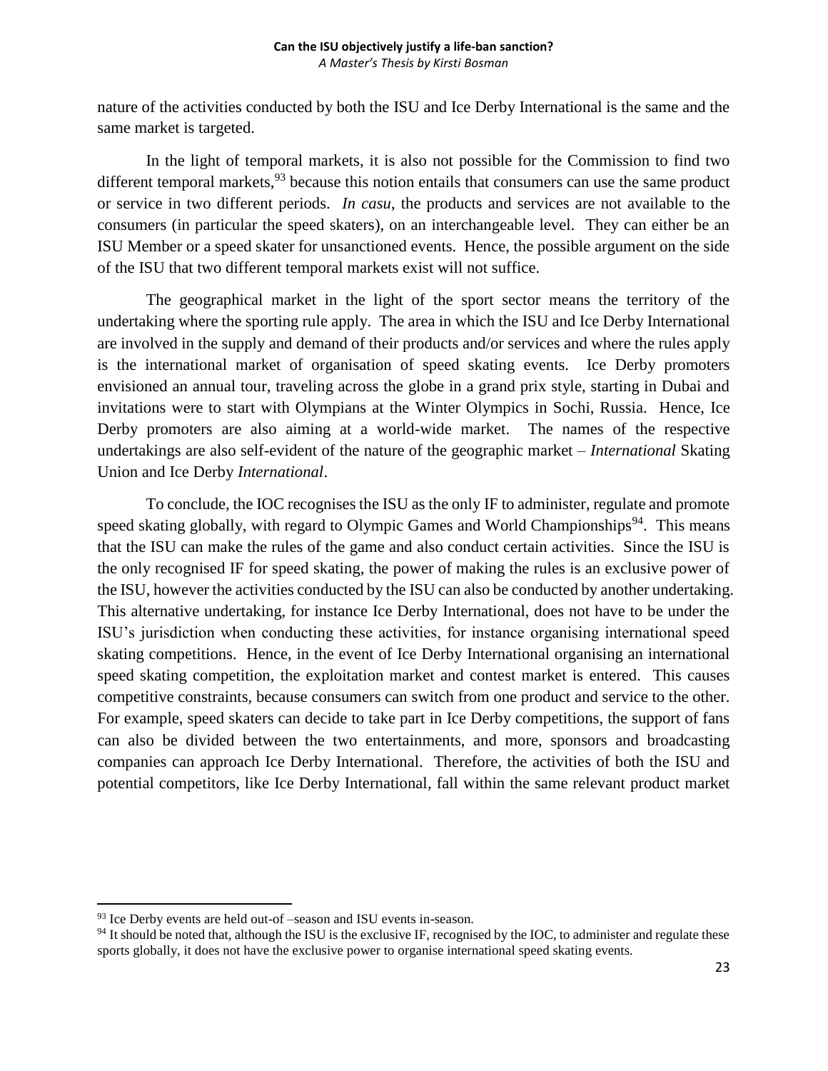nature of the activities conducted by both the ISU and Ice Derby International is the same and the same market is targeted.

In the light of temporal markets, it is also not possible for the Commission to find two different temporal markets,[93] because this notion entails that consumers can use the same product or service in two different periods. *In casu*, the products and services are not available to the consumers (in particular the speed skaters), on an interchangeable level. They can either be an ISU Member or a speed skater for unsanctioned events. Hence, the possible argument on the side of the ISU that two different temporal markets exist will not suffice.

The geographical market in the light of the sport sector means the territory of the undertaking where the sporting rule apply. The area in which the ISU and Ice Derby International are involved in the supply and demand of their products and/or services and where the rules apply is the international market of organisation of speed skating events. Ice Derby promoters envisioned an annual tour, traveling across the globe in a grand prix style, starting in Dubai and invitations were to start with Olympians at the Winter Olympics in Sochi, Russia. Hence, Ice Derby promoters are also aiming at a world-wide market. The names of the respective undertakings are also self-evident of the nature of the geographic market – *International* Skating Union and Ice Derby *International*.

To conclude, the IOC recognises the ISU as the only IF to administer, regulate and promote speed skating globally, with regard to Olympic Games and World Championships[94]. This means that the ISU can make the rules of the game and also conduct certain activities. Since the ISU is the only recognised IF for speed skating, the power of making the rules is an exclusive power of the ISU, however the activities conducted by the ISU can also be conducted by another undertaking. This alternative undertaking, for instance Ice Derby International, does not have to be under the ISU's jurisdiction when conducting these activities, for instance organising international speed skating competitions. Hence, in the event of Ice Derby International organising an international speed skating competition, the exploitation market and contest market is entered. This causes competitive constraints, because consumers can switch from one product and service to the other. For example, speed skaters can decide to take part in Ice Derby competitions, the support of fans can also be divided between the two entertainments, and more, sponsors and broadcasting companies can approach Ice Derby International. Therefore, the activities of both the ISU and potential competitors, like Ice Derby International, fall within the same relevant product market

---

[93] Ice Derby events are held out-of –season and ISU events in-season.

[94] It should be noted that, although the ISU is the exclusive IF, recognised by the IOC, to administer and regulate these sports globally, it does not have the exclusive power to organise international speed skating events.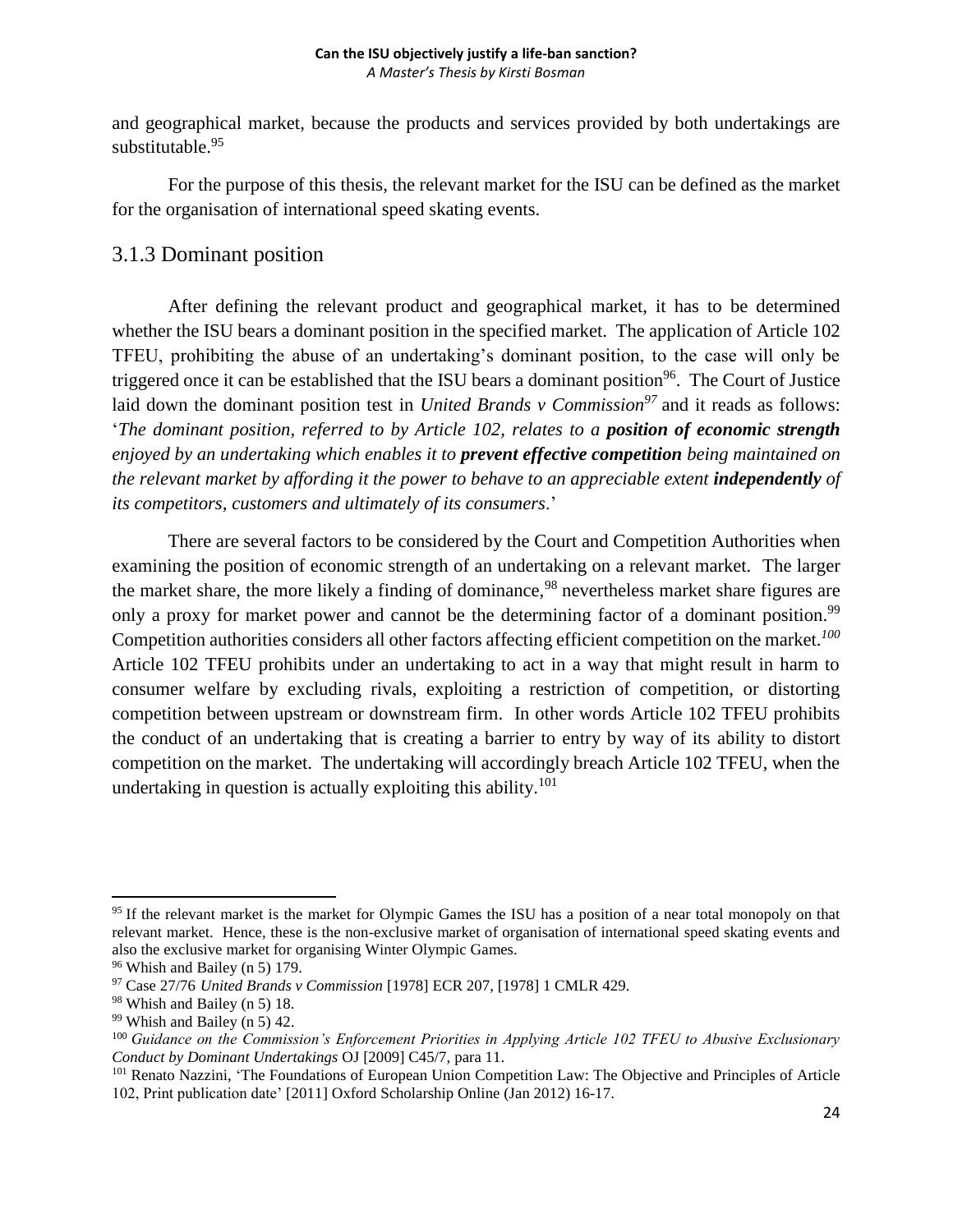and geographical market, because the products and services provided by both undertakings are substitutable.[95]

For the purpose of this thesis, the relevant market for the ISU can be defined as the market for the organisation of international speed skating events.

### 3.1.3 Dominant position

After defining the relevant product and geographical market, it has to be determined whether the ISU bears a dominant position in the specified market. The application of Article 102 TFEU, prohibiting the abuse of an undertaking's dominant position, to the case will only be triggered once it can be established that the ISU bears a dominant position[96]. The Court of Justice laid down the dominant position test in *United Brands v Commission*[97] and it reads as follows: '*The dominant position, referred to by Article 102, relates to a* ***position of economic strength*** *enjoyed by an undertaking which enables it to* ***prevent effective competition*** *being maintained on the relevant market by affording it the power to behave to an appreciable extent* ***independently*** *of its competitors, customers and ultimately of its consumers*.'

There are several factors to be considered by the Court and Competition Authorities when examining the position of economic strength of an undertaking on a relevant market. The larger the market share, the more likely a finding of dominance,[98] nevertheless market share figures are only a proxy for market power and cannot be the determining factor of a dominant position.[99] Competition authorities considers all other factors affecting efficient competition on the market.[100] Article 102 TFEU prohibits under an undertaking to act in a way that might result in harm to consumer welfare by excluding rivals, exploiting a restriction of competition, or distorting competition between upstream or downstream firm. In other words Article 102 TFEU prohibits the conduct of an undertaking that is creating a barrier to entry by way of its ability to distort competition on the market. The undertaking will accordingly breach Article 102 TFEU, when the undertaking in question is actually exploiting this ability.[101]

---

[95] If the relevant market is the market for Olympic Games the ISU has a position of a near total monopoly on that relevant market. Hence, these is the non-exclusive market of organisation of international speed skating events and also the exclusive market for organising Winter Olympic Games.

[96] Whish and Bailey (n 5) 179.

[97] Case 27/76 *United Brands v Commission* [1978] ECR 207, [1978] 1 CMLR 429.

[98] Whish and Bailey (n 5) 18.

[99] Whish and Bailey (n 5) 42.

[100] *Guidance on the Commission's Enforcement Priorities in Applying Article 102 TFEU to Abusive Exclusionary Conduct by Dominant Undertakings* OJ [2009] C45/7, para 11.

[101] Renato Nazzini, 'The Foundations of European Union Competition Law: The Objective and Principles of Article 102, Print publication date' [2011] Oxford Scholarship Online (Jan 2012) 16-17.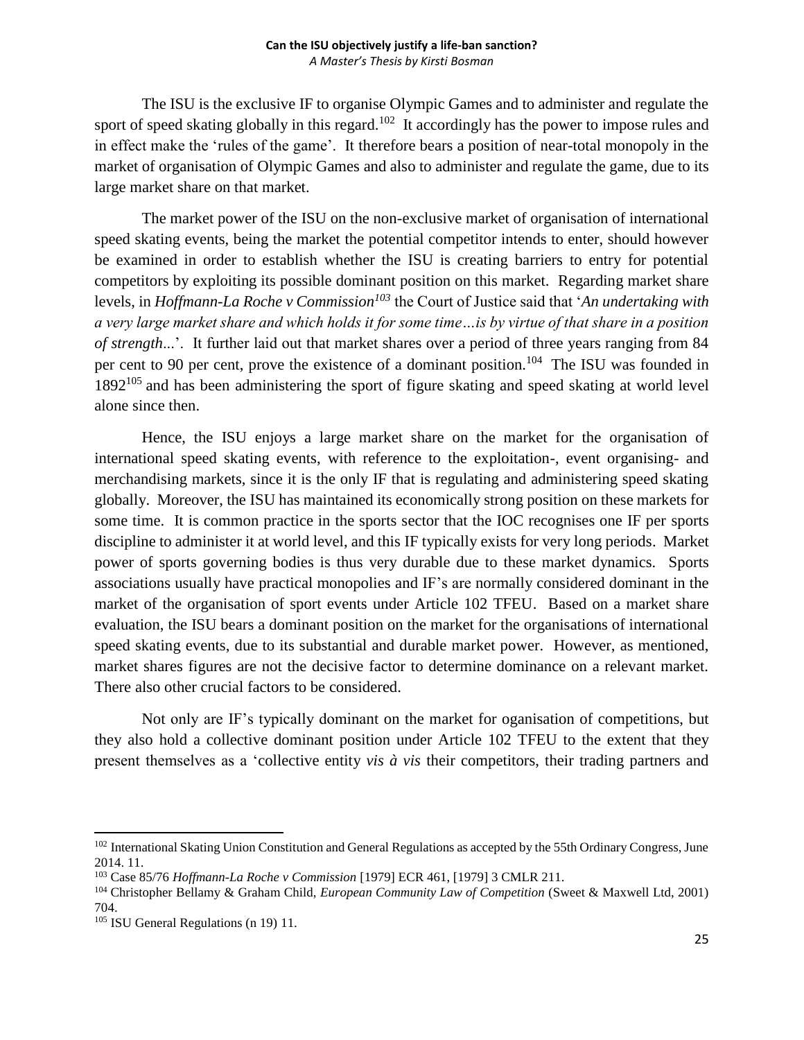The ISU is the exclusive IF to organise Olympic Games and to administer and regulate the sport of speed skating globally in this regard.[102] It accordingly has the power to impose rules and in effect make the 'rules of the game'. It therefore bears a position of near-total monopoly in the market of organisation of Olympic Games and also to administer and regulate the game, due to its large market share on that market.

The market power of the ISU on the non-exclusive market of organisation of international speed skating events, being the market the potential competitor intends to enter, should however be examined in order to establish whether the ISU is creating barriers to entry for potential competitors by exploiting its possible dominant position on this market. Regarding market share levels, in *Hoffmann-La Roche v Commission*[103] the Court of Justice said that '*An undertaking with a very large market share and which holds it for some time…is by virtue of that share in a position of strength...*'. It further laid out that market shares over a period of three years ranging from 84 per cent to 90 per cent, prove the existence of a dominant position.[104] The ISU was founded in 1892[105] and has been administering the sport of figure skating and speed skating at world level alone since then.

Hence, the ISU enjoys a large market share on the market for the organisation of international speed skating events, with reference to the exploitation-, event organising- and merchandising markets, since it is the only IF that is regulating and administering speed skating globally. Moreover, the ISU has maintained its economically strong position on these markets for some time. It is common practice in the sports sector that the IOC recognises one IF per sports discipline to administer it at world level, and this IF typically exists for very long periods. Market power of sports governing bodies is thus very durable due to these market dynamics. Sports associations usually have practical monopolies and IF's are normally considered dominant in the market of the organisation of sport events under Article 102 TFEU. Based on a market share evaluation, the ISU bears a dominant position on the market for the organisations of international speed skating events, due to its substantial and durable market power. However, as mentioned, market shares figures are not the decisive factor to determine dominance on a relevant market. There also other crucial factors to be considered.

Not only are IF's typically dominant on the market for oganisation of competitions, but they also hold a collective dominant position under Article 102 TFEU to the extent that they present themselves as a 'collective entity *vis à vis* their competitors, their trading partners and

---

[102] International Skating Union Constitution and General Regulations as accepted by the 55th Ordinary Congress, June 2014. 11.

[103] Case 85/76 *Hoffmann-La Roche v Commission* [1979] ECR 461, [1979] 3 CMLR 211.

[104] Christopher Bellamy & Graham Child, *European Community Law of Competition* (Sweet & Maxwell Ltd, 2001) 704.

[105] ISU General Regulations (n 19) 11.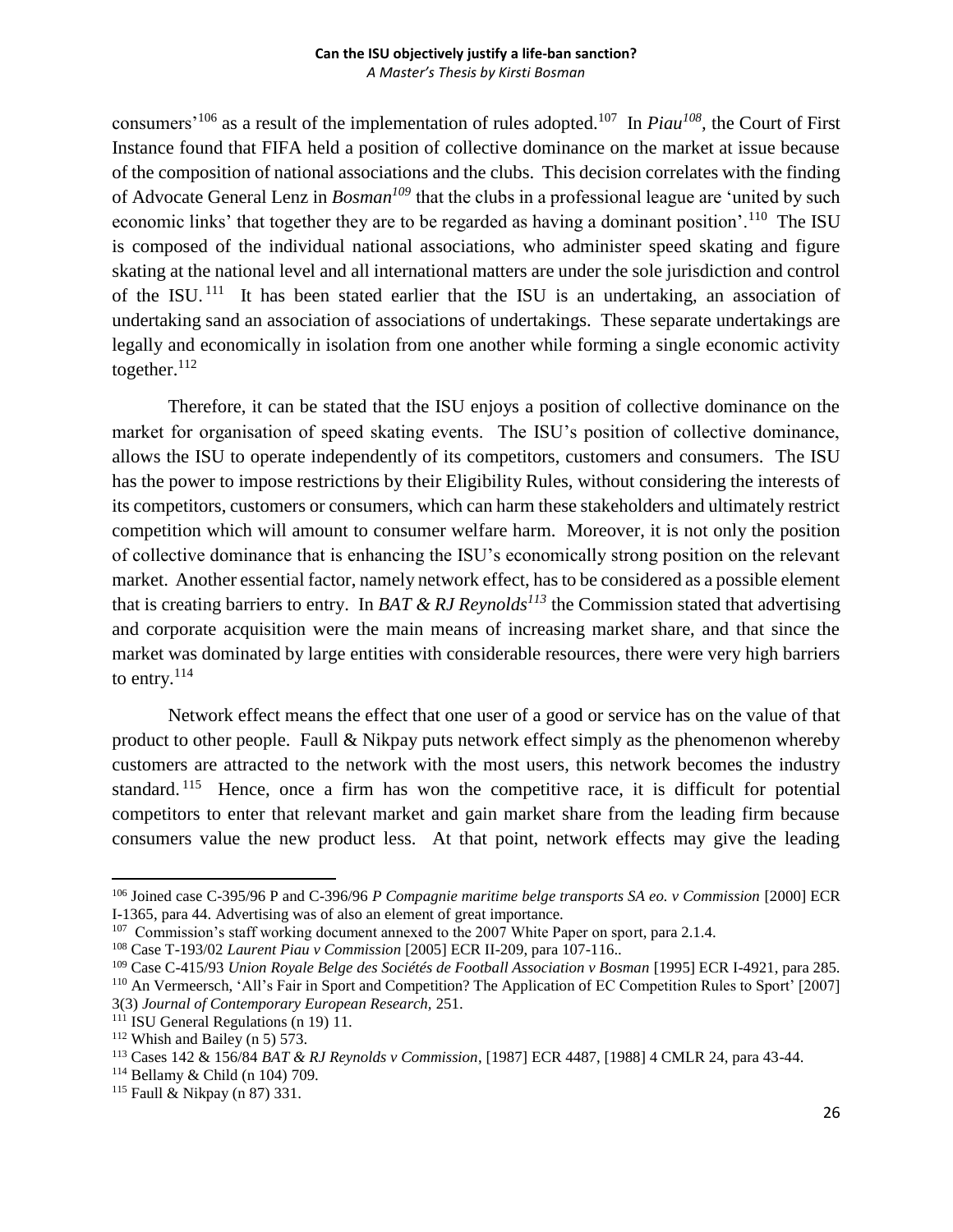consumers'[106] as a result of the implementation of rules adopted.[107] In *Piau[108]*, the Court of First Instance found that FIFA held a position of collective dominance on the market at issue because of the composition of national associations and the clubs. This decision correlates with the finding of Advocate General Lenz in *Bosman[109]* that the clubs in a professional league are 'united by such economic links' that together they are to be regarded as having a dominant position'.[110] The ISU is composed of the individual national associations, who administer speed skating and figure skating at the national level and all international matters are under the sole jurisdiction and control of the ISU.[111] It has been stated earlier that the ISU is an undertaking, an association of undertaking sand an association of associations of undertakings. These separate undertakings are legally and economically in isolation from one another while forming a single economic activity together.[112]

Therefore, it can be stated that the ISU enjoys a position of collective dominance on the market for organisation of speed skating events. The ISU's position of collective dominance, allows the ISU to operate independently of its competitors, customers and consumers. The ISU has the power to impose restrictions by their Eligibility Rules, without considering the interests of its competitors, customers or consumers, which can harm these stakeholders and ultimately restrict competition which will amount to consumer welfare harm. Moreover, it is not only the position of collective dominance that is enhancing the ISU's economically strong position on the relevant market. Another essential factor, namely network effect, has to be considered as a possible element that is creating barriers to entry. In *BAT & RJ Reynolds[113]* the Commission stated that advertising and corporate acquisition were the main means of increasing market share, and that since the market was dominated by large entities with considerable resources, there were very high barriers to entry.[114]

Network effect means the effect that one user of a good or service has on the value of that product to other people. Faull & Nikpay puts network effect simply as the phenomenon whereby customers are attracted to the network with the most users, this network becomes the industry standard.[115] Hence, once a firm has won the competitive race, it is difficult for potential competitors to enter that relevant market and gain market share from the leading firm because consumers value the new product less. At that point, network effects may give the leading

---

[106] Joined case C-395/96 P and C-396/96 *P Compagnie maritime belge transports SA eo. v Commission* [2000] ECR I-1365, para 44. Advertising was of also an element of great importance.

[107] Commission's staff working document annexed to the 2007 White Paper on sport, para 2.1.4.

[108] Case T-193/02 *Laurent Piau v Commission* [2005] ECR II-209, para 107-116..

[109] Case C-415/93 *Union Royale Belge des Sociétés de Football Association v Bosman* [1995] ECR I-4921, para 285.

[110] An Vermeersch, 'All's Fair in Sport and Competition? The Application of EC Competition Rules to Sport' [2007] 3(3) *Journal of Contemporary European Research,* 251.

[111] ISU General Regulations (n 19) 11.

[112] Whish and Bailey (n 5) 573.

[113] Cases 142 & 156/84 *BAT & RJ Reynolds v Commission*, [1987] ECR 4487, [1988] 4 CMLR 24, para 43-44.

[114] Bellamy & Child (n 104) 709.

[115] Faull & Nikpay (n 87) 331.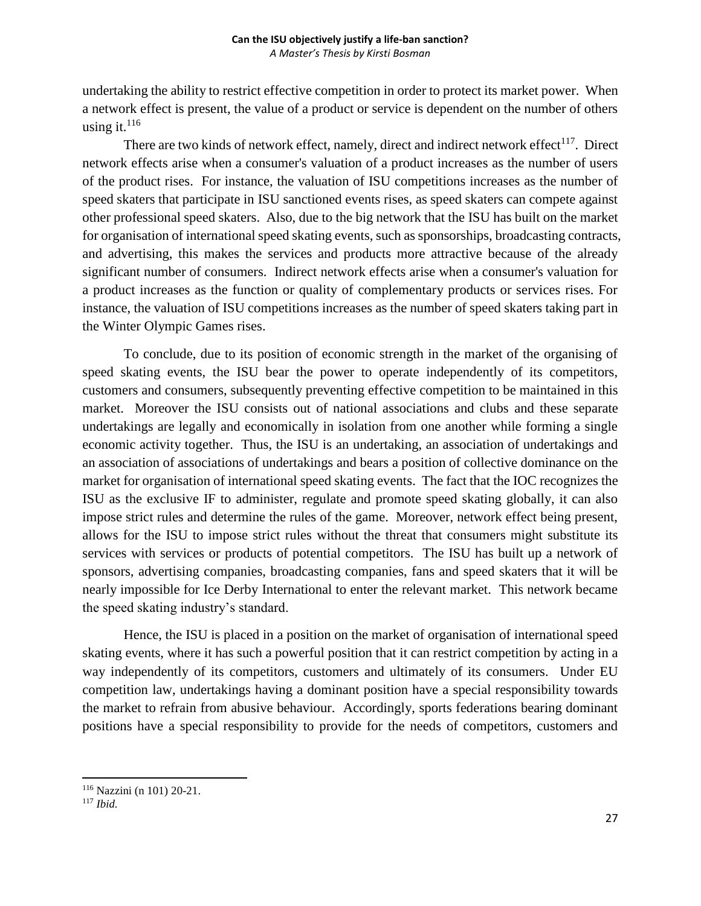undertaking the ability to restrict effective competition in order to protect its market power. When a network effect is present, the value of a product or service is dependent on the number of others using it.[116]

There are two kinds of network effect, namely, direct and indirect network effect[117]. Direct network effects arise when a consumer's valuation of a product increases as the number of users of the product rises. For instance, the valuation of ISU competitions increases as the number of speed skaters that participate in ISU sanctioned events rises, as speed skaters can compete against other professional speed skaters. Also, due to the big network that the ISU has built on the market for organisation of international speed skating events, such as sponsorships, broadcasting contracts, and advertising, this makes the services and products more attractive because of the already significant number of consumers. Indirect network effects arise when a consumer's valuation for a product increases as the function or quality of complementary products or services rises. For instance, the valuation of ISU competitions increases as the number of speed skaters taking part in the Winter Olympic Games rises.

To conclude, due to its position of economic strength in the market of the organising of speed skating events, the ISU bear the power to operate independently of its competitors, customers and consumers, subsequently preventing effective competition to be maintained in this market. Moreover the ISU consists out of national associations and clubs and these separate undertakings are legally and economically in isolation from one another while forming a single economic activity together. Thus, the ISU is an undertaking, an association of undertakings and an association of associations of undertakings and bears a position of collective dominance on the market for organisation of international speed skating events. The fact that the IOC recognizes the ISU as the exclusive IF to administer, regulate and promote speed skating globally, it can also impose strict rules and determine the rules of the game. Moreover, network effect being present, allows for the ISU to impose strict rules without the threat that consumers might substitute its services with services or products of potential competitors. The ISU has built up a network of sponsors, advertising companies, broadcasting companies, fans and speed skaters that it will be nearly impossible for Ice Derby International to enter the relevant market. This network became the speed skating industry's standard.

Hence, the ISU is placed in a position on the market of organisation of international speed skating events, where it has such a powerful position that it can restrict competition by acting in a way independently of its competitors, customers and ultimately of its consumers. Under EU competition law, undertakings having a dominant position have a special responsibility towards the market to refrain from abusive behaviour. Accordingly, sports federations bearing dominant positions have a special responsibility to provide for the needs of competitors, customers and

---

[116] Nazzini (n 101) 20-21.

[117] *Ibid.*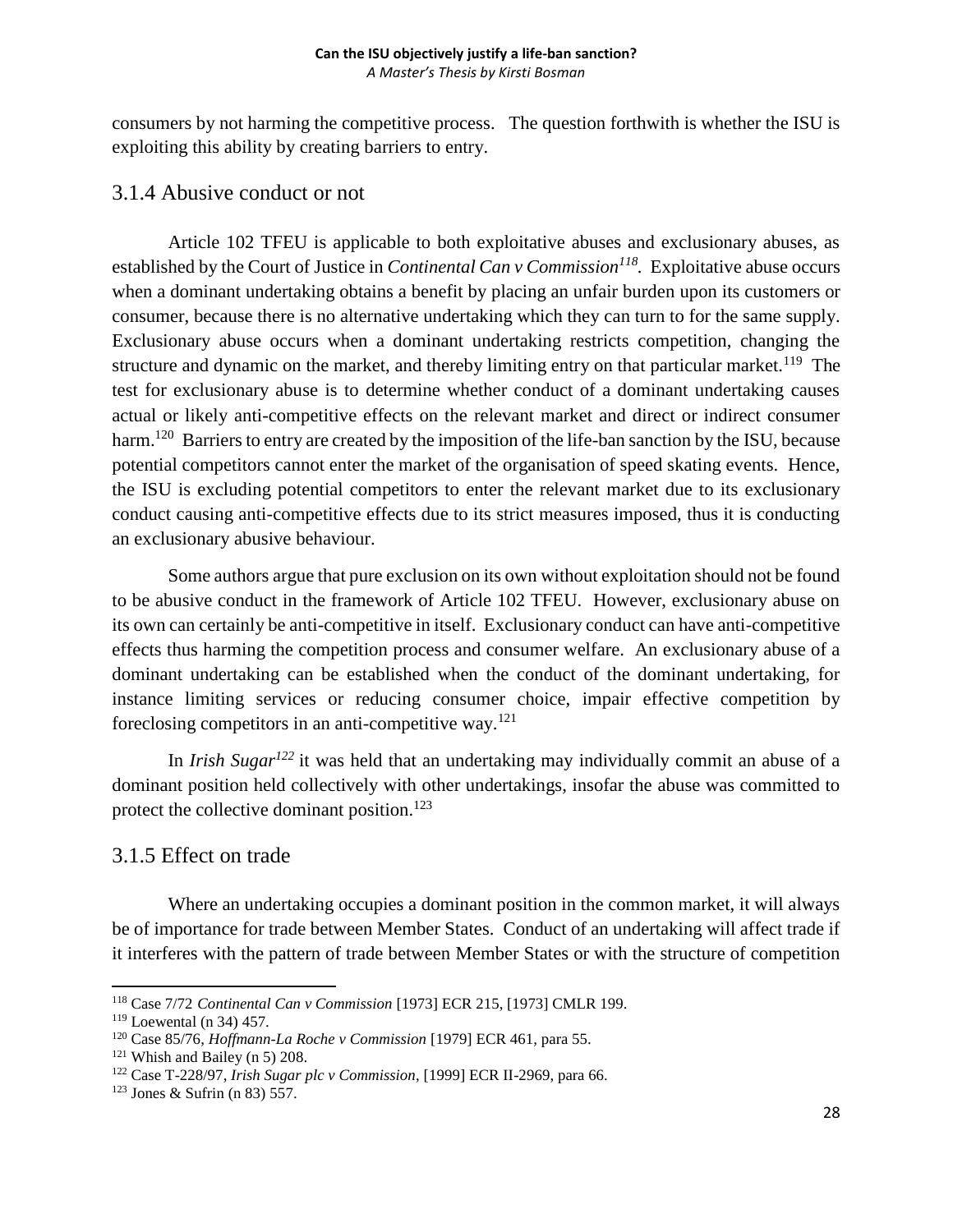consumers by not harming the competitive process. The question forthwith is whether the ISU is exploiting this ability by creating barriers to entry.

### 3.1.4 Abusive conduct or not

Article 102 TFEU is applicable to both exploitative abuses and exclusionary abuses, as established by the Court of Justice in *Continental Can v Commission*[118]. Exploitative abuse occurs when a dominant undertaking obtains a benefit by placing an unfair burden upon its customers or consumer, because there is no alternative undertaking which they can turn to for the same supply. Exclusionary abuse occurs when a dominant undertaking restricts competition, changing the structure and dynamic on the market, and thereby limiting entry on that particular market.[119] The test for exclusionary abuse is to determine whether conduct of a dominant undertaking causes actual or likely anti-competitive effects on the relevant market and direct or indirect consumer harm.[120] Barriers to entry are created by the imposition of the life-ban sanction by the ISU, because potential competitors cannot enter the market of the organisation of speed skating events. Hence, the ISU is excluding potential competitors to enter the relevant market due to its exclusionary conduct causing anti-competitive effects due to its strict measures imposed, thus it is conducting an exclusionary abusive behaviour.

Some authors argue that pure exclusion on its own without exploitation should not be found to be abusive conduct in the framework of Article 102 TFEU. However, exclusionary abuse on its own can certainly be anti-competitive in itself. Exclusionary conduct can have anti-competitive effects thus harming the competition process and consumer welfare. An exclusionary abuse of a dominant undertaking can be established when the conduct of the dominant undertaking, for instance limiting services or reducing consumer choice, impair effective competition by foreclosing competitors in an anti-competitive way.[121]

In *Irish Sugar*[122] it was held that an undertaking may individually commit an abuse of a dominant position held collectively with other undertakings, insofar the abuse was committed to protect the collective dominant position.[123]

### 3.1.5 Effect on trade

Where an undertaking occupies a dominant position in the common market, it will always be of importance for trade between Member States. Conduct of an undertaking will affect trade if it interferes with the pattern of trade between Member States or with the structure of competition

---

[118] Case 7/72 *Continental Can v Commission* [1973] ECR 215, [1973] CMLR 199.

[119] Loewental (n 34) 457.

[120] Case 85/76, *Hoffmann-La Roche v Commission* [1979] ECR 461, para 55.

[121] Whish and Bailey (n 5) 208.

[122] Case T-228/97, *Irish Sugar plc v Commission*, [1999] ECR II-2969, para 66.

[123] Jones & Sufrin (n 83) 557.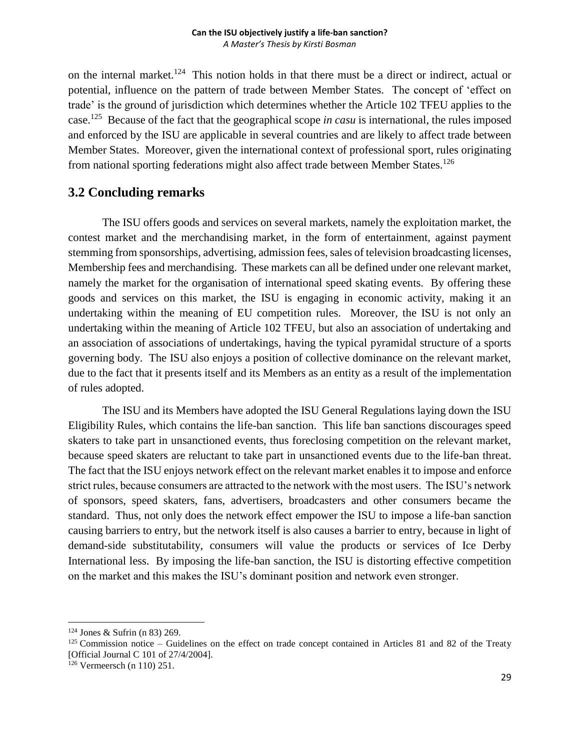on the internal market.[124] This notion holds in that there must be a direct or indirect, actual or potential, influence on the pattern of trade between Member States. The concept of 'effect on trade' is the ground of jurisdiction which determines whether the Article 102 TFEU applies to the case.[125] Because of the fact that the geographical scope *in casu* is international, the rules imposed and enforced by the ISU are applicable in several countries and are likely to affect trade between Member States. Moreover, given the international context of professional sport, rules originating from national sporting federations might also affect trade between Member States.[126]

## 3.2 Concluding remarks

The ISU offers goods and services on several markets, namely the exploitation market, the contest market and the merchandising market, in the form of entertainment, against payment stemming from sponsorships, advertising, admission fees, sales of television broadcasting licenses, Membership fees and merchandising. These markets can all be defined under one relevant market, namely the market for the organisation of international speed skating events. By offering these goods and services on this market, the ISU is engaging in economic activity, making it an undertaking within the meaning of EU competition rules. Moreover, the ISU is not only an undertaking within the meaning of Article 102 TFEU, but also an association of undertaking and an association of associations of undertakings, having the typical pyramidal structure of a sports governing body. The ISU also enjoys a position of collective dominance on the relevant market, due to the fact that it presents itself and its Members as an entity as a result of the implementation of rules adopted.

The ISU and its Members have adopted the ISU General Regulations laying down the ISU Eligibility Rules, which contains the life-ban sanction. This life ban sanctions discourages speed skaters to take part in unsanctioned events, thus foreclosing competition on the relevant market, because speed skaters are reluctant to take part in unsanctioned events due to the life-ban threat. The fact that the ISU enjoys network effect on the relevant market enables it to impose and enforce strict rules, because consumers are attracted to the network with the most users. The ISU's network of sponsors, speed skaters, fans, advertisers, broadcasters and other consumers became the standard. Thus, not only does the network effect empower the ISU to impose a life-ban sanction causing barriers to entry, but the network itself is also causes a barrier to entry, because in light of demand-side substitutability, consumers will value the products or services of Ice Derby International less. By imposing the life-ban sanction, the ISU is distorting effective competition on the market and this makes the ISU's dominant position and network even stronger.

---

[124] Jones & Sufrin (n 83) 269.

[125] Commission notice – Guidelines on the effect on trade concept contained in Articles 81 and 82 of the Treaty [Official Journal C 101 of 27/4/2004].

[126] Vermeersch (n 110) 251.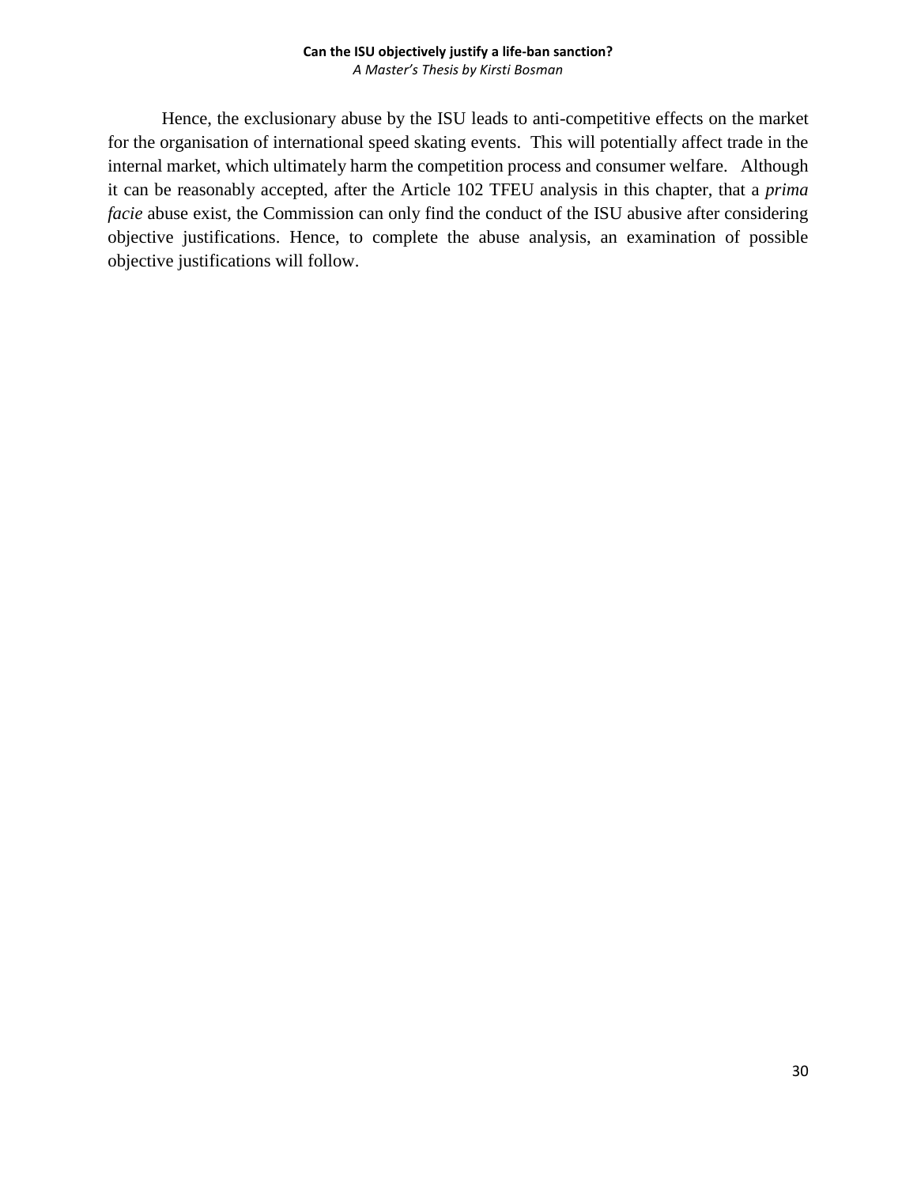Hence, the exclusionary abuse by the ISU leads to anti-competitive effects on the market for the organisation of international speed skating events. This will potentially affect trade in the internal market, which ultimately harm the competition process and consumer welfare. Although it can be reasonably accepted, after the Article 102 TFEU analysis in this chapter, that a *prima facie* abuse exist, the Commission can only find the conduct of the ISU abusive after considering objective justifications. Hence, to complete the abuse analysis, an examination of possible objective justifications will follow.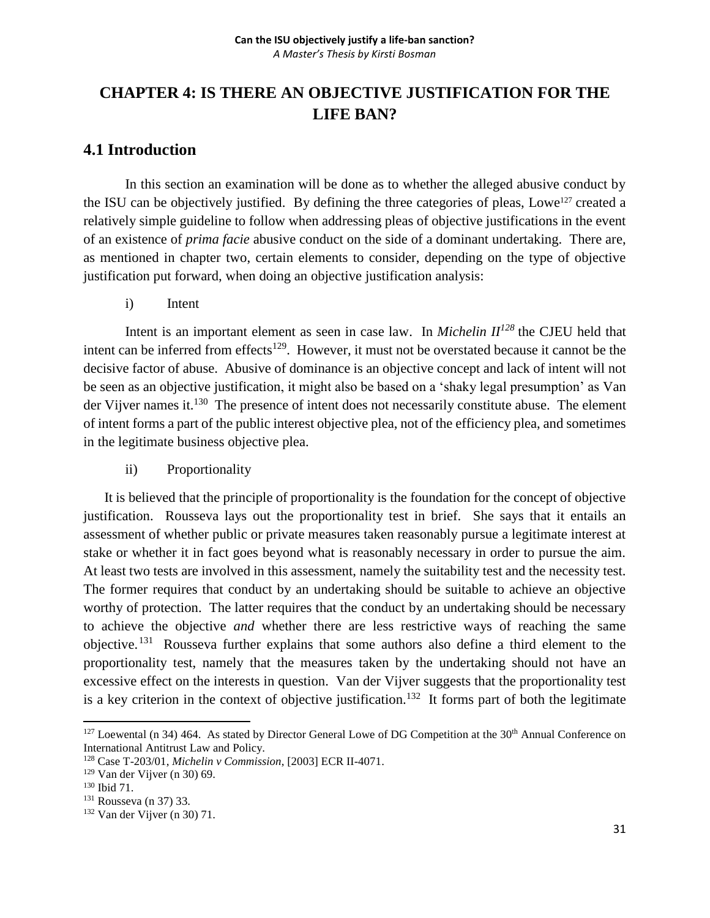# CHAPTER 4: IS THERE AN OBJECTIVE JUSTIFICATION FOR THE LIFE BAN?

## 4.1 Introduction

In this section an examination will be done as to whether the alleged abusive conduct by the ISU can be objectively justified. By defining the three categories of pleas, Lowe[127] created a relatively simple guideline to follow when addressing pleas of objective justifications in the event of an existence of *prima facie* abusive conduct on the side of a dominant undertaking. There are, as mentioned in chapter two, certain elements to consider, depending on the type of objective justification put forward, when doing an objective justification analysis:

i) Intent

Intent is an important element as seen in case law. In *Michelin II*[128] the CJEU held that intent can be inferred from effects[129]. However, it must not be overstated because it cannot be the decisive factor of abuse. Abusive of dominance is an objective concept and lack of intent will not be seen as an objective justification, it might also be based on a 'shaky legal presumption' as Van der Vijver names it.[130] The presence of intent does not necessarily constitute abuse. The element of intent forms a part of the public interest objective plea, not of the efficiency plea, and sometimes in the legitimate business objective plea.

ii) Proportionality

It is believed that the principle of proportionality is the foundation for the concept of objective justification. Rousseva lays out the proportionality test in brief. She says that it entails an assessment of whether public or private measures taken reasonably pursue a legitimate interest at stake or whether it in fact goes beyond what is reasonably necessary in order to pursue the aim. At least two tests are involved in this assessment, namely the suitability test and the necessity test. The former requires that conduct by an undertaking should be suitable to achieve an objective worthy of protection. The latter requires that the conduct by an undertaking should be necessary to achieve the objective *and* whether there are less restrictive ways of reaching the same objective.[131] Rousseva further explains that some authors also define a third element to the proportionality test, namely that the measures taken by the undertaking should not have an excessive effect on the interests in question. Van der Vijver suggests that the proportionality test is a key criterion in the context of objective justification.[132] It forms part of both the legitimate

---

[127] Loewental (n 34) 464. As stated by Director General Lowe of DG Competition at the 30th Annual Conference on International Antitrust Law and Policy.

[128] Case T-203/01, *Michelin v Commission*, [2003] ECR II-4071.

[129] Van der Vijver (n 30) 69.

[130] Ibid 71.

[131] Rousseva (n 37) 33.

[132] Van der Vijver (n 30) 71.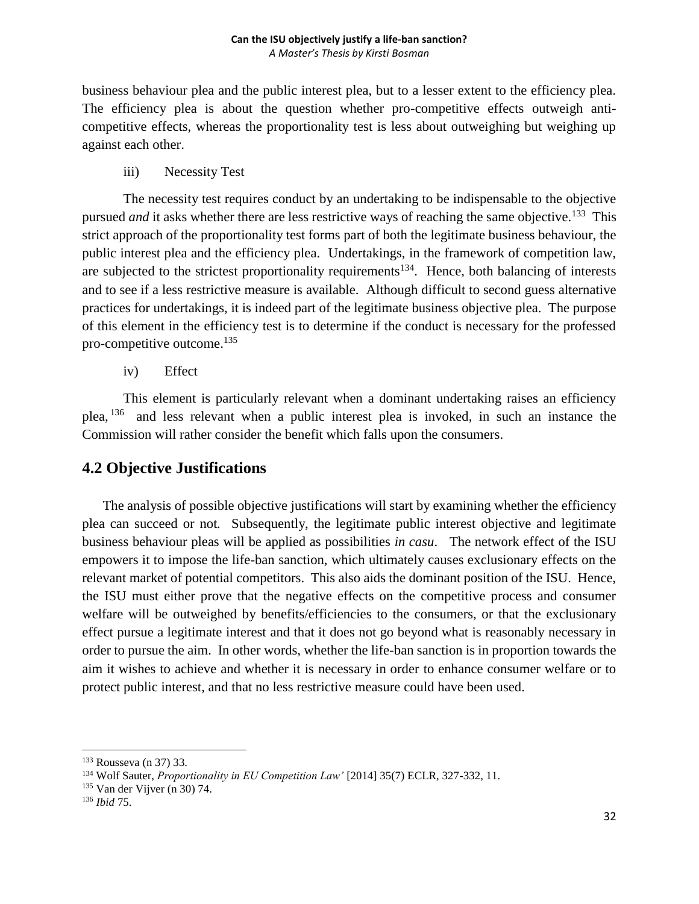business behaviour plea and the public interest plea, but to a lesser extent to the efficiency plea. The efficiency plea is about the question whether pro-competitive effects outweigh anti-competitive effects, whereas the proportionality test is less about outweighing but weighing up against each other.

iii) Necessity Test

The necessity test requires conduct by an undertaking to be indispensable to the objective pursued *and* it asks whether there are less restrictive ways of reaching the same objective.[133] This strict approach of the proportionality test forms part of both the legitimate business behaviour, the public interest plea and the efficiency plea. Undertakings, in the framework of competition law, are subjected to the strictest proportionality requirements[134]. Hence, both balancing of interests and to see if a less restrictive measure is available. Although difficult to second guess alternative practices for undertakings, it is indeed part of the legitimate business objective plea. The purpose of this element in the efficiency test is to determine if the conduct is necessary for the professed pro-competitive outcome.[135]

iv) Effect

This element is particularly relevant when a dominant undertaking raises an efficiency plea,[136] and less relevant when a public interest plea is invoked, in such an instance the Commission will rather consider the benefit which falls upon the consumers.

## 4.2 Objective Justifications

The analysis of possible objective justifications will start by examining whether the efficiency plea can succeed or not. Subsequently, the legitimate public interest objective and legitimate business behaviour pleas will be applied as possibilities *in casu*. The network effect of the ISU empowers it to impose the life-ban sanction, which ultimately causes exclusionary effects on the relevant market of potential competitors. This also aids the dominant position of the ISU. Hence, the ISU must either prove that the negative effects on the competitive process and consumer welfare will be outweighed by benefits/efficiencies to the consumers, or that the exclusionary effect pursue a legitimate interest and that it does not go beyond what is reasonably necessary in order to pursue the aim. In other words, whether the life-ban sanction is in proportion towards the aim it wishes to achieve and whether it is necessary in order to enhance consumer welfare or to protect public interest, and that no less restrictive measure could have been used.

---

[133] Rousseva (n 37) 33.

[134] Wolf Sauter, *Proportionality in EU Competition Law'* [2014] 35(7) ECLR, 327-332, 11.

[135] Van der Vijver (n 30) 74.

[136] *Ibid* 75.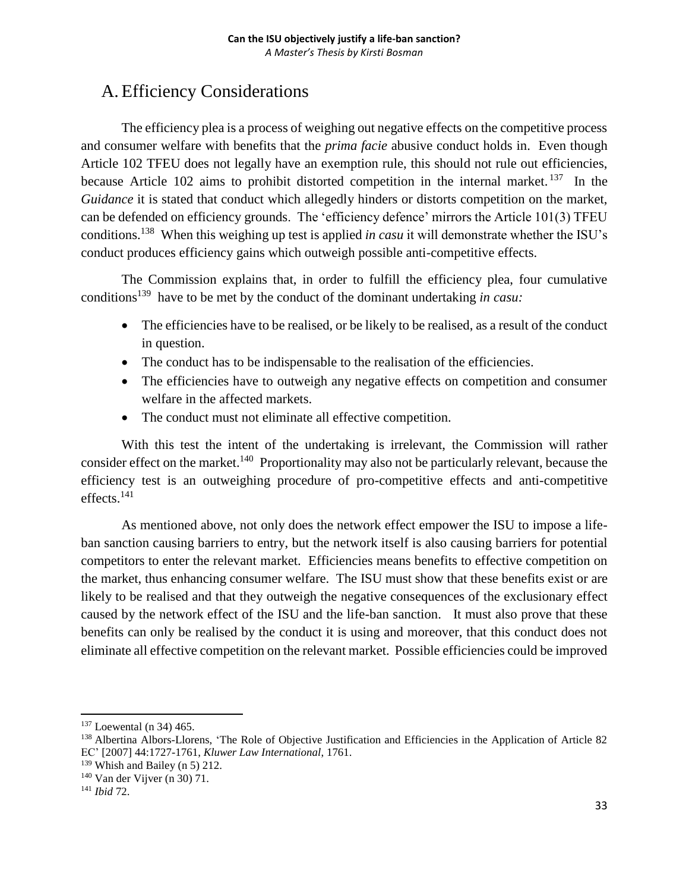## A. Efficiency Considerations

The efficiency plea is a process of weighing out negative effects on the competitive process and consumer welfare with benefits that the *prima facie* abusive conduct holds in. Even though Article 102 TFEU does not legally have an exemption rule, this should not rule out efficiencies, because Article 102 aims to prohibit distorted competition in the internal market.[137] In the *Guidance* it is stated that conduct which allegedly hinders or distorts competition on the market, can be defended on efficiency grounds. The 'efficiency defence' mirrors the Article 101(3) TFEU conditions.[138] When this weighing up test is applied *in casu* it will demonstrate whether the ISU's conduct produces efficiency gains which outweigh possible anti-competitive effects.

The Commission explains that, in order to fulfill the efficiency plea, four cumulative conditions[139] have to be met by the conduct of the dominant undertaking *in casu:*

- The efficiencies have to be realised, or be likely to be realised, as a result of the conduct in question.
- The conduct has to be indispensable to the realisation of the efficiencies.
- The efficiencies have to outweigh any negative effects on competition and consumer welfare in the affected markets.
- The conduct must not eliminate all effective competition.

With this test the intent of the undertaking is irrelevant, the Commission will rather consider effect on the market.[140] Proportionality may also not be particularly relevant, because the efficiency test is an outweighing procedure of pro-competitive effects and anti-competitive effects.[141]

As mentioned above, not only does the network effect empower the ISU to impose a life-ban sanction causing barriers to entry, but the network itself is also causing barriers for potential competitors to enter the relevant market. Efficiencies means benefits to effective competition on the market, thus enhancing consumer welfare. The ISU must show that these benefits exist or are likely to be realised and that they outweigh the negative consequences of the exclusionary effect caused by the network effect of the ISU and the life-ban sanction. It must also prove that these benefits can only be realised by the conduct it is using and moreover, that this conduct does not eliminate all effective competition on the relevant market. Possible efficiencies could be improved

---

[137] Loewental (n 34) 465.

[138] Albertina Albors-Llorens, 'The Role of Objective Justification and Efficiencies in the Application of Article 82 EC' [2007] 44:1727-1761, *Kluwer Law International*, 1761.

[139] Whish and Bailey (n 5) 212.

[140] Van der Vijver (n 30) 71.

[141] *Ibid* 72.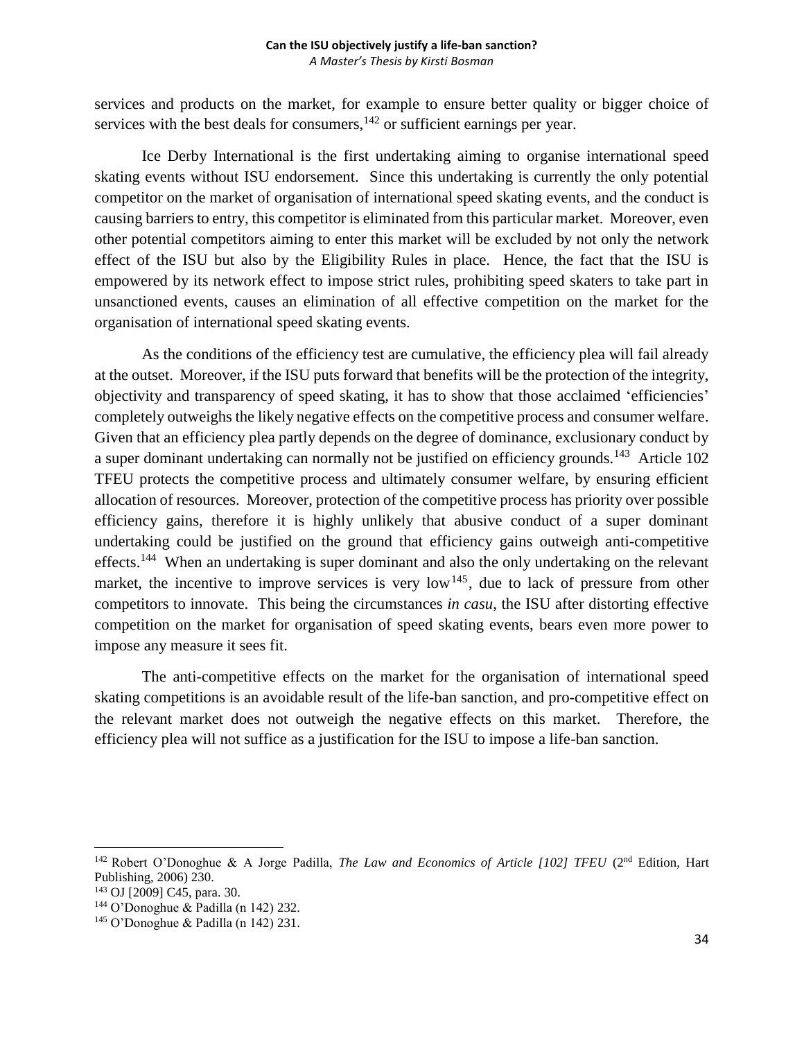services and products on the market, for example to ensure better quality or bigger choice of services with the best deals for consumers,[142] or sufficient earnings per year.

Ice Derby International is the first undertaking aiming to organise international speed skating events without ISU endorsement. Since this undertaking is currently the only potential competitor on the market of organisation of international speed skating events, and the conduct is causing barriers to entry, this competitor is eliminated from this particular market. Moreover, even other potential competitors aiming to enter this market will be excluded by not only the network effect of the ISU but also by the Eligibility Rules in place. Hence, the fact that the ISU is empowered by its network effect to impose strict rules, prohibiting speed skaters to take part in unsanctioned events, causes an elimination of all effective competition on the market for the organisation of international speed skating events.

As the conditions of the efficiency test are cumulative, the efficiency plea will fail already at the outset. Moreover, if the ISU puts forward that benefits will be the protection of the integrity, objectivity and transparency of speed skating, it has to show that those acclaimed 'efficiencies' completely outweighs the likely negative effects on the competitive process and consumer welfare. Given that an efficiency plea partly depends on the degree of dominance, exclusionary conduct by a super dominant undertaking can normally not be justified on efficiency grounds.[143] Article 102 TFEU protects the competitive process and ultimately consumer welfare, by ensuring efficient allocation of resources. Moreover, protection of the competitive process has priority over possible efficiency gains, therefore it is highly unlikely that abusive conduct of a super dominant undertaking could be justified on the ground that efficiency gains outweigh anti-competitive effects.[144] When an undertaking is super dominant and also the only undertaking on the relevant market, the incentive to improve services is very low[145], due to lack of pressure from other competitors to innovate. This being the circumstances *in casu*, the ISU after distorting effective competition on the market for organisation of speed skating events, bears even more power to impose any measure it sees fit.

The anti-competitive effects on the market for the organisation of international speed skating competitions is an avoidable result of the life-ban sanction, and pro-competitive effect on the relevant market does not outweigh the negative effects on this market. Therefore, the efficiency plea will not suffice as a justification for the ISU to impose a life-ban sanction.

---

[142] Robert O'Donoghue & A Jorge Padilla, *The Law and Economics of Article [102] TFEU* (2nd Edition, Hart Publishing, 2006) 230.

[143] OJ [2009] C45, para. 30.

[144] O'Donoghue & Padilla (n 142) 232.

[145] O'Donoghue & Padilla (n 142) 231.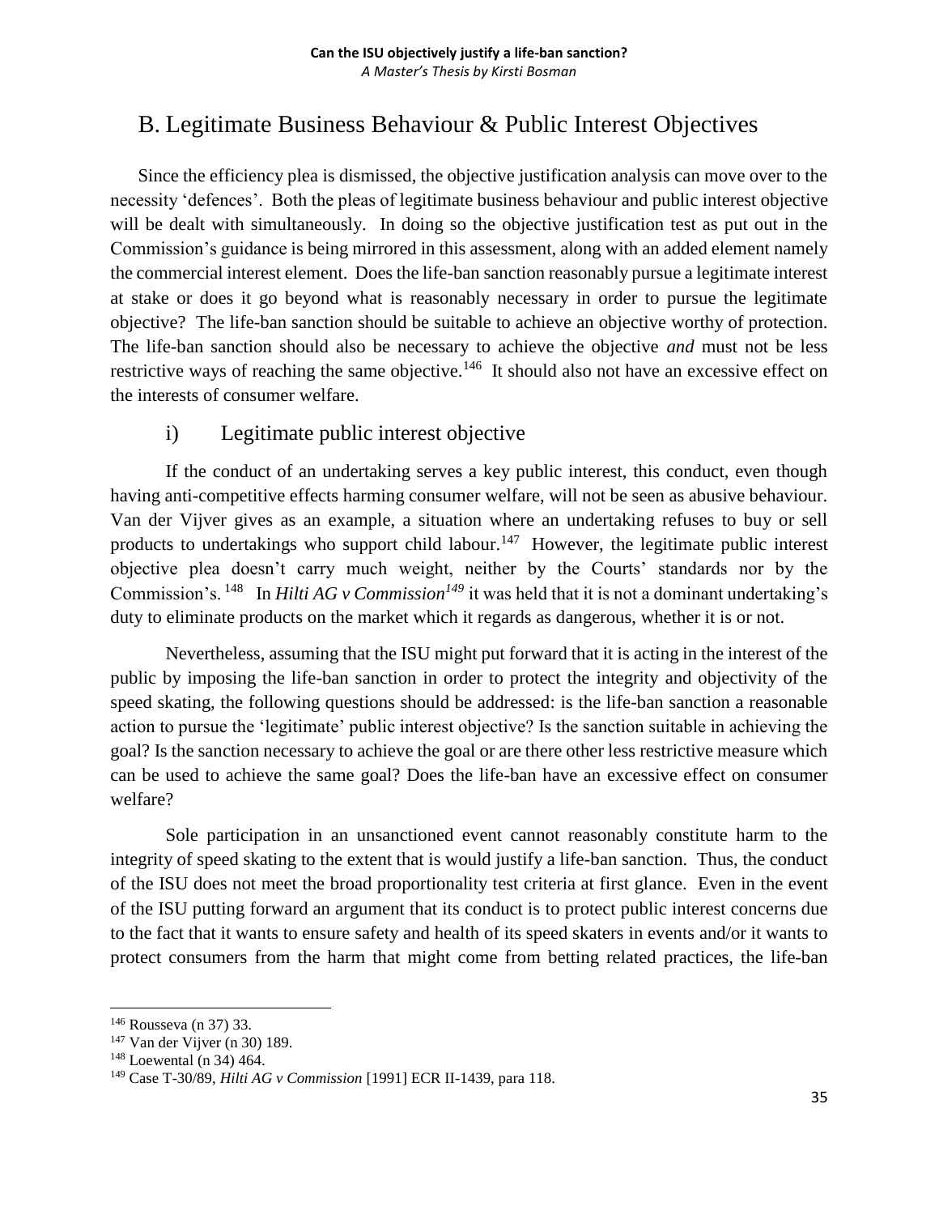## B. Legitimate Business Behaviour & Public Interest Objectives

Since the efficiency plea is dismissed, the objective justification analysis can move over to the necessity 'defences'. Both the pleas of legitimate business behaviour and public interest objective will be dealt with simultaneously. In doing so the objective justification test as put out in the Commission's guidance is being mirrored in this assessment, along with an added element namely the commercial interest element. Does the life-ban sanction reasonably pursue a legitimate interest at stake or does it go beyond what is reasonably necessary in order to pursue the legitimate objective? The life-ban sanction should be suitable to achieve an objective worthy of protection. The life-ban sanction should also be necessary to achieve the objective *and* must not be less restrictive ways of reaching the same objective.[146] It should also not have an excessive effect on the interests of consumer welfare.

### i) Legitimate public interest objective

If the conduct of an undertaking serves a key public interest, this conduct, even though having anti-competitive effects harming consumer welfare, will not be seen as abusive behaviour. Van der Vijver gives as an example, a situation where an undertaking refuses to buy or sell products to undertakings who support child labour.[147] However, the legitimate public interest objective plea doesn't carry much weight, neither by the Courts' standards nor by the Commission's.[148] In *Hilti AG v Commission*[149] it was held that it is not a dominant undertaking's duty to eliminate products on the market which it regards as dangerous, whether it is or not.

Nevertheless, assuming that the ISU might put forward that it is acting in the interest of the public by imposing the life-ban sanction in order to protect the integrity and objectivity of the speed skating, the following questions should be addressed: is the life-ban sanction a reasonable action to pursue the 'legitimate' public interest objective? Is the sanction suitable in achieving the goal? Is the sanction necessary to achieve the goal or are there other less restrictive measure which can be used to achieve the same goal? Does the life-ban have an excessive effect on consumer welfare?

Sole participation in an unsanctioned event cannot reasonably constitute harm to the integrity of speed skating to the extent that is would justify a life-ban sanction. Thus, the conduct of the ISU does not meet the broad proportionality test criteria at first glance. Even in the event of the ISU putting forward an argument that its conduct is to protect public interest concerns due to the fact that it wants to ensure safety and health of its speed skaters in events and/or it wants to protect consumers from the harm that might come from betting related practices, the life-ban

---

[146] Rousseva (n 37) 33.

[147] Van der Vijver (n 30) 189.

[148] Loewental (n 34) 464.

[149] Case T-30/89, *Hilti AG v Commission* [1991] ECR II-1439, para 118.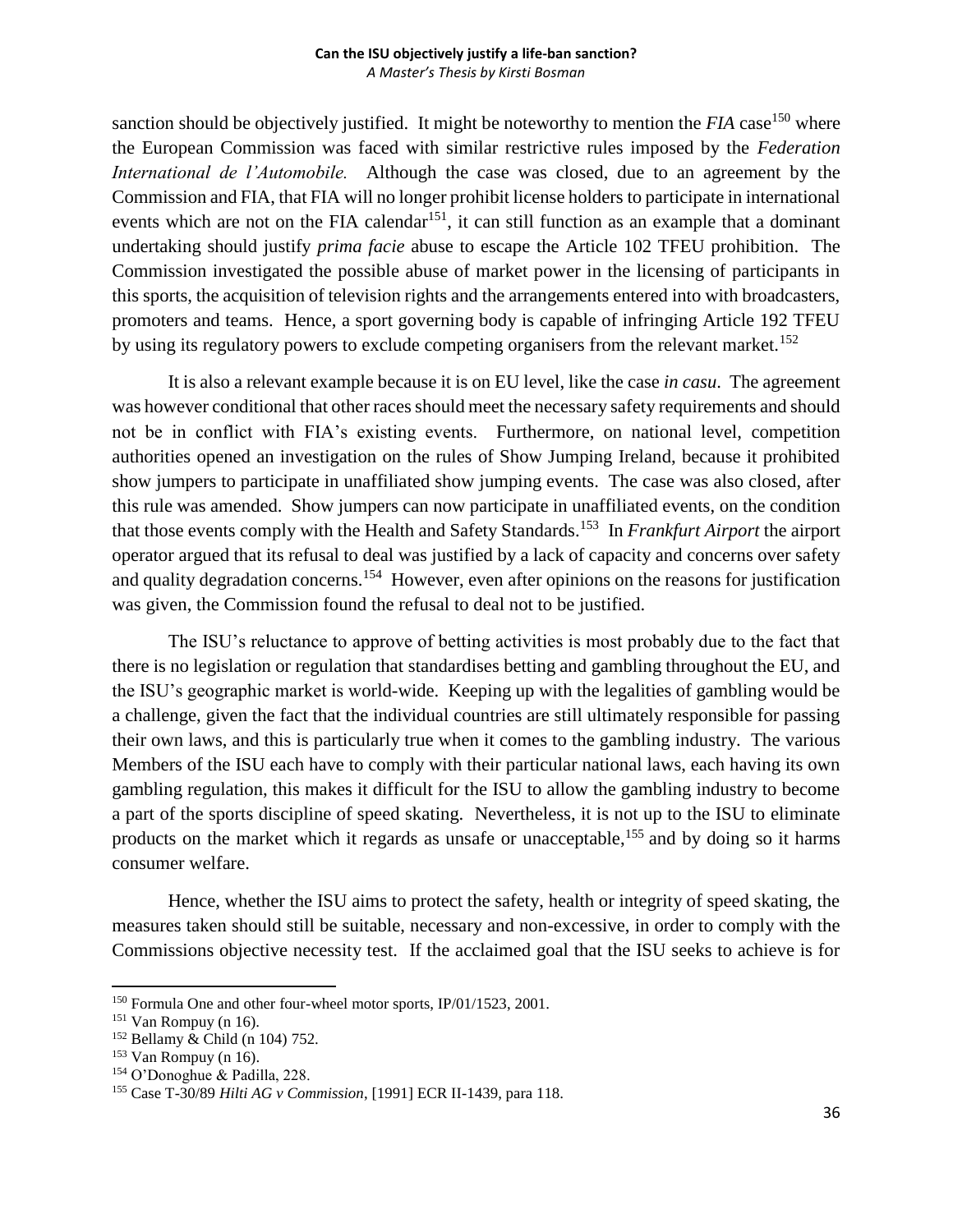sanction should be objectively justified. It might be noteworthy to mention the *FIA* case[150] where the European Commission was faced with similar restrictive rules imposed by the *Federation International de l'Automobile.* Although the case was closed, due to an agreement by the Commission and FIA, that FIA will no longer prohibit license holders to participate in international events which are not on the FIA calendar[151], it can still function as an example that a dominant undertaking should justify *prima facie* abuse to escape the Article 102 TFEU prohibition. The Commission investigated the possible abuse of market power in the licensing of participants in this sports, the acquisition of television rights and the arrangements entered into with broadcasters, promoters and teams. Hence, a sport governing body is capable of infringing Article 192 TFEU by using its regulatory powers to exclude competing organisers from the relevant market.[152]

It is also a relevant example because it is on EU level, like the case *in casu*. The agreement was however conditional that other races should meet the necessary safety requirements and should not be in conflict with FIA's existing events. Furthermore, on national level, competition authorities opened an investigation on the rules of Show Jumping Ireland, because it prohibited show jumpers to participate in unaffiliated show jumping events. The case was also closed, after this rule was amended. Show jumpers can now participate in unaffiliated events, on the condition that those events comply with the Health and Safety Standards.[153] In *Frankfurt Airport* the airport operator argued that its refusal to deal was justified by a lack of capacity and concerns over safety and quality degradation concerns.[154] However, even after opinions on the reasons for justification was given, the Commission found the refusal to deal not to be justified.

The ISU's reluctance to approve of betting activities is most probably due to the fact that there is no legislation or regulation that standardises betting and gambling throughout the EU, and the ISU's geographic market is world-wide. Keeping up with the legalities of gambling would be a challenge, given the fact that the individual countries are still ultimately responsible for passing their own laws, and this is particularly true when it comes to the gambling industry. The various Members of the ISU each have to comply with their particular national laws, each having its own gambling regulation, this makes it difficult for the ISU to allow the gambling industry to become a part of the sports discipline of speed skating. Nevertheless, it is not up to the ISU to eliminate products on the market which it regards as unsafe or unacceptable,[155] and by doing so it harms consumer welfare.

Hence, whether the ISU aims to protect the safety, health or integrity of speed skating, the measures taken should still be suitable, necessary and non-excessive, in order to comply with the Commissions objective necessity test. If the acclaimed goal that the ISU seeks to achieve is for

---

[150] Formula One and other four-wheel motor sports, IP/01/1523, 2001.

[151] Van Rompuy (n 16).

[152] Bellamy & Child (n 104) 752.

[153] Van Rompuy (n 16).

[154] O'Donoghue & Padilla, 228.

[155] Case T-30/89 *Hilti AG v Commission*, [1991] ECR II-1439, para 118.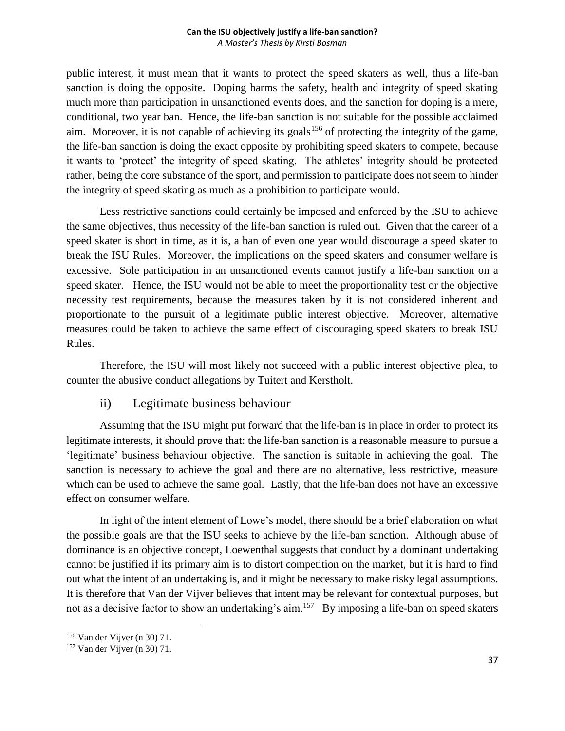public interest, it must mean that it wants to protect the speed skaters as well, thus a life-ban sanction is doing the opposite. Doping harms the safety, health and integrity of speed skating much more than participation in unsanctioned events does, and the sanction for doping is a mere, conditional, two year ban. Hence, the life-ban sanction is not suitable for the possible acclaimed aim. Moreover, it is not capable of achieving its goals[156] of protecting the integrity of the game, the life-ban sanction is doing the exact opposite by prohibiting speed skaters to compete, because it wants to 'protect' the integrity of speed skating. The athletes' integrity should be protected rather, being the core substance of the sport, and permission to participate does not seem to hinder the integrity of speed skating as much as a prohibition to participate would.

Less restrictive sanctions could certainly be imposed and enforced by the ISU to achieve the same objectives, thus necessity of the life-ban sanction is ruled out. Given that the career of a speed skater is short in time, as it is, a ban of even one year would discourage a speed skater to break the ISU Rules. Moreover, the implications on the speed skaters and consumer welfare is excessive. Sole participation in an unsanctioned events cannot justify a life-ban sanction on a speed skater. Hence, the ISU would not be able to meet the proportionality test or the objective necessity test requirements, because the measures taken by it is not considered inherent and proportionate to the pursuit of a legitimate public interest objective. Moreover, alternative measures could be taken to achieve the same effect of discouraging speed skaters to break ISU Rules.

Therefore, the ISU will most likely not succeed with a public interest objective plea, to counter the abusive conduct allegations by Tuitert and Kerstholt.

### ii) Legitimate business behaviour

Assuming that the ISU might put forward that the life-ban is in place in order to protect its legitimate interests, it should prove that: the life-ban sanction is a reasonable measure to pursue a 'legitimate' business behaviour objective. The sanction is suitable in achieving the goal. The sanction is necessary to achieve the goal and there are no alternative, less restrictive, measure which can be used to achieve the same goal. Lastly, that the life-ban does not have an excessive effect on consumer welfare.

In light of the intent element of Lowe's model, there should be a brief elaboration on what the possible goals are that the ISU seeks to achieve by the life-ban sanction. Although abuse of dominance is an objective concept, Loewenthal suggests that conduct by a dominant undertaking cannot be justified if its primary aim is to distort competition on the market, but it is hard to find out what the intent of an undertaking is, and it might be necessary to make risky legal assumptions. It is therefore that Van der Vijver believes that intent may be relevant for contextual purposes, but not as a decisive factor to show an undertaking's aim.[157] By imposing a life-ban on speed skaters

[156] Van der Vijver (n 30) 71.

[157] Van der Vijver (n 30) 71.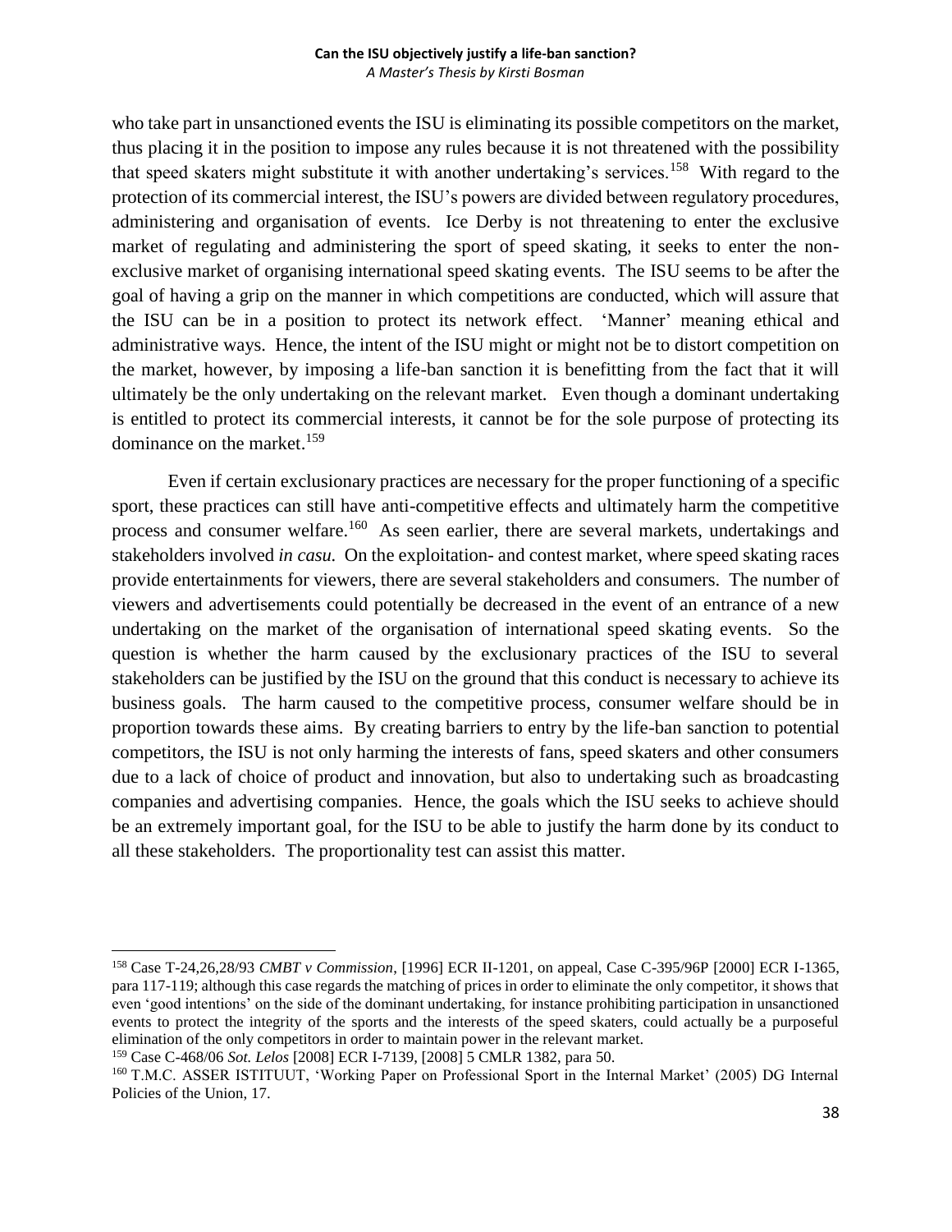who take part in unsanctioned events the ISU is eliminating its possible competitors on the market, thus placing it in the position to impose any rules because it is not threatened with the possibility that speed skaters might substitute it with another undertaking's services.[158] With regard to the protection of its commercial interest, the ISU's powers are divided between regulatory procedures, administering and organisation of events. Ice Derby is not threatening to enter the exclusive market of regulating and administering the sport of speed skating, it seeks to enter the non-exclusive market of organising international speed skating events. The ISU seems to be after the goal of having a grip on the manner in which competitions are conducted, which will assure that the ISU can be in a position to protect its network effect. 'Manner' meaning ethical and administrative ways. Hence, the intent of the ISU might or might not be to distort competition on the market, however, by imposing a life-ban sanction it is benefitting from the fact that it will ultimately be the only undertaking on the relevant market. Even though a dominant undertaking is entitled to protect its commercial interests, it cannot be for the sole purpose of protecting its dominance on the market.[159]

Even if certain exclusionary practices are necessary for the proper functioning of a specific sport, these practices can still have anti-competitive effects and ultimately harm the competitive process and consumer welfare.[160] As seen earlier, there are several markets, undertakings and stakeholders involved *in casu.* On the exploitation- and contest market, where speed skating races provide entertainments for viewers, there are several stakeholders and consumers. The number of viewers and advertisements could potentially be decreased in the event of an entrance of a new undertaking on the market of the organisation of international speed skating events. So the question is whether the harm caused by the exclusionary practices of the ISU to several stakeholders can be justified by the ISU on the ground that this conduct is necessary to achieve its business goals. The harm caused to the competitive process, consumer welfare should be in proportion towards these aims. By creating barriers to entry by the life-ban sanction to potential competitors, the ISU is not only harming the interests of fans, speed skaters and other consumers due to a lack of choice of product and innovation, but also to undertaking such as broadcasting companies and advertising companies. Hence, the goals which the ISU seeks to achieve should be an extremely important goal, for the ISU to be able to justify the harm done by its conduct to all these stakeholders. The proportionality test can assist this matter.

---

[158] Case T-24,26,28/93 *CMBT v Commission*, [1996] ECR II-1201, on appeal, Case C-395/96P [2000] ECR I-1365, para 117-119; although this case regards the matching of prices in order to eliminate the only competitor, it shows that even 'good intentions' on the side of the dominant undertaking, for instance prohibiting participation in unsanctioned events to protect the integrity of the sports and the interests of the speed skaters, could actually be a purposeful elimination of the only competitors in order to maintain power in the relevant market.

[159] Case C-468/06 *Sot. Lelos* [2008] ECR I-7139, [2008] 5 CMLR 1382, para 50.

[160] T.M.C. ASSER ISTITUUT, 'Working Paper on Professional Sport in the Internal Market' (2005) DG Internal Policies of the Union, 17.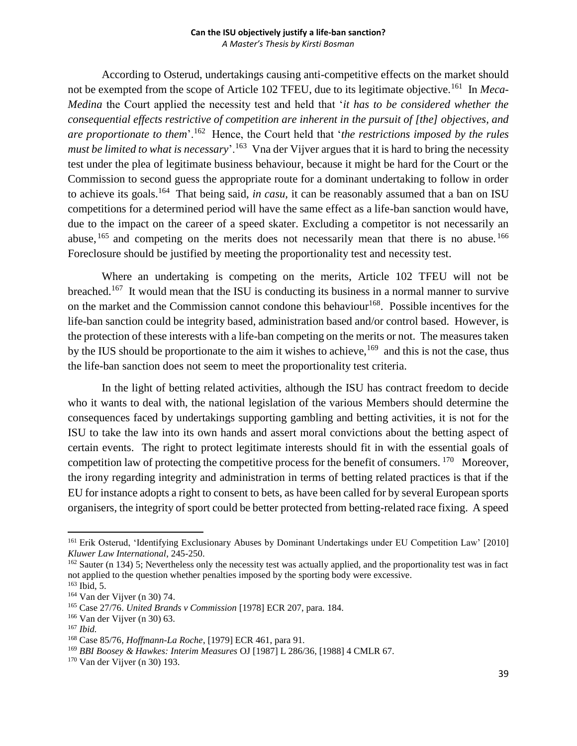According to Osterud, undertakings causing anti-competitive effects on the market should not be exempted from the scope of Article 102 TFEU, due to its legitimate objective.[161] In *Meca-Medina* the Court applied the necessity test and held that '*it has to be considered whether the consequential effects restrictive of competition are inherent in the pursuit of [the] objectives, and are proportionate to them*'.[162] Hence, the Court held that '*the restrictions imposed by the rules must be limited to what is necessary*'.[163] Vna der Vijver argues that it is hard to bring the necessity test under the plea of legitimate business behaviour, because it might be hard for the Court or the Commission to second guess the appropriate route for a dominant undertaking to follow in order to achieve its goals.[164] That being said, *in casu*, it can be reasonably assumed that a ban on ISU competitions for a determined period will have the same effect as a life-ban sanction would have, due to the impact on the career of a speed skater. Excluding a competitor is not necessarily an abuse,[165] and competing on the merits does not necessarily mean that there is no abuse.[166] Foreclosure should be justified by meeting the proportionality test and necessity test.

Where an undertaking is competing on the merits, Article 102 TFEU will not be breached.[167] It would mean that the ISU is conducting its business in a normal manner to survive on the market and the Commission cannot condone this behaviour[168]. Possible incentives for the life-ban sanction could be integrity based, administration based and/or control based. However, is the protection of these interests with a life-ban competing on the merits or not. The measures taken by the IUS should be proportionate to the aim it wishes to achieve,[169] and this is not the case, thus the life-ban sanction does not seem to meet the proportionality test criteria.

In the light of betting related activities, although the ISU has contract freedom to decide who it wants to deal with, the national legislation of the various Members should determine the consequences faced by undertakings supporting gambling and betting activities, it is not for the ISU to take the law into its own hands and assert moral convictions about the betting aspect of certain events. The right to protect legitimate interests should fit in with the essential goals of competition law of protecting the competitive process for the benefit of consumers.[170] Moreover, the irony regarding integrity and administration in terms of betting related practices is that if the EU for instance adopts a right to consent to bets, as have been called for by several European sports organisers, the integrity of sport could be better protected from betting-related race fixing. A speed

---

[161] Erik Osterud, 'Identifying Exclusionary Abuses by Dominant Undertakings under EU Competition Law' [2010] *Kluwer Law International*, 245-250.

[162] Sauter (n 134) 5; Nevertheless only the necessity test was actually applied, and the proportionality test was in fact not applied to the question whether penalties imposed by the sporting body were excessive.

[163] Ibid, 5.

[164] Van der Vijver (n 30) 74.

[165] Case 27/76. *United Brands v Commission* [1978] ECR 207, para. 184.

[166] Van der Vijver (n 30) 63.

[167] *Ibid.*

[168] Case 85/76, *Hoffmann-La Roche*, [1979] ECR 461, para 91.

[169] *BBI Boosey & Hawkes: Interim Measures* OJ [1987] L 286/36, [1988] 4 CMLR 67.

[170] Van der Vijver (n 30) 193.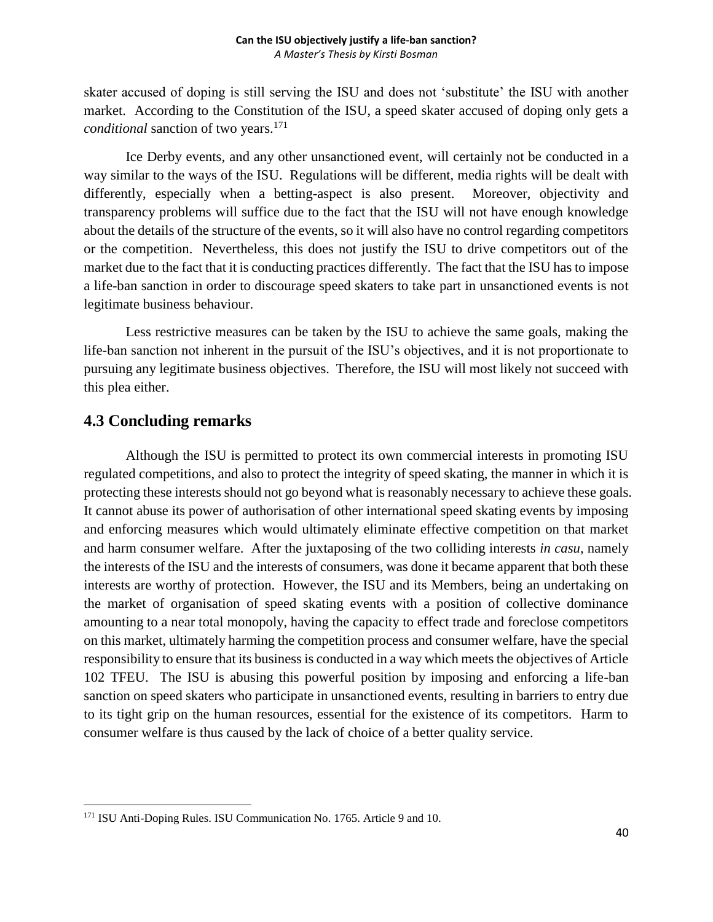skater accused of doping is still serving the ISU and does not 'substitute' the ISU with another market. According to the Constitution of the ISU, a speed skater accused of doping only gets a *conditional* sanction of two years.[171]

Ice Derby events, and any other unsanctioned event, will certainly not be conducted in a way similar to the ways of the ISU. Regulations will be different, media rights will be dealt with differently, especially when a betting-aspect is also present. Moreover, objectivity and transparency problems will suffice due to the fact that the ISU will not have enough knowledge about the details of the structure of the events, so it will also have no control regarding competitors or the competition. Nevertheless, this does not justify the ISU to drive competitors out of the market due to the fact that it is conducting practices differently. The fact that the ISU has to impose a life-ban sanction in order to discourage speed skaters to take part in unsanctioned events is not legitimate business behaviour.

Less restrictive measures can be taken by the ISU to achieve the same goals, making the life-ban sanction not inherent in the pursuit of the ISU's objectives, and it is not proportionate to pursuing any legitimate business objectives. Therefore, the ISU will most likely not succeed with this plea either.

## 4.3 Concluding remarks

Although the ISU is permitted to protect its own commercial interests in promoting ISU regulated competitions, and also to protect the integrity of speed skating, the manner in which it is protecting these interests should not go beyond what is reasonably necessary to achieve these goals. It cannot abuse its power of authorisation of other international speed skating events by imposing and enforcing measures which would ultimately eliminate effective competition on that market and harm consumer welfare. After the juxtaposing of the two colliding interests *in casu,* namely the interests of the ISU and the interests of consumers, was done it became apparent that both these interests are worthy of protection. However, the ISU and its Members, being an undertaking on the market of organisation of speed skating events with a position of collective dominance amounting to a near total monopoly, having the capacity to effect trade and foreclose competitors on this market, ultimately harming the competition process and consumer welfare, have the special responsibility to ensure that its business is conducted in a way which meets the objectives of Article 102 TFEU. The ISU is abusing this powerful position by imposing and enforcing a life-ban sanction on speed skaters who participate in unsanctioned events, resulting in barriers to entry due to its tight grip on the human resources, essential for the existence of its competitors. Harm to consumer welfare is thus caused by the lack of choice of a better quality service.

[171] ISU Anti-Doping Rules. ISU Communication No. 1765. Article 9 and 10.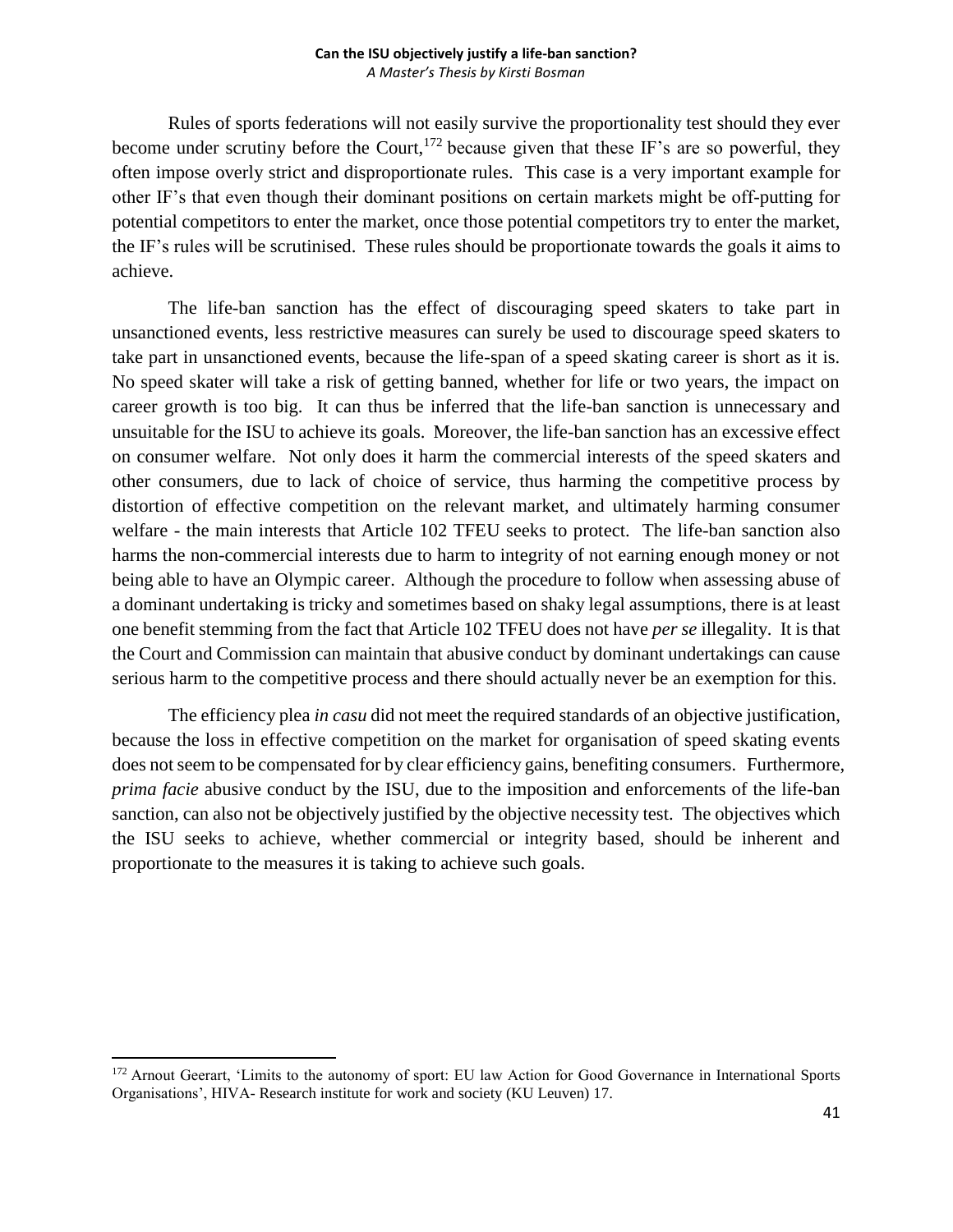Rules of sports federations will not easily survive the proportionality test should they ever become under scrutiny before the Court,[172] because given that these IF's are so powerful, they often impose overly strict and disproportionate rules. This case is a very important example for other IF's that even though their dominant positions on certain markets might be off-putting for potential competitors to enter the market, once those potential competitors try to enter the market, the IF's rules will be scrutinised. These rules should be proportionate towards the goals it aims to achieve.

The life-ban sanction has the effect of discouraging speed skaters to take part in unsanctioned events, less restrictive measures can surely be used to discourage speed skaters to take part in unsanctioned events, because the life-span of a speed skating career is short as it is. No speed skater will take a risk of getting banned, whether for life or two years, the impact on career growth is too big. It can thus be inferred that the life-ban sanction is unnecessary and unsuitable for the ISU to achieve its goals. Moreover, the life-ban sanction has an excessive effect on consumer welfare. Not only does it harm the commercial interests of the speed skaters and other consumers, due to lack of choice of service, thus harming the competitive process by distortion of effective competition on the relevant market, and ultimately harming consumer welfare - the main interests that Article 102 TFEU seeks to protect. The life-ban sanction also harms the non-commercial interests due to harm to integrity of not earning enough money or not being able to have an Olympic career. Although the procedure to follow when assessing abuse of a dominant undertaking is tricky and sometimes based on shaky legal assumptions, there is at least one benefit stemming from the fact that Article 102 TFEU does not have *per se* illegality. It is that the Court and Commission can maintain that abusive conduct by dominant undertakings can cause serious harm to the competitive process and there should actually never be an exemption for this.

The efficiency plea *in casu* did not meet the required standards of an objective justification, because the loss in effective competition on the market for organisation of speed skating events does not seem to be compensated for by clear efficiency gains, benefiting consumers. Furthermore, *prima facie* abusive conduct by the ISU, due to the imposition and enforcements of the life-ban sanction, can also not be objectively justified by the objective necessity test. The objectives which the ISU seeks to achieve, whether commercial or integrity based, should be inherent and proportionate to the measures it is taking to achieve such goals.

---

[172] Arnout Geerart, 'Limits to the autonomy of sport: EU law Action for Good Governance in International Sports Organisations', HIVA- Research institute for work and society (KU Leuven) 17.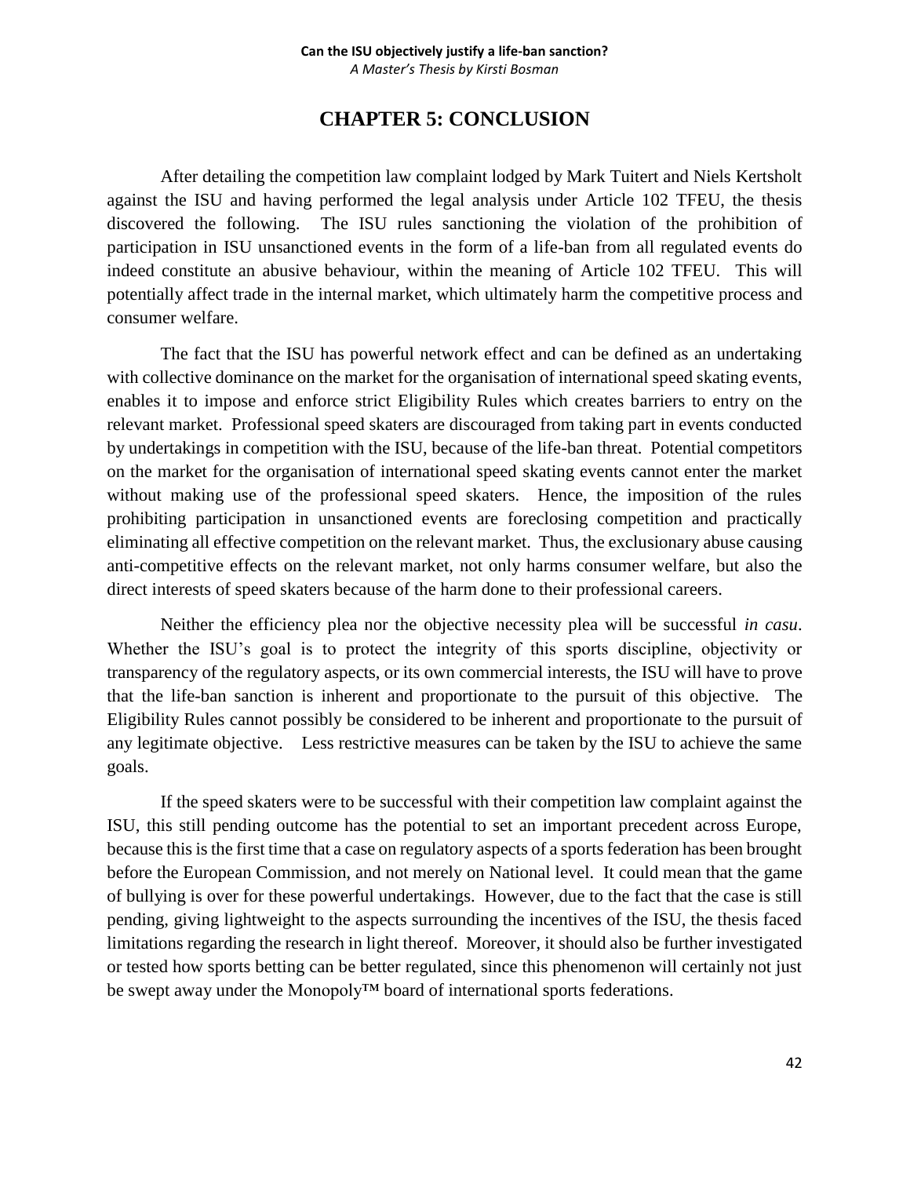# CHAPTER 5: CONCLUSION

After detailing the competition law complaint lodged by Mark Tuitert and Niels Kertsholt against the ISU and having performed the legal analysis under Article 102 TFEU, the thesis discovered the following. The ISU rules sanctioning the violation of the prohibition of participation in ISU unsanctioned events in the form of a life-ban from all regulated events do indeed constitute an abusive behaviour, within the meaning of Article 102 TFEU. This will potentially affect trade in the internal market, which ultimately harm the competitive process and consumer welfare.

The fact that the ISU has powerful network effect and can be defined as an undertaking with collective dominance on the market for the organisation of international speed skating events, enables it to impose and enforce strict Eligibility Rules which creates barriers to entry on the relevant market. Professional speed skaters are discouraged from taking part in events conducted by undertakings in competition with the ISU, because of the life-ban threat. Potential competitors on the market for the organisation of international speed skating events cannot enter the market without making use of the professional speed skaters. Hence, the imposition of the rules prohibiting participation in unsanctioned events are foreclosing competition and practically eliminating all effective competition on the relevant market. Thus, the exclusionary abuse causing anti-competitive effects on the relevant market, not only harms consumer welfare, but also the direct interests of speed skaters because of the harm done to their professional careers.

Neither the efficiency plea nor the objective necessity plea will be successful *in casu*. Whether the ISU's goal is to protect the integrity of this sports discipline, objectivity or transparency of the regulatory aspects, or its own commercial interests, the ISU will have to prove that the life-ban sanction is inherent and proportionate to the pursuit of this objective. The Eligibility Rules cannot possibly be considered to be inherent and proportionate to the pursuit of any legitimate objective. Less restrictive measures can be taken by the ISU to achieve the same goals.

If the speed skaters were to be successful with their competition law complaint against the ISU, this still pending outcome has the potential to set an important precedent across Europe, because this is the first time that a case on regulatory aspects of a sports federation has been brought before the European Commission, and not merely on National level. It could mean that the game of bullying is over for these powerful undertakings. However, due to the fact that the case is still pending, giving lightweight to the aspects surrounding the incentives of the ISU, the thesis faced limitations regarding the research in light thereof. Moreover, it should also be further investigated or tested how sports betting can be better regulated, since this phenomenon will certainly not just be swept away under the Monopoly™ board of international sports federations.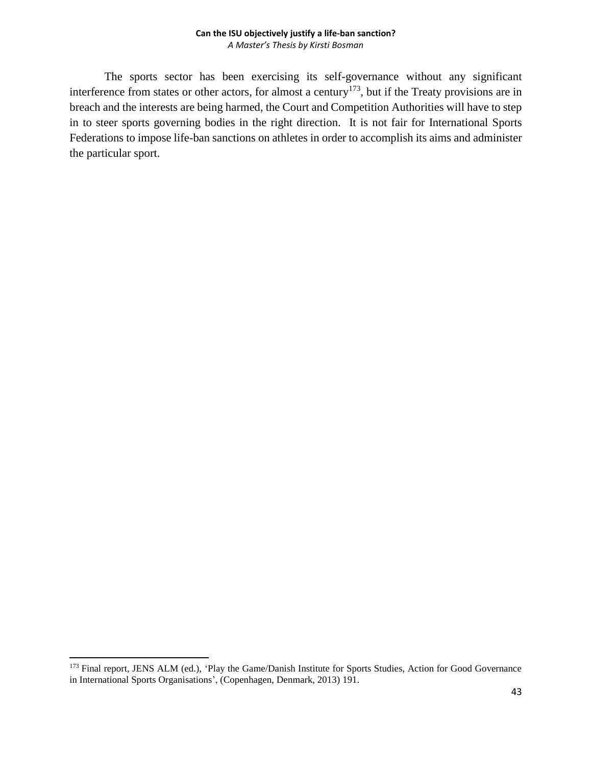The sports sector has been exercising its self-governance without any significant interference from states or other actors, for almost a century[173], but if the Treaty provisions are in breach and the interests are being harmed, the Court and Competition Authorities will have to step in to steer sports governing bodies in the right direction. It is not fair for International Sports Federations to impose life-ban sanctions on athletes in order to accomplish its aims and administer the particular sport.

---

[173] Final report, JENS ALM (ed.), 'Play the Game/Danish Institute for Sports Studies, Action for Good Governance in International Sports Organisations', (Copenhagen, Denmark, 2013) 191.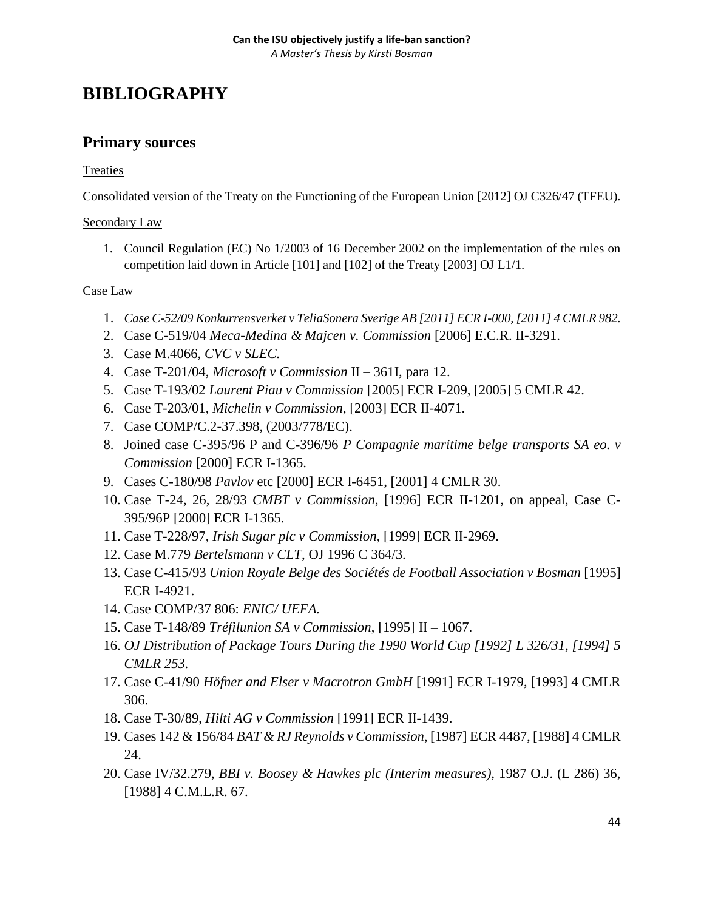# BIBLIOGRAPHY

## Primary sources

Treaties

Consolidated version of the Treaty on the Functioning of the European Union [2012] OJ C326/47 (TFEU).

Secondary Law

1. Council Regulation (EC) No 1/2003 of 16 December 2002 on the implementation of the rules on competition laid down in Article [101] and [102] of the Treaty [2003] OJ L1/1.

Case Law

1. *Case C-52/09 Konkurrensverket v TeliaSonera Sverige AB [2011] ECR I-000, [2011] 4 CMLR 982.*
2. Case C-519/04 *Meca-Medina & Majcen v. Commission* [2006] E.C.R. II-3291.
3. Case M.4066, *CVC v SLEC.*
4. Case T-201/04, *Microsoft v Commission* II – 361I, para 12.
5. Case T-193/02 *Laurent Piau v Commission* [2005] ECR I-209, [2005] 5 CMLR 42.
6. Case T-203/01, *Michelin v Commission*, [2003] ECR II-4071.
7. Case COMP/C.2-37.398, (2003/778/EC).
8. Joined case C-395/96 P and C-396/96 *P Compagnie maritime belge transports SA eo. v Commission* [2000] ECR I-1365.
9. Cases C-180/98 *Pavlov* etc [2000] ECR I-6451, [2001] 4 CMLR 30.
10. Case T-24, 26, 28/93 *CMBT v Commission*, [1996] ECR II-1201, on appeal, Case C-395/96P [2000] ECR I-1365.
11. Case T-228/97, *Irish Sugar plc v Commission*, [1999] ECR II-2969.
12. Case M.779 *Bertelsmann v CLT*, OJ 1996 C 364/3.
13. Case C-415/93 *Union Royale Belge des Sociétés de Football Association v Bosman* [1995] ECR I-4921.
14. Case COMP/37 806: *ENIC/ UEFA.*
15. Case T-148/89 *Tréfilunion SA v Commission*, [1995] II – 1067.
16. *OJ Distribution of Package Tours During the 1990 World Cup [1992] L 326/31, [1994] 5 CMLR 253.*
17. Case C-41/90 *Höfner and Elser v Macrotron GmbH* [1991] ECR I-1979, [1993] 4 CMLR 306.
18. Case T-30/89, *Hilti AG v Commission* [1991] ECR II-1439.
19. Cases 142 & 156/84 *BAT & RJ Reynolds v Commission*, [1987] ECR 4487, [1988] 4 CMLR 24.
20. Case IV/32.279, *BBI v. Boosey & Hawkes plc (Interim measures)*, 1987 O.J. (L 286) 36, [1988] 4 C.M.L.R. 67.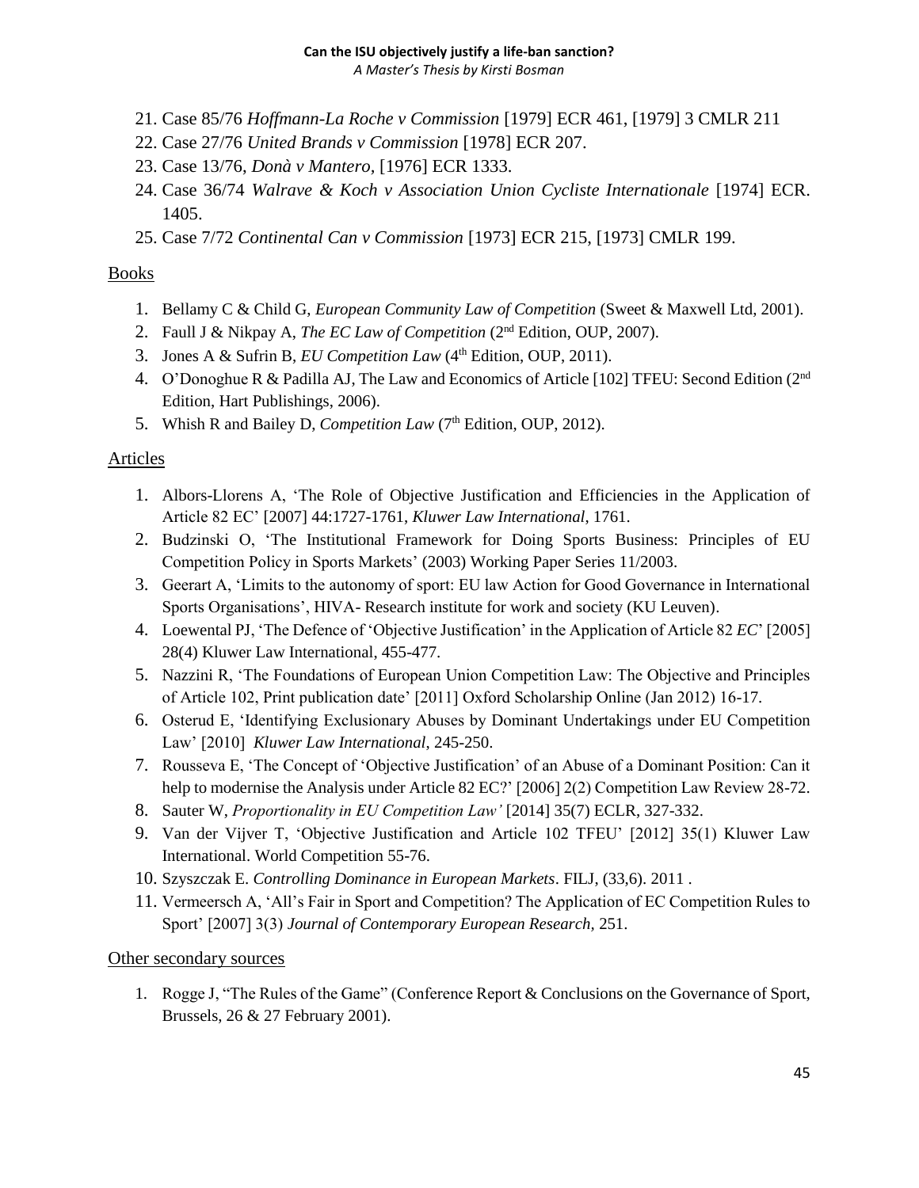21. Case 85/76 *Hoffmann-La Roche v Commission* [1979] ECR 461, [1979] 3 CMLR 211
22. Case 27/76 *United Brands v Commission* [1978] ECR 207.
23. Case 13/76, *Donà v Mantero*, [1976] ECR 1333.
24. Case 36/74 *Walrave & Koch v Association Union Cycliste Internationale* [1974] ECR. 1405.
25. Case 7/72 *Continental Can v Commission* [1973] ECR 215, [1973] CMLR 199.

## Books

1. Bellamy C & Child G, *European Community Law of Competition* (Sweet & Maxwell Ltd, 2001).
2. Faull J & Nikpay A, *The EC Law of Competition* (2nd Edition, OUP, 2007).
3. Jones A & Sufrin B, *EU Competition Law* (4th Edition, OUP, 2011).
4. O'Donoghue R & Padilla AJ, The Law and Economics of Article [102] TFEU: Second Edition (2nd Edition, Hart Publishings, 2006).
5. Whish R and Bailey D, *Competition Law* (7th Edition, OUP, 2012).

## Articles

1. Albors-Llorens A, 'The Role of Objective Justification and Efficiencies in the Application of Article 82 EC' [2007] 44:1727-1761, *Kluwer Law International*, 1761.
2. Budzinski O, 'The Institutional Framework for Doing Sports Business: Principles of EU Competition Policy in Sports Markets' (2003) Working Paper Series 11/2003.
3. Geerart A, 'Limits to the autonomy of sport: EU law Action for Good Governance in International Sports Organisations', HIVA- Research institute for work and society (KU Leuven).
4. Loewental PJ, 'The Defence of 'Objective Justification' in the Application of Article 82 *EC*' [2005] 28(4) Kluwer Law International, 455-477.
5. Nazzini R, 'The Foundations of European Union Competition Law: The Objective and Principles of Article 102, Print publication date' [2011] Oxford Scholarship Online (Jan 2012) 16-17.
6. Osterud E, 'Identifying Exclusionary Abuses by Dominant Undertakings under EU Competition Law' [2010] *Kluwer Law International*, 245-250.
7. Rousseva E, 'The Concept of 'Objective Justification' of an Abuse of a Dominant Position: Can it help to modernise the Analysis under Article 82 EC?' [2006] 2(2) Competition Law Review 28-72.
8. Sauter W, *Proportionality in EU Competition Law'* [2014] 35(7) ECLR, 327-332.
9. Van der Vijver T, 'Objective Justification and Article 102 TFEU' [2012] 35(1) Kluwer Law International. World Competition 55-76.
10. Szyszczak E. *Controlling Dominance in European Markets*. FILJ, (33,6). 2011 .
11. Vermeersch A, 'All's Fair in Sport and Competition? The Application of EC Competition Rules to Sport' [2007] 3(3) *Journal of Contemporary European Research*, 251.

## Other secondary sources

1. Rogge J, "The Rules of the Game" (Conference Report & Conclusions on the Governance of Sport, Brussels, 26 & 27 February 2001).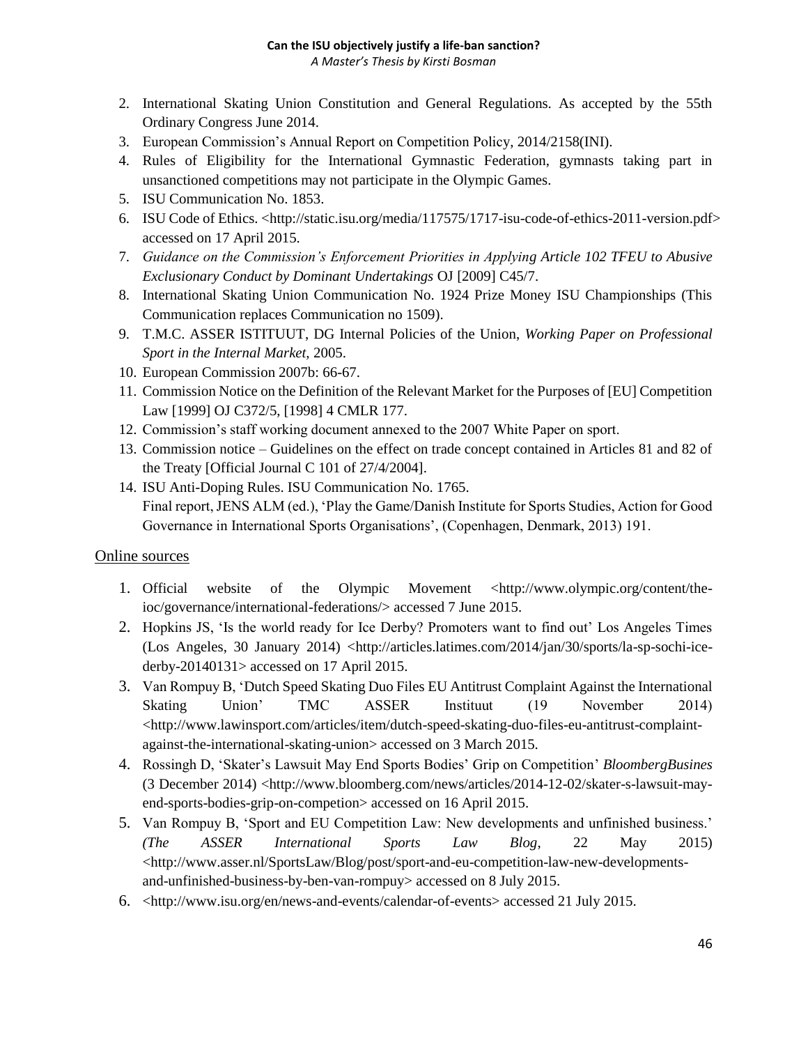2. International Skating Union Constitution and General Regulations. As accepted by the 55th Ordinary Congress June 2014.
3. European Commission's Annual Report on Competition Policy, 2014/2158(INI).
4. Rules of Eligibility for the International Gymnastic Federation, gymnasts taking part in unsanctioned competitions may not participate in the Olympic Games.
5. ISU Communication No. 1853.
6. ISU Code of Ethics. <http://static.isu.org/media/117575/1717-isu-code-of-ethics-2011-version.pdf> accessed on 17 April 2015.
7. *Guidance on the Commission's Enforcement Priorities in Applying Article 102 TFEU to Abusive Exclusionary Conduct by Dominant Undertakings* OJ [2009] C45/7.
8. International Skating Union Communication No. 1924 Prize Money ISU Championships (This Communication replaces Communication no 1509).
9. T.M.C. ASSER ISTITUUT, DG Internal Policies of the Union, *Working Paper on Professional Sport in the Internal Market,* 2005.
10. European Commission 2007b: 66-67.
11. Commission Notice on the Definition of the Relevant Market for the Purposes of [EU] Competition Law [1999] OJ C372/5, [1998] 4 CMLR 177.
12. Commission's staff working document annexed to the 2007 White Paper on sport.
13. Commission notice – Guidelines on the effect on trade concept contained in Articles 81 and 82 of the Treaty [Official Journal C 101 of 27/4/2004].
14. ISU Anti-Doping Rules. ISU Communication No. 1765.
    Final report, JENS ALM (ed.), 'Play the Game/Danish Institute for Sports Studies, Action for Good Governance in International Sports Organisations', (Copenhagen, Denmark, 2013) 191.

## Online sources

1. Official website of the Olympic Movement <http://www.olympic.org/content/the-ioc/governance/international-federations/> accessed 7 June 2015.
2. Hopkins JS, 'Is the world ready for Ice Derby? Promoters want to find out' Los Angeles Times (Los Angeles, 30 January 2014) <http://articles.latimes.com/2014/jan/30/sports/la-sp-sochi-ice-derby-20140131> accessed on 17 April 2015.
3. Van Rompuy B, 'Dutch Speed Skating Duo Files EU Antitrust Complaint Against the International Skating Union' TMC ASSER Instituut (19 November 2014) <http://www.lawinsport.com/articles/item/dutch-speed-skating-duo-files-eu-antitrust-complaint-against-the-international-skating-union> accessed on 3 March 2015.
4. Rossingh D, 'Skater's Lawsuit May End Sports Bodies' Grip on Competition' *BloombergBusines* (3 December 2014) <http://www.bloomberg.com/news/articles/2014-12-02/skater-s-lawsuit-may-end-sports-bodies-grip-on-competion> accessed on 16 April 2015.
5. Van Rompuy B, 'Sport and EU Competition Law: New developments and unfinished business.' *(The ASSER International Sports Law Blog*, 22 May 2015) <http://www.asser.nl/SportsLaw/Blog/post/sport-and-eu-competition-law-new-developments-and-unfinished-business-by-ben-van-rompuy> accessed on 8 July 2015.
6. <http://www.isu.org/en/news-and-events/calendar-of-events> accessed 21 July 2015.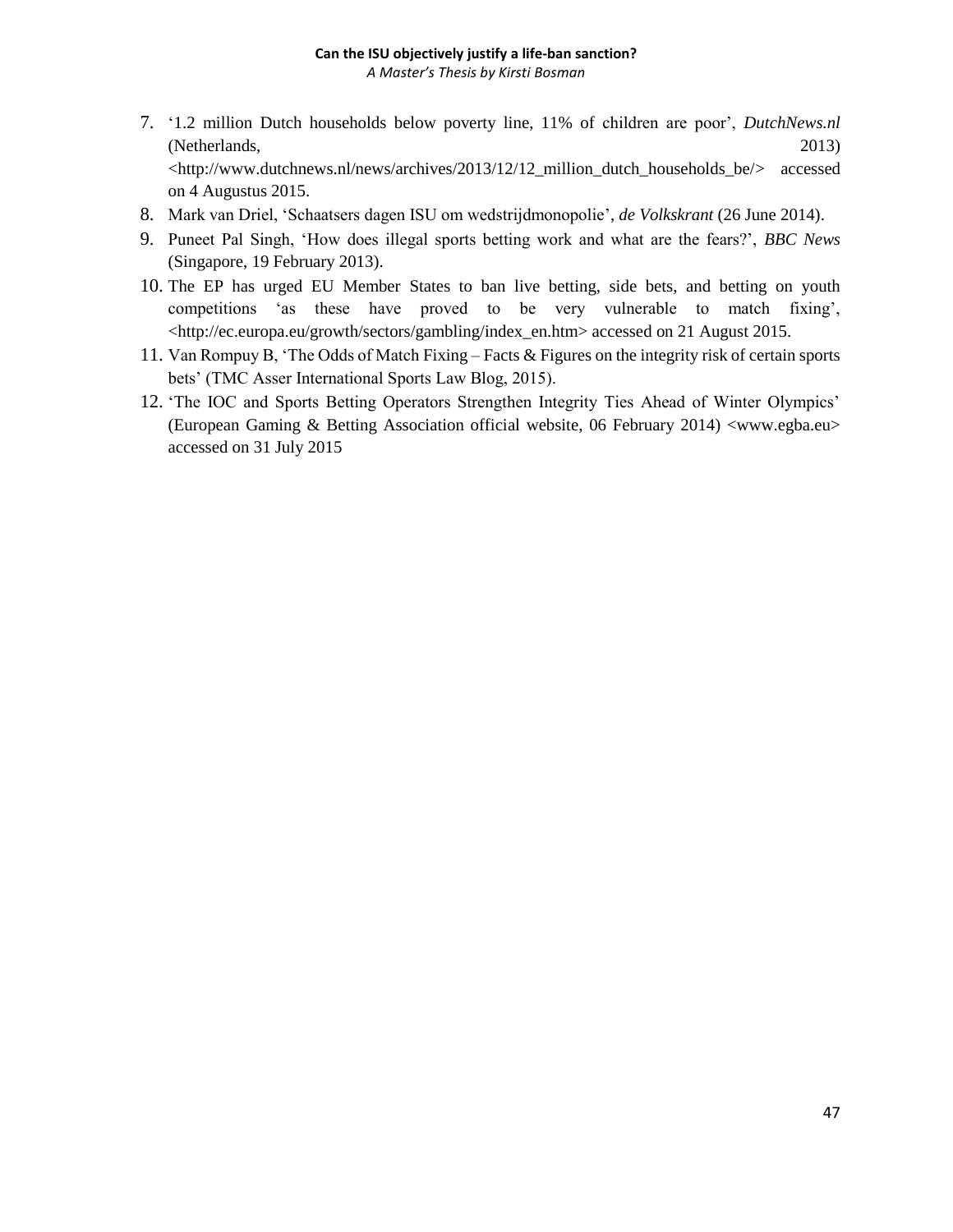7. '1.2 million Dutch households below poverty line, 11% of children are poor', *DutchNews.nl* (Netherlands, 2013) <http://www.dutchnews.nl/news/archives/2013/12/12_million_dutch_households_be/> accessed on 4 Augustus 2015.
8. Mark van Driel, 'Schaatsers dagen ISU om wedstrijdmonopolie', *de Volkskrant* (26 June 2014).
9. Puneet Pal Singh, 'How does illegal sports betting work and what are the fears?', *BBC News* (Singapore, 19 February 2013).
10. The EP has urged EU Member States to ban live betting, side bets, and betting on youth competitions 'as these have proved to be very vulnerable to match fixing', <http://ec.europa.eu/growth/sectors/gambling/index_en.htm> accessed on 21 August 2015.
11. Van Rompuy B, 'The Odds of Match Fixing – Facts & Figures on the integrity risk of certain sports bets' (TMC Asser International Sports Law Blog, 2015).
12. 'The IOC and Sports Betting Operators Strengthen Integrity Ties Ahead of Winter Olympics' (European Gaming & Betting Association official website, 06 February 2014) <www.egba.eu> accessed on 31 July 2015